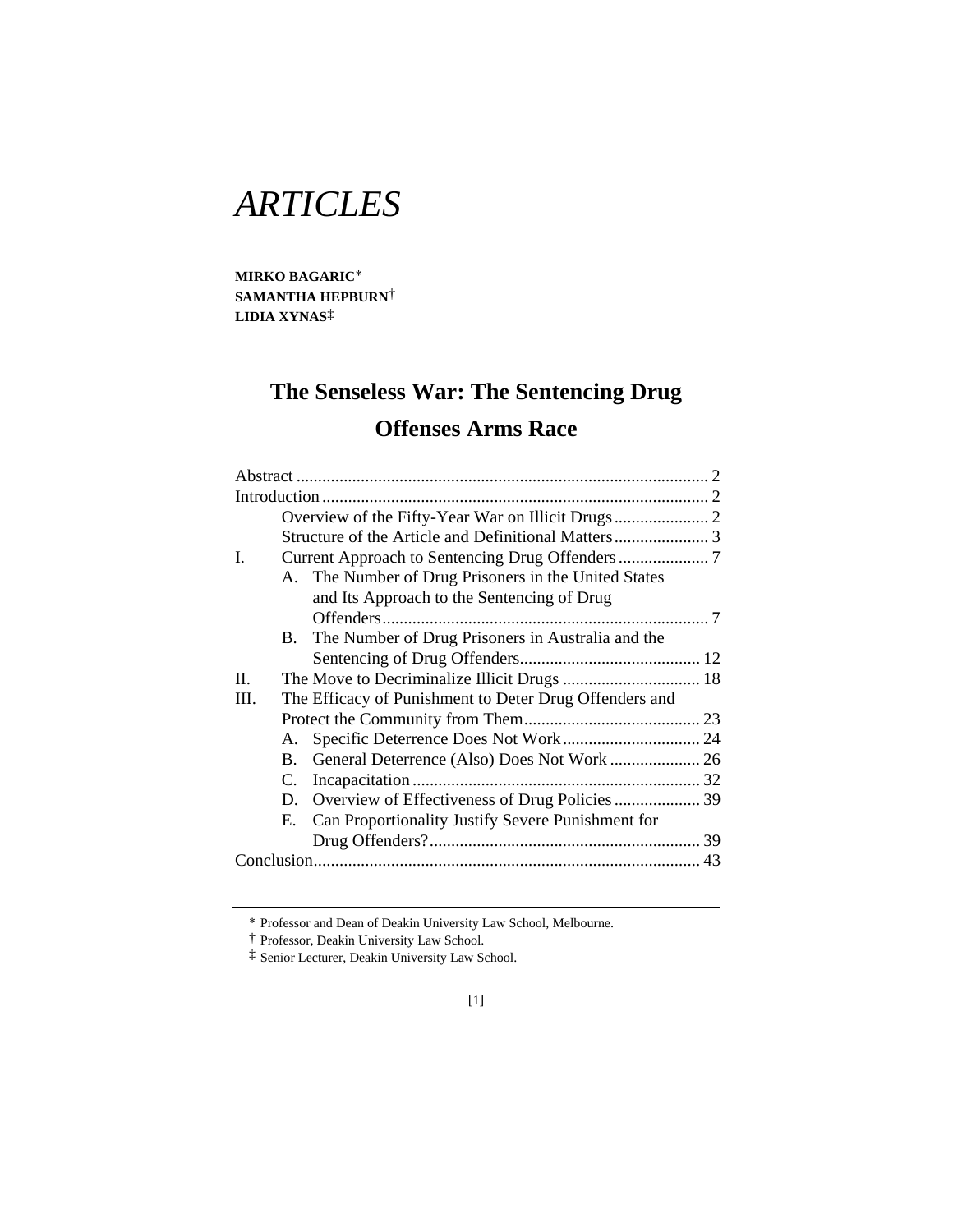# *ARTICLES*

**MIRKO BAGARIC*** 
**SAMANTHA HEPBURN†** 
**LIDIA XYNAS‡**

## The Senseless War: The Sentencing Drug Offenses Arms Race

Abstract ................................................................................................ 2
Introduction .......................................................................................... 2
 Overview of the Fifty-Year War on Illicit Drugs ...................... 2
 Structure of the Article and Definitional Matters ...................... 3
I. Current Approach to Sentencing Drug Offenders ..................... 7
 A. The Number of Drug Prisoners in the United States and Its Approach to the Sentencing of Drug Offenders ........................................................................... 7
 B. The Number of Drug Prisoners in Australia and the Sentencing of Drug Offenders.......................................... 12
II. The Move to Decriminalize Illicit Drugs ................................ 18
III. The Efficacy of Punishment to Deter Drug Offenders and Protect the Community from Them......................................... 23
 A. Specific Deterrence Does Not Work ................................ 24
 B. General Deterrence (Also) Does Not Work ..................... 26
 C. Incapacitation .................................................................. 32
 D. Overview of Effectiveness of Drug Policies .................... 39
 E. Can Proportionality Justify Severe Punishment for Drug Offenders? .............................................................. 39
Conclusion......................................................................................... 43

---

\* Professor and Dean of Deakin University Law School, Melbourne.

† Professor, Deakin University Law School.

‡ Senior Lecturer, Deakin University Law School.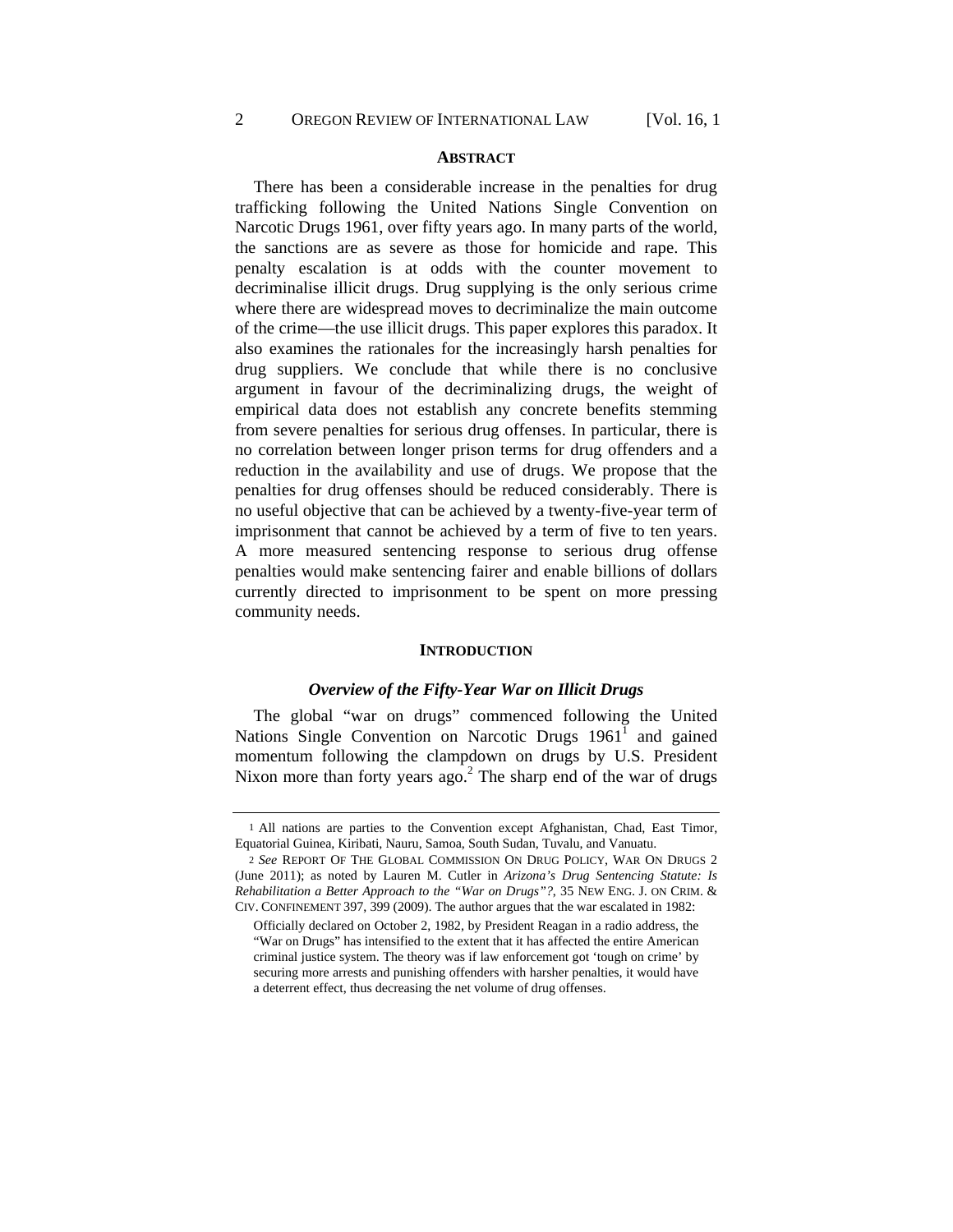## ABSTRACT

There has been a considerable increase in the penalties for drug trafficking following the United Nations Single Convention on Narcotic Drugs 1961, over fifty years ago. In many parts of the world, the sanctions are as severe as those for homicide and rape. This penalty escalation is at odds with the counter movement to decriminalise illicit drugs. Drug supplying is the only serious crime where there are widespread moves to decriminalize the main outcome of the crime—the use illicit drugs. This paper explores this paradox. It also examines the rationales for the increasingly harsh penalties for drug suppliers. We conclude that while there is no conclusive argument in favour of the decriminalizing drugs, the weight of empirical data does not establish any concrete benefits stemming from severe penalties for serious drug offenses. In particular, there is no correlation between longer prison terms for drug offenders and a reduction in the availability and use of drugs. We propose that the penalties for drug offenses should be reduced considerably. There is no useful objective that can be achieved by a twenty-five-year term of imprisonment that cannot be achieved by a term of five to ten years. A more measured sentencing response to serious drug offense penalties would make sentencing fairer and enable billions of dollars currently directed to imprisonment to be spent on more pressing community needs.

## INTRODUCTION

### *Overview of the Fifty-Year War on Illicit Drugs*

The global "war on drugs" commenced following the United Nations Single Convention on Narcotic Drugs 1961[1] and gained momentum following the clampdown on drugs by U.S. President Nixon more than forty years ago.[2] The sharp end of the war of drugs

---

[1] All nations are parties to the Convention except Afghanistan, Chad, East Timor, Equatorial Guinea, Kiribati, Nauru, Samoa, South Sudan, Tuvalu, and Vanuatu.

[2] *See* REPORT OF THE GLOBAL COMMISSION ON DRUG POLICY, WAR ON DRUGS 2 (June 2011); as noted by Lauren M. Cutler in *Arizona's Drug Sentencing Statute: Is Rehabilitation a Better Approach to the "War on Drugs"?*, 35 NEW ENG. J. ON CRIM. & CIV. CONFINEMENT 397, 399 (2009). The author argues that the war escalated in 1982:

> Officially declared on October 2, 1982, by President Reagan in a radio address, the "War on Drugs" has intensified to the extent that it has affected the entire American criminal justice system. The theory was if law enforcement got 'tough on crime' by securing more arrests and punishing offenders with harsher penalties, it would have a deterrent effect, thus decreasing the net volume of drug offenses.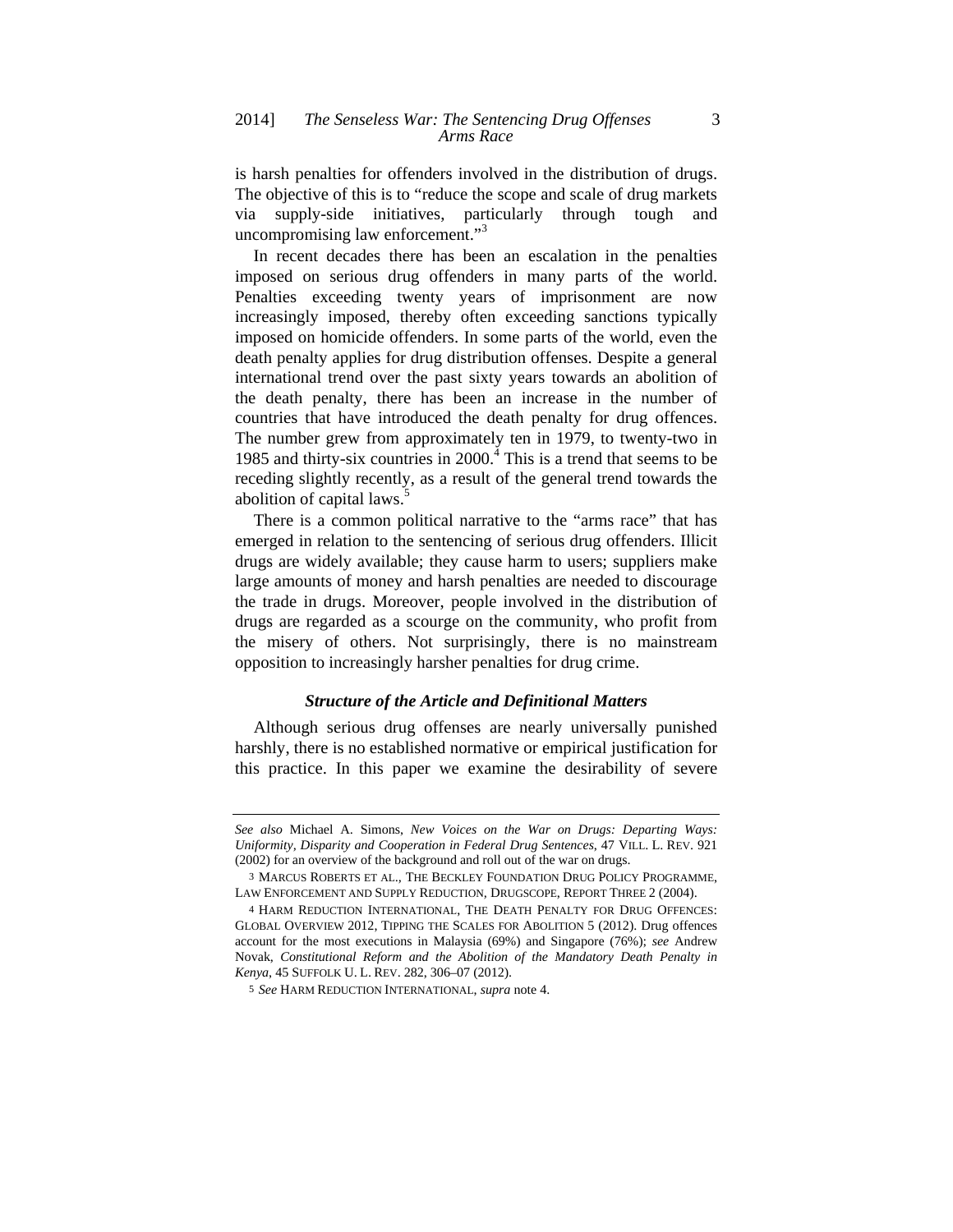is harsh penalties for offenders involved in the distribution of drugs. The objective of this is to "reduce the scope and scale of drug markets via supply-side initiatives, particularly through tough and uncompromising law enforcement."[3]

In recent decades there has been an escalation in the penalties imposed on serious drug offenders in many parts of the world. Penalties exceeding twenty years of imprisonment are now increasingly imposed, thereby often exceeding sanctions typically imposed on homicide offenders. In some parts of the world, even the death penalty applies for drug distribution offenses. Despite a general international trend over the past sixty years towards an abolition of the death penalty, there has been an increase in the number of countries that have introduced the death penalty for drug offences. The number grew from approximately ten in 1979, to twenty-two in 1985 and thirty-six countries in 2000.[4] This is a trend that seems to be receding slightly recently, as a result of the general trend towards the abolition of capital laws.[5]

There is a common political narrative to the "arms race" that has emerged in relation to the sentencing of serious drug offenders. Illicit drugs are widely available; they cause harm to users; suppliers make large amounts of money and harsh penalties are needed to discourage the trade in drugs. Moreover, people involved in the distribution of drugs are regarded as a scourge on the community, who profit from the misery of others. Not surprisingly, there is no mainstream opposition to increasingly harsher penalties for drug crime.

### *Structure of the Article and Definitional Matters*

Although serious drug offenses are nearly universally punished harshly, there is no established normative or empirical justification for this practice. In this paper we examine the desirability of severe

---

*See also* Michael A. Simons, *New Voices on the War on Drugs: Departing Ways: Uniformity, Disparity and Cooperation in Federal Drug Sentences*, 47 VILL. L. REV. 921 (2002) for an overview of the background and roll out of the war on drugs.

3 MARCUS ROBERTS ET AL., THE BECKLEY FOUNDATION DRUG POLICY PROGRAMME, LAW ENFORCEMENT AND SUPPLY REDUCTION, DRUGSCOPE, REPORT THREE 2 (2004).

4 HARM REDUCTION INTERNATIONAL, THE DEATH PENALTY FOR DRUG OFFENCES: GLOBAL OVERVIEW 2012, TIPPING THE SCALES FOR ABOLITION 5 (2012). Drug offences account for the most executions in Malaysia (69%) and Singapore (76%); *see* Andrew Novak, *Constitutional Reform and the Abolition of the Mandatory Death Penalty in Kenya*, 45 SUFFOLK U. L. REV. 282, 306–07 (2012).

5 *See* HARM REDUCTION INTERNATIONAL, *supra* note 4.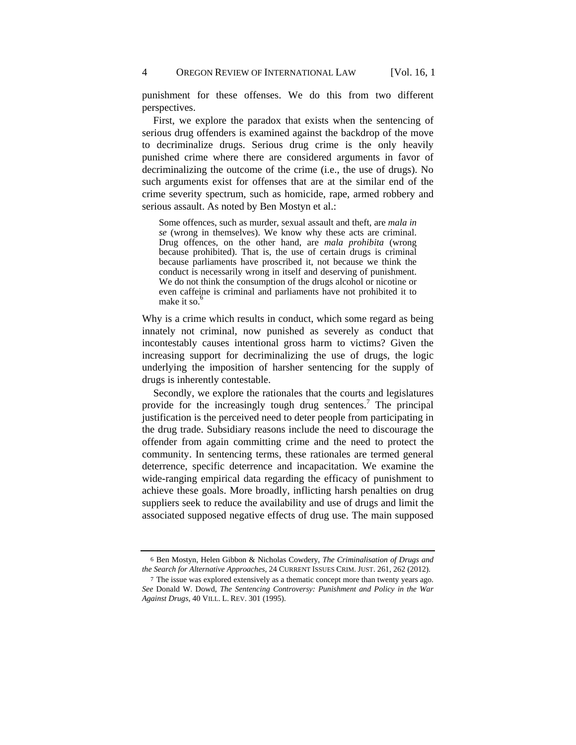punishment for these offenses. We do this from two different perspectives.

First, we explore the paradox that exists when the sentencing of serious drug offenders is examined against the backdrop of the move to decriminalize drugs. Serious drug crime is the only heavily punished crime where there are considered arguments in favor of decriminalizing the outcome of the crime (i.e., the use of drugs). No such arguments exist for offenses that are at the similar end of the crime severity spectrum, such as homicide, rape, armed robbery and serious assault. As noted by Ben Mostyn et al.:

> Some offences, such as murder, sexual assault and theft, are *mala in se* (wrong in themselves). We know why these acts are criminal. Drug offences, on the other hand, are *mala prohibita* (wrong because prohibited). That is, the use of certain drugs is criminal because parliaments have proscribed it, not because we think the conduct is necessarily wrong in itself and deserving of punishment. We do not think the consumption of the drugs alcohol or nicotine or even caffeine is criminal and parliaments have not prohibited it to make it so.[6]

Why is a crime which results in conduct, which some regard as being innately not criminal, now punished as severely as conduct that incontestably causes intentional gross harm to victims? Given the increasing support for decriminalizing the use of drugs, the logic underlying the imposition of harsher sentencing for the supply of drugs is inherently contestable.

Secondly, we explore the rationales that the courts and legislatures provide for the increasingly tough drug sentences.[7] The principal justification is the perceived need to deter people from participating in the drug trade. Subsidiary reasons include the need to discourage the offender from again committing crime and the need to protect the community. In sentencing terms, these rationales are termed general deterrence, specific deterrence and incapacitation. We examine the wide-ranging empirical data regarding the efficacy of punishment to achieve these goals. More broadly, inflicting harsh penalties on drug suppliers seek to reduce the availability and use of drugs and limit the associated supposed negative effects of drug use. The main supposed

---

6 Ben Mostyn, Helen Gibbon & Nicholas Cowdery, *The Criminalisation of Drugs and the Search for Alternative Approaches*, 24 CURRENT ISSUES CRIM. JUST. 261, 262 (2012).

7 The issue was explored extensively as a thematic concept more than twenty years ago. *See* Donald W. Dowd, *The Sentencing Controversy: Punishment and Policy in the War Against Drugs*, 40 VILL. L. REV. 301 (1995).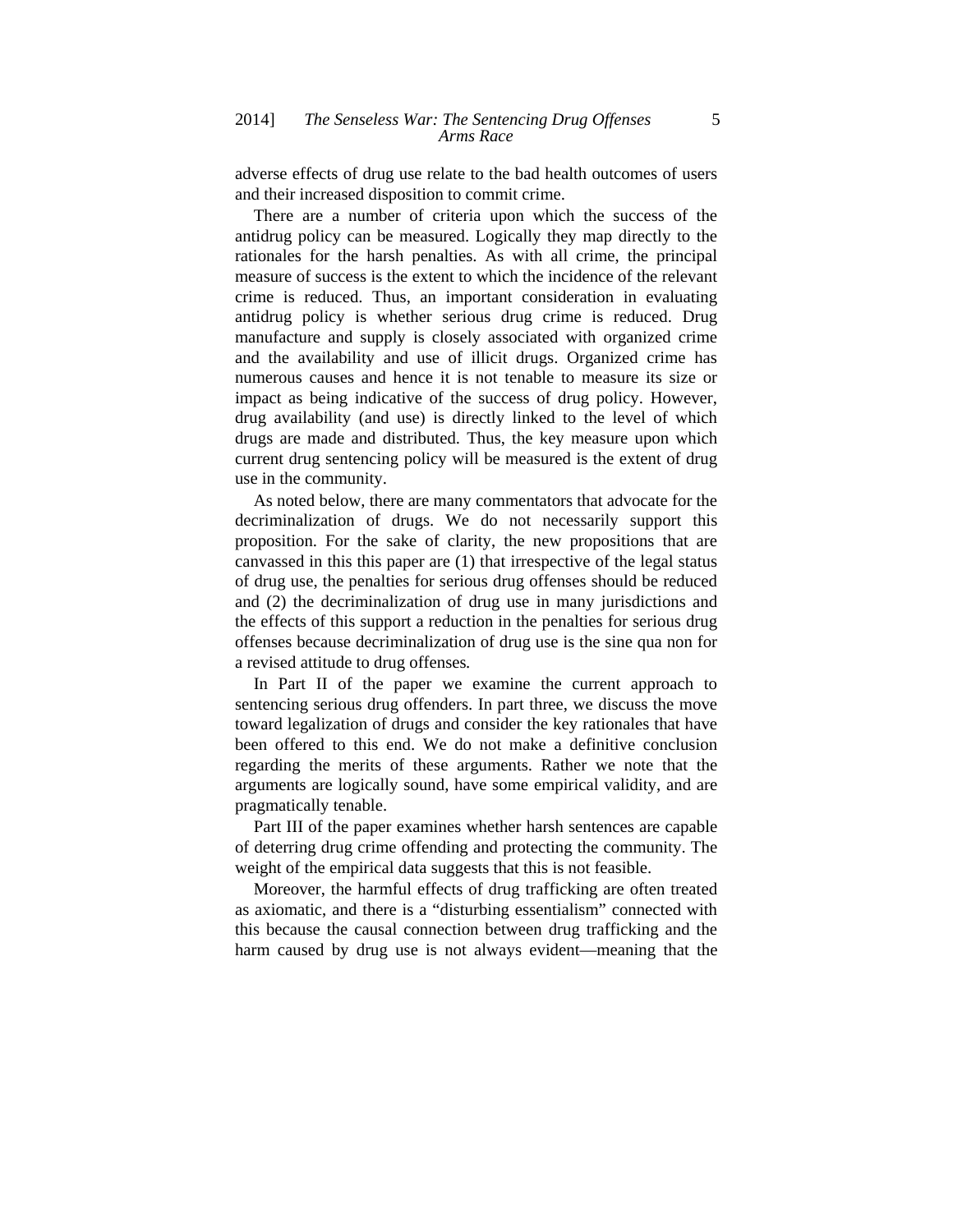adverse effects of drug use relate to the bad health outcomes of users and their increased disposition to commit crime.

There are a number of criteria upon which the success of the antidrug policy can be measured. Logically they map directly to the rationales for the harsh penalties. As with all crime, the principal measure of success is the extent to which the incidence of the relevant crime is reduced. Thus, an important consideration in evaluating antidrug policy is whether serious drug crime is reduced. Drug manufacture and supply is closely associated with organized crime and the availability and use of illicit drugs. Organized crime has numerous causes and hence it is not tenable to measure its size or impact as being indicative of the success of drug policy. However, drug availability (and use) is directly linked to the level of which drugs are made and distributed. Thus, the key measure upon which current drug sentencing policy will be measured is the extent of drug use in the community.

As noted below, there are many commentators that advocate for the decriminalization of drugs. We do not necessarily support this proposition. For the sake of clarity, the new propositions that are canvassed in this this paper are (1) that irrespective of the legal status of drug use, the penalties for serious drug offenses should be reduced and (2) the decriminalization of drug use in many jurisdictions and the effects of this support a reduction in the penalties for serious drug offenses because decriminalization of drug use is the sine qua non for a revised attitude to drug offenses*.*

In Part II of the paper we examine the current approach to sentencing serious drug offenders. In part three, we discuss the move toward legalization of drugs and consider the key rationales that have been offered to this end. We do not make a definitive conclusion regarding the merits of these arguments. Rather we note that the arguments are logically sound, have some empirical validity, and are pragmatically tenable.

Part III of the paper examines whether harsh sentences are capable of deterring drug crime offending and protecting the community. The weight of the empirical data suggests that this is not feasible.

Moreover, the harmful effects of drug trafficking are often treated as axiomatic, and there is a "disturbing essentialism" connected with this because the causal connection between drug trafficking and the harm caused by drug use is not always evident—meaning that the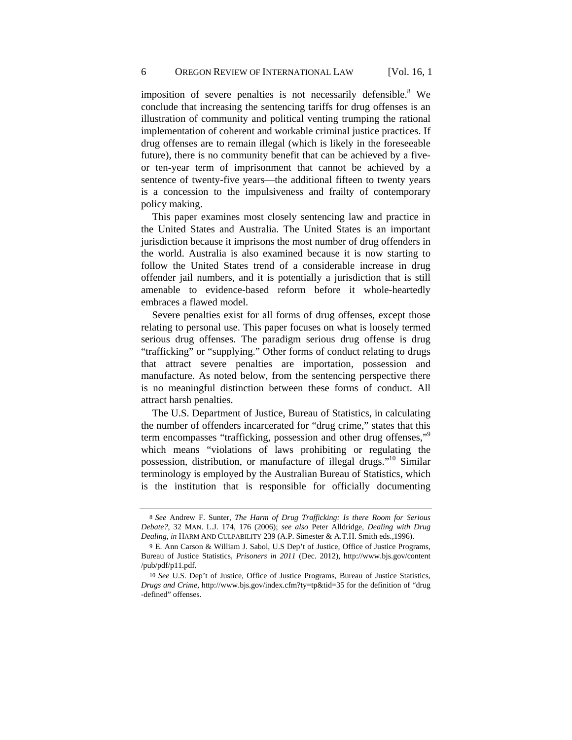imposition of severe penalties is not necessarily defensible.[8] We conclude that increasing the sentencing tariffs for drug offenses is an illustration of community and political venting trumping the rational implementation of coherent and workable criminal justice practices. If drug offenses are to remain illegal (which is likely in the foreseeable future), there is no community benefit that can be achieved by a five- or ten-year term of imprisonment that cannot be achieved by a sentence of twenty-five years—the additional fifteen to twenty years is a concession to the impulsiveness and frailty of contemporary policy making.

This paper examines most closely sentencing law and practice in the United States and Australia. The United States is an important jurisdiction because it imprisons the most number of drug offenders in the world. Australia is also examined because it is now starting to follow the United States trend of a considerable increase in drug offender jail numbers, and it is potentially a jurisdiction that is still amenable to evidence-based reform before it whole-heartedly embraces a flawed model.

Severe penalties exist for all forms of drug offenses, except those relating to personal use. This paper focuses on what is loosely termed serious drug offenses. The paradigm serious drug offense is drug "trafficking" or "supplying." Other forms of conduct relating to drugs that attract severe penalties are importation, possession and manufacture. As noted below, from the sentencing perspective there is no meaningful distinction between these forms of conduct. All attract harsh penalties.

The U.S. Department of Justice, Bureau of Statistics, in calculating the number of offenders incarcerated for "drug crime," states that this term encompasses "trafficking, possession and other drug offenses,"[9] which means "violations of laws prohibiting or regulating the possession, distribution, or manufacture of illegal drugs."[10] Similar terminology is employed by the Australian Bureau of Statistics, which is the institution that is responsible for officially documenting

---

8 *See* Andrew F. Sunter, *The Harm of Drug Trafficking: Is there Room for Serious Debate?*, 32 MAN. L.J. 174, 176 (2006); *see also* Peter Alldridge, *Dealing with Drug Dealing*, *in* HARM AND CULPABILITY 239 (A.P. Simester & A.T.H. Smith eds.,1996).

9 E. Ann Carson & William J. Sabol, U.S Dep't of Justice, Office of Justice Programs, Bureau of Justice Statistics, *Prisoners in 2011* (Dec. 2012), http://www.bjs.gov/content/pub/pdf/p11.pdf.

10 *See* U.S. Dep't of Justice, Office of Justice Programs, Bureau of Justice Statistics, *Drugs and Crime*, http://www.bjs.gov/index.cfm?ty=tp&tid=35 for the definition of "drug-defined" offenses.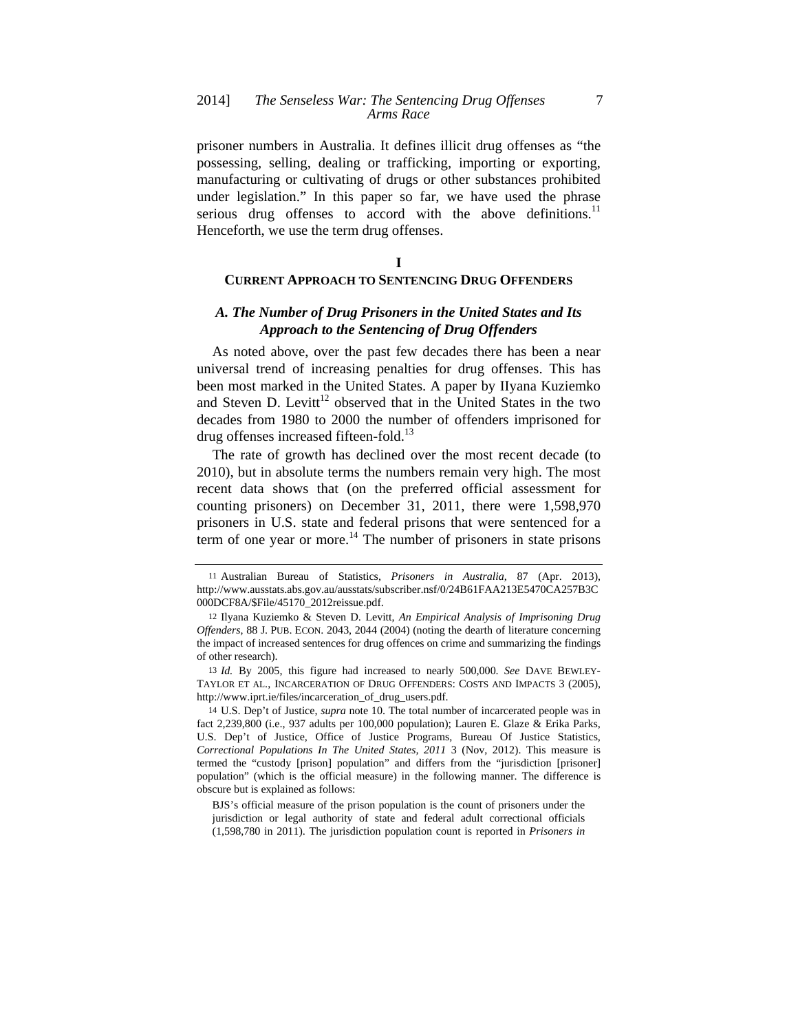prisoner numbers in Australia. It defines illicit drug offenses as "the possessing, selling, dealing or trafficking, importing or exporting, manufacturing or cultivating of drugs or other substances prohibited under legislation." In this paper so far, we have used the phrase serious drug offenses to accord with the above definitions.[11] Henceforth, we use the term drug offenses.

## I
## CURRENT APPROACH TO SENTENCING DRUG OFFENDERS

### *A. The Number of Drug Prisoners in the United States and Its Approach to the Sentencing of Drug Offenders*

As noted above, over the past few decades there has been a near universal trend of increasing penalties for drug offenses. This has been most marked in the United States. A paper by IIyana Kuziemko and Steven D. Levitt[12] observed that in the United States in the two decades from 1980 to 2000 the number of offenders imprisoned for drug offenses increased fifteen-fold.[13]

The rate of growth has declined over the most recent decade (to 2010), but in absolute terms the numbers remain very high. The most recent data shows that (on the preferred official assessment for counting prisoners) on December 31, 2011, there were 1,598,970 prisoners in U.S. state and federal prisons that were sentenced for a term of one year or more.[14] The number of prisoners in state prisons

---

11 Australian Bureau of Statistics, *Prisoners in Australia*, 87 (Apr. 2013), http://www.ausstats.abs.gov.au/ausstats/subscriber.nsf/0/24B61FAA213E5470CA257B3C000DCF8A/$File/45170_2012reissue.pdf.

12 Ilyana Kuziemko & Steven D. Levitt, *An Empirical Analysis of Imprisoning Drug Offenders*, 88 J. PUB. ECON. 2043, 2044 (2004) (noting the dearth of literature concerning the impact of increased sentences for drug offences on crime and summarizing the findings of other research).

13 *Id.* By 2005, this figure had increased to nearly 500,000. *See* DAVE BEWLEY-TAYLOR ET AL., INCARCERATION OF DRUG OFFENDERS: COSTS AND IMPACTS 3 (2005), http://www.iprt.ie/files/incarceration_of_drug_users.pdf.

14 U.S. Dep't of Justice, *supra* note 10. The total number of incarcerated people was in fact 2,239,800 (i.e., 937 adults per 100,000 population); Lauren E. Glaze & Erika Parks, U.S. Dep't of Justice, Office of Justice Programs, Bureau Of Justice Statistics, *Correctional Populations In The United States, 2011* 3 (Nov, 2012). This measure is termed the "custody [prison] population" and differs from the "jurisdiction [prisoner] population" (which is the official measure) in the following manner. The difference is obscure but is explained as follows:

> BJS's official measure of the prison population is the count of prisoners under the jurisdiction or legal authority of state and federal adult correctional officials (1,598,780 in 2011). The jurisdiction population count is reported in *Prisoners in*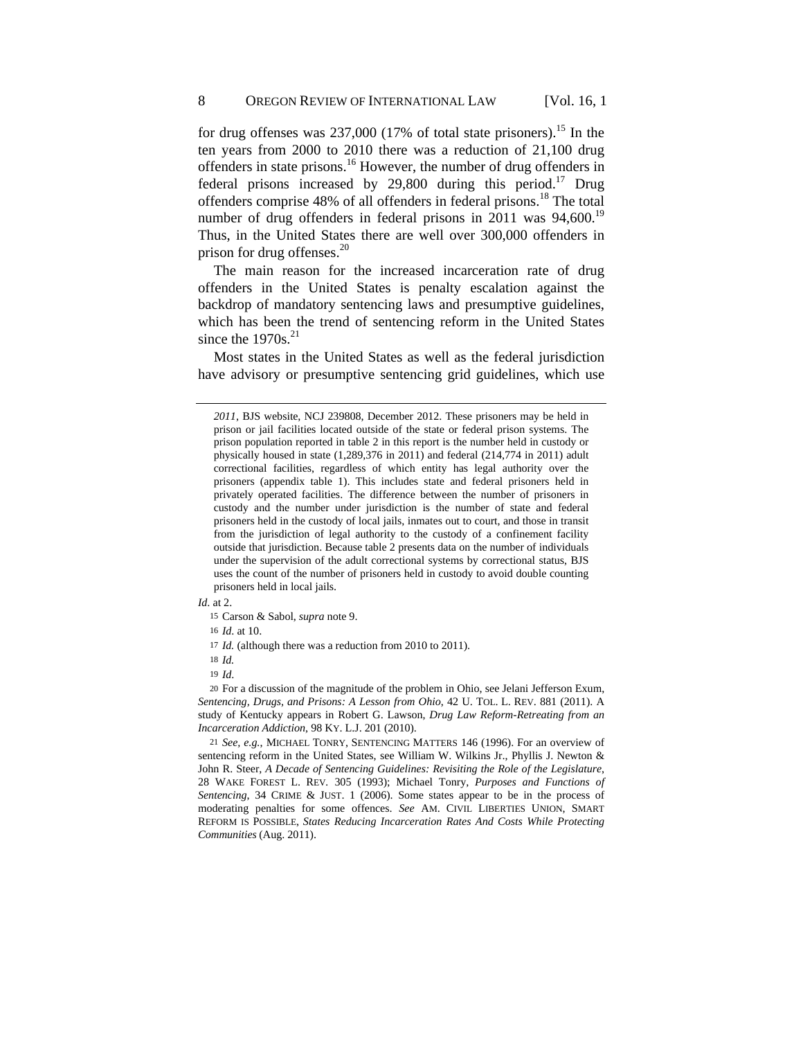for drug offenses was 237,000 (17% of total state prisoners).[15] In the ten years from 2000 to 2010 there was a reduction of 21,100 drug offenders in state prisons.[16] However, the number of drug offenders in federal prisons increased by 29,800 during this period.[17] Drug offenders comprise 48% of all offenders in federal prisons.[18] The total number of drug offenders in federal prisons in 2011 was 94,600.[19] Thus, in the United States there are well over 300,000 offenders in prison for drug offenses.[20]

The main reason for the increased incarceration rate of drug offenders in the United States is penalty escalation against the backdrop of mandatory sentencing laws and presumptive guidelines, which has been the trend of sentencing reform in the United States since the 1970s.[21]

Most states in the United States as well as the federal jurisdiction have advisory or presumptive sentencing grid guidelines, which use

---

> *2011*, BJS website, NCJ 239808, December 2012. These prisoners may be held in prison or jail facilities located outside of the state or federal prison systems. The prison population reported in table 2 in this report is the number held in custody or physically housed in state (1,289,376 in 2011) and federal (214,774 in 2011) adult correctional facilities, regardless of which entity has legal authority over the prisoners (appendix table 1). This includes state and federal prisoners held in privately operated facilities. The difference between the number of prisoners in custody and the number under jurisdiction is the number of state and federal prisoners held in the custody of local jails, inmates out to court, and those in transit from the jurisdiction of legal authority to the custody of a confinement facility outside that jurisdiction. Because table 2 presents data on the number of individuals under the supervision of the adult correctional systems by correctional status, BJS uses the count of the number of prisoners held in custody to avoid double counting prisoners held in local jails.

*Id.* at 2.

15 Carson & Sabol, *supra* note 9.

16 *Id.* at 10.

17 *Id.* (although there was a reduction from 2010 to 2011).

18 *Id.*

19 *Id.*

20 For a discussion of the magnitude of the problem in Ohio, see Jelani Jefferson Exum, *Sentencing, Drugs, and Prisons: A Lesson from Ohio*, 42 U. TOL. L. REV. 881 (2011). A study of Kentucky appears in Robert G. Lawson, *Drug Law Reform-Retreating from an Incarceration Addiction*, 98 KY. L.J. 201 (2010).

21 *See, e.g.*, MICHAEL TONRY, SENTENCING MATTERS 146 (1996). For an overview of sentencing reform in the United States, see William W. Wilkins Jr., Phyllis J. Newton & John R. Steer, *A Decade of Sentencing Guidelines: Revisiting the Role of the Legislature*, 28 WAKE FOREST L. REV. 305 (1993); Michael Tonry, *Purposes and Functions of Sentencing*, 34 CRIME & JUST. 1 (2006). Some states appear to be in the process of moderating penalties for some offences. *See* AM. CIVIL LIBERTIES UNION, SMART REFORM IS POSSIBLE, *States Reducing Incarceration Rates And Costs While Protecting Communities* (Aug. 2011).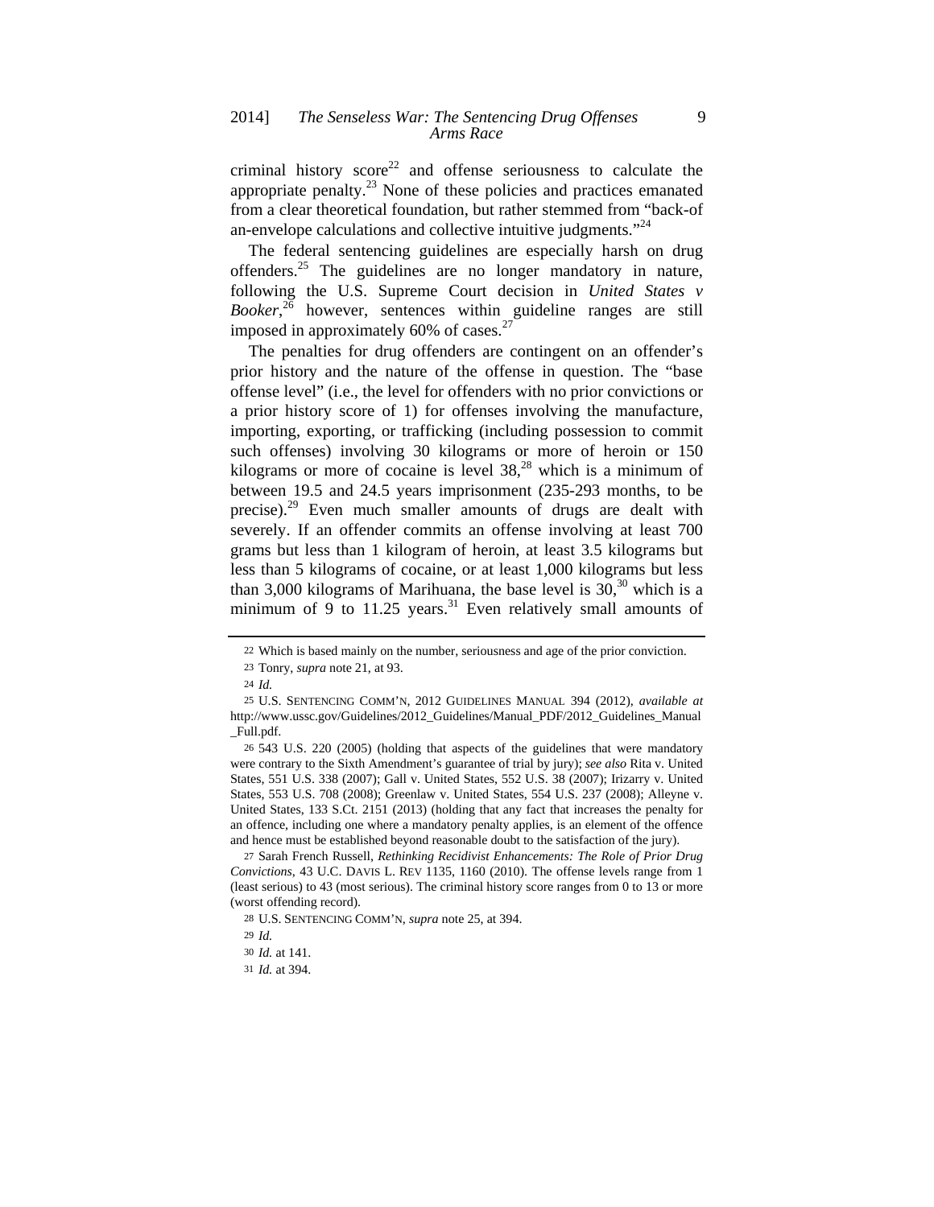criminal history score[22] and offense seriousness to calculate the appropriate penalty.[23] None of these policies and practices emanated from a clear theoretical foundation, but rather stemmed from "back-of an-envelope calculations and collective intuitive judgments."[24]

The federal sentencing guidelines are especially harsh on drug offenders.[25] The guidelines are no longer mandatory in nature, following the U.S. Supreme Court decision in *United States v Booker*,[26] however, sentences within guideline ranges are still imposed in approximately 60% of cases.[27]

The penalties for drug offenders are contingent on an offender's prior history and the nature of the offense in question. The "base offense level" (i.e., the level for offenders with no prior convictions or a prior history score of 1) for offenses involving the manufacture, importing, exporting, or trafficking (including possession to commit such offenses) involving 30 kilograms or more of heroin or 150 kilograms or more of cocaine is level 38,[28] which is a minimum of between 19.5 and 24.5 years imprisonment (235-293 months, to be precise).[29] Even much smaller amounts of drugs are dealt with severely. If an offender commits an offense involving at least 700 grams but less than 1 kilogram of heroin, at least 3.5 kilograms but less than 5 kilograms of cocaine, or at least 1,000 kilograms but less than 3,000 kilograms of Marihuana, the base level is 30,[30] which is a minimum of 9 to 11.25 years.[31] Even relatively small amounts of

---

22 Which is based mainly on the number, seriousness and age of the prior conviction.

23 Tonry, *supra* note 21, at 93.

24 *Id.*

25 U.S. SENTENCING COMM'N, 2012 GUIDELINES MANUAL 394 (2012), *available at* http://www.ussc.gov/Guidelines/2012_Guidelines/Manual_PDF/2012_Guidelines_Manual_Full.pdf.

26 543 U.S. 220 (2005) (holding that aspects of the guidelines that were mandatory were contrary to the Sixth Amendment's guarantee of trial by jury); *see also* Rita v. United States, 551 U.S. 338 (2007); Gall v. United States, 552 U.S. 38 (2007); Irizarry v. United States, 553 U.S. 708 (2008); Greenlaw v. United States, 554 U.S. 237 (2008); Alleyne v. United States, 133 S.Ct. 2151 (2013) (holding that any fact that increases the penalty for an offence, including one where a mandatory penalty applies, is an element of the offence and hence must be established beyond reasonable doubt to the satisfaction of the jury).

27 Sarah French Russell, *Rethinking Recidivist Enhancements: The Role of Prior Drug Convictions*, 43 U.C. DAVIS L. REV 1135, 1160 (2010). The offense levels range from 1 (least serious) to 43 (most serious). The criminal history score ranges from 0 to 13 or more (worst offending record).

28 U.S. SENTENCING COMM'N, *supra* note 25, at 394.

29 *Id.*

30 *Id.* at 141.

31 *Id.* at 394.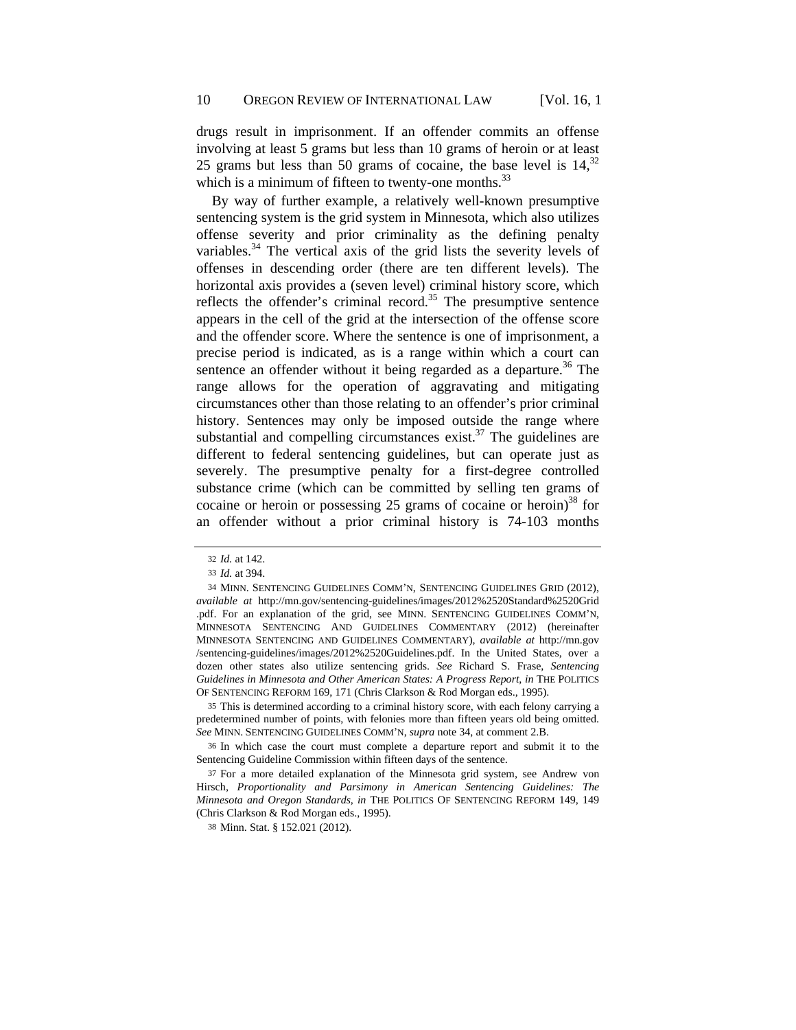drugs result in imprisonment. If an offender commits an offense involving at least 5 grams but less than 10 grams of heroin or at least 25 grams but less than 50 grams of cocaine, the base level is 14,[32] which is a minimum of fifteen to twenty-one months.[33]

By way of further example, a relatively well-known presumptive sentencing system is the grid system in Minnesota, which also utilizes offense severity and prior criminality as the defining penalty variables.[34] The vertical axis of the grid lists the severity levels of offenses in descending order (there are ten different levels). The horizontal axis provides a (seven level) criminal history score, which reflects the offender's criminal record.[35] The presumptive sentence appears in the cell of the grid at the intersection of the offense score and the offender score. Where the sentence is one of imprisonment, a precise period is indicated, as is a range within which a court can sentence an offender without it being regarded as a departure.[36] The range allows for the operation of aggravating and mitigating circumstances other than those relating to an offender's prior criminal history. Sentences may only be imposed outside the range where substantial and compelling circumstances exist.[37] The guidelines are different to federal sentencing guidelines, but can operate just as severely. The presumptive penalty for a first-degree controlled substance crime (which can be committed by selling ten grams of cocaine or heroin or possessing 25 grams of cocaine or heroin)[38] for an offender without a prior criminal history is 74-103 months

---

32 *Id.* at 142.

33 *Id.* at 394.

34 MINN. SENTENCING GUIDELINES COMM'N, SENTENCING GUIDELINES GRID (2012), *available at* http://mn.gov/sentencing-guidelines/images/2012%2520Standard%2520Grid.pdf. For an explanation of the grid, see MINN. SENTENCING GUIDELINES COMM'N, MINNESOTA SENTENCING AND GUIDELINES COMMENTARY (2012) (hereinafter MINNESOTA SENTENCING AND GUIDELINES COMMENTARY), *available at* http://mn.gov/sentencing-guidelines/images/2012%2520Guidelines.pdf. In the United States, over a dozen other states also utilize sentencing grids. *See* Richard S. Frase, *Sentencing Guidelines in Minnesota and Other American States: A Progress Report*, *in* THE POLITICS OF SENTENCING REFORM 169, 171 (Chris Clarkson & Rod Morgan eds., 1995).

35 This is determined according to a criminal history score, with each felony carrying a predetermined number of points, with felonies more than fifteen years old being omitted. *See* MINN. SENTENCING GUIDELINES COMM'N, *supra* note 34, at comment 2.B.

36 In which case the court must complete a departure report and submit it to the Sentencing Guideline Commission within fifteen days of the sentence.

37 For a more detailed explanation of the Minnesota grid system, see Andrew von Hirsch, *Proportionality and Parsimony in American Sentencing Guidelines: The Minnesota and Oregon Standards*, *in* THE POLITICS OF SENTENCING REFORM 149, 149 (Chris Clarkson & Rod Morgan eds., 1995).

38 Minn. Stat. § 152.021 (2012).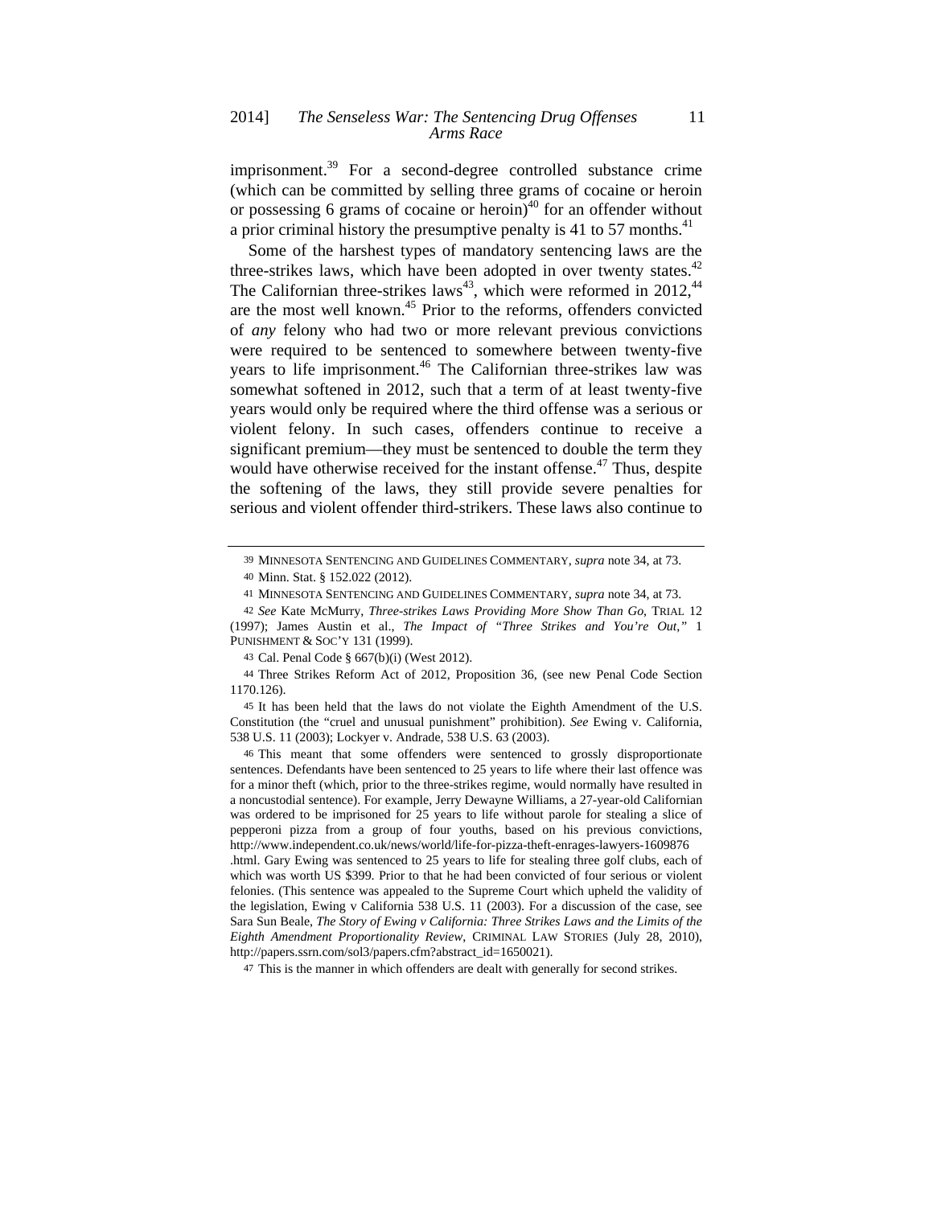imprisonment.[39] For a second-degree controlled substance crime (which can be committed by selling three grams of cocaine or heroin or possessing 6 grams of cocaine or heroin)[40] for an offender without a prior criminal history the presumptive penalty is 41 to 57 months.[41]

Some of the harshest types of mandatory sentencing laws are the three-strikes laws, which have been adopted in over twenty states.[42] The Californian three-strikes laws[43], which were reformed in 2012,[44] are the most well known.[45] Prior to the reforms, offenders convicted of *any* felony who had two or more relevant previous convictions were required to be sentenced to somewhere between twenty-five years to life imprisonment.[46] The Californian three-strikes law was somewhat softened in 2012, such that a term of at least twenty-five years would only be required where the third offense was a serious or violent felony. In such cases, offenders continue to receive a significant premium—they must be sentenced to double the term they would have otherwise received for the instant offense.[47] Thus, despite the softening of the laws, they still provide severe penalties for serious and violent offender third-strikers. These laws also continue to

---

39 MINNESOTA SENTENCING AND GUIDELINES COMMENTARY, *supra* note 34, at 73.

40 Minn. Stat. § 152.022 (2012).

41 MINNESOTA SENTENCING AND GUIDELINES COMMENTARY, *supra* note 34, at 73.

42 *See* Kate McMurry, *Three-strikes Laws Providing More Show Than Go*, TRIAL 12 (1997); James Austin et al., *The Impact of "Three Strikes and You're Out*,*"* 1 PUNISHMENT & SOC'Y 131 (1999).

43 Cal. Penal Code § 667(b)(i) (West 2012).

44 Three Strikes Reform Act of 2012, Proposition 36, (see new Penal Code Section 1170.126).

45 It has been held that the laws do not violate the Eighth Amendment of the U.S. Constitution (the "cruel and unusual punishment" prohibition). *See* Ewing v. California, 538 U.S. 11 (2003); Lockyer v. Andrade, 538 U.S. 63 (2003).

46 This meant that some offenders were sentenced to grossly disproportionate sentences. Defendants have been sentenced to 25 years to life where their last offence was for a minor theft (which, prior to the three-strikes regime, would normally have resulted in a noncustodial sentence). For example, Jerry Dewayne Williams, a 27-year-old Californian was ordered to be imprisoned for 25 years to life without parole for stealing a slice of pepperoni pizza from a group of four youths, based on his previous convictions, http://www.independent.co.uk/news/world/life-for-pizza-theft-enrages-lawyers-1609876 .html. Gary Ewing was sentenced to 25 years to life for stealing three golf clubs, each of which was worth US $399. Prior to that he had been convicted of four serious or violent felonies. (This sentence was appealed to the Supreme Court which upheld the validity of the legislation, Ewing v California 538 U.S. 11 (2003). For a discussion of the case, see Sara Sun Beale, *The Story of Ewing v California: Three Strikes Laws and the Limits of the Eighth Amendment Proportionality Review*, CRIMINAL LAW STORIES (July 28, 2010), http://papers.ssrn.com/sol3/papers.cfm?abstract_id=1650021).

47 This is the manner in which offenders are dealt with generally for second strikes.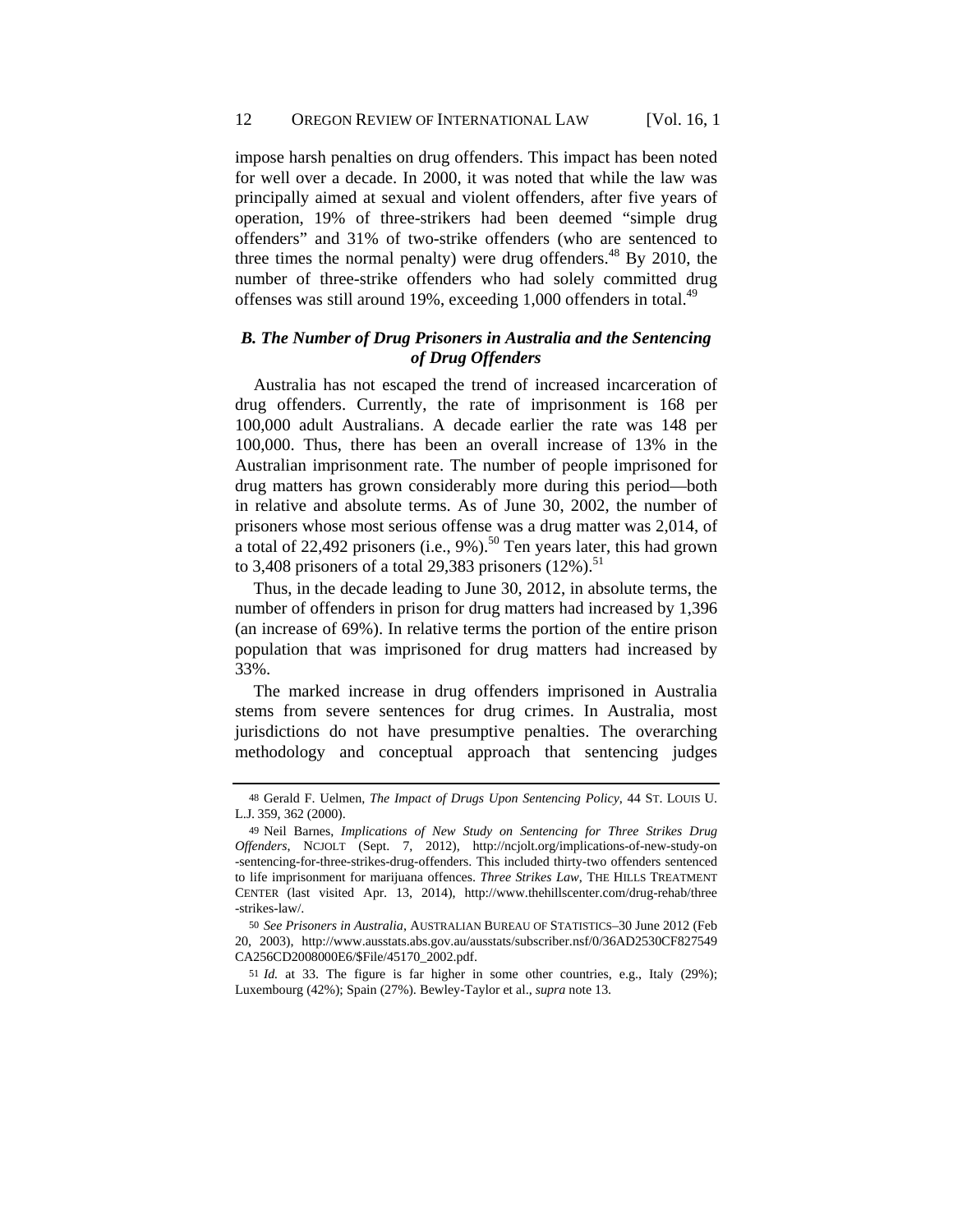impose harsh penalties on drug offenders. This impact has been noted for well over a decade. In 2000, it was noted that while the law was principally aimed at sexual and violent offenders, after five years of operation, 19% of three-strikers had been deemed "simple drug offenders" and 31% of two-strike offenders (who are sentenced to three times the normal penalty) were drug offenders.[48] By 2010, the number of three-strike offenders who had solely committed drug offenses was still around 19%, exceeding 1,000 offenders in total.[49]

### *B. The Number of Drug Prisoners in Australia and the Sentencing of Drug Offenders*

Australia has not escaped the trend of increased incarceration of drug offenders. Currently, the rate of imprisonment is 168 per 100,000 adult Australians. A decade earlier the rate was 148 per 100,000. Thus, there has been an overall increase of 13% in the Australian imprisonment rate. The number of people imprisoned for drug matters has grown considerably more during this period—both in relative and absolute terms. As of June 30, 2002, the number of prisoners whose most serious offense was a drug matter was 2,014, of a total of 22,492 prisoners (i.e., 9%).[50] Ten years later, this had grown to 3,408 prisoners of a total 29,383 prisoners (12%).[51]

Thus, in the decade leading to June 30, 2012, in absolute terms, the number of offenders in prison for drug matters had increased by 1,396 (an increase of 69%). In relative terms the portion of the entire prison population that was imprisoned for drug matters had increased by 33%.

The marked increase in drug offenders imprisoned in Australia stems from severe sentences for drug crimes. In Australia, most jurisdictions do not have presumptive penalties. The overarching methodology and conceptual approach that sentencing judges

---

48 Gerald F. Uelmen, *The Impact of Drugs Upon Sentencing Policy*, 44 ST. LOUIS U. L.J. 359, 362 (2000).

49 Neil Barnes, *Implications of New Study on Sentencing for Three Strikes Drug Offenders*, NCJOLT (Sept. 7, 2012), http://ncjolt.org/implications-of-new-study-on-sentencing-for-three-strikes-drug-offenders. This included thirty-two offenders sentenced to life imprisonment for marijuana offences. *Three Strikes Law*, THE HILLS TREATMENT CENTER (last visited Apr. 13, 2014), http://www.thehillscenter.com/drug-rehab/three-strikes-law/.

50 *See Prisoners in Australia*, AUSTRALIAN BUREAU OF STATISTICS–30 June 2012 (Feb 20, 2003), http://www.ausstats.abs.gov.au/ausstats/subscriber.nsf/0/36AD2530CF827549CA256CD2008000E6/$File/45170_2002.pdf.

51 *Id.* at 33. The figure is far higher in some other countries, e.g., Italy (29%); Luxembourg (42%); Spain (27%). Bewley-Taylor et al., *supra* note 13.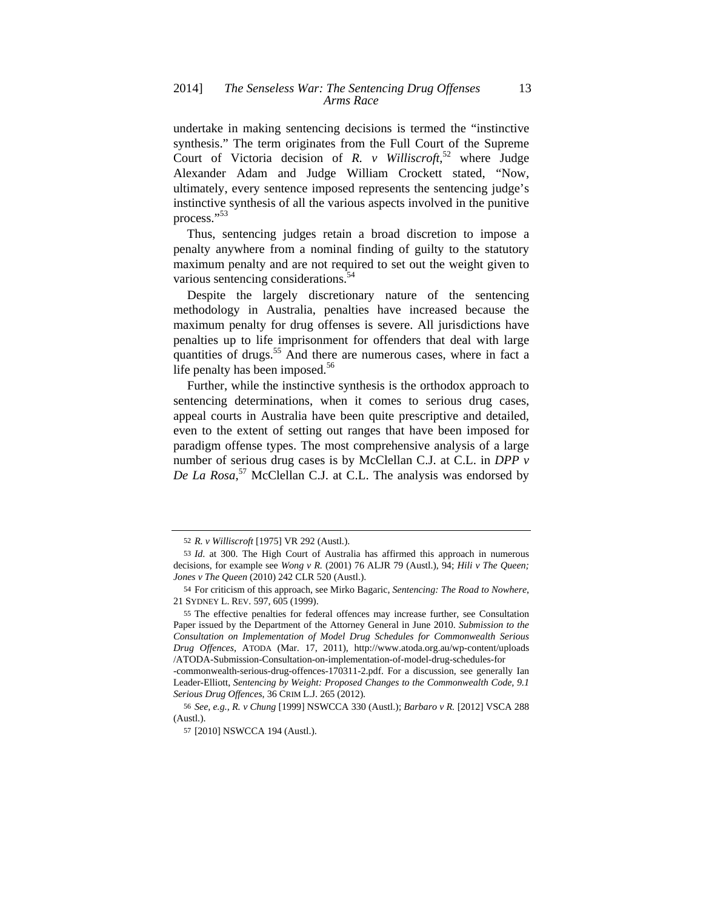undertake in making sentencing decisions is termed the "instinctive synthesis." The term originates from the Full Court of the Supreme Court of Victoria decision of *R. v Williscroft*,[52] where Judge Alexander Adam and Judge William Crockett stated, "Now, ultimately, every sentence imposed represents the sentencing judge's instinctive synthesis of all the various aspects involved in the punitive process."[53]

Thus, sentencing judges retain a broad discretion to impose a penalty anywhere from a nominal finding of guilty to the statutory maximum penalty and are not required to set out the weight given to various sentencing considerations.[54]

Despite the largely discretionary nature of the sentencing methodology in Australia, penalties have increased because the maximum penalty for drug offenses is severe. All jurisdictions have penalties up to life imprisonment for offenders that deal with large quantities of drugs.[55] And there are numerous cases, where in fact a life penalty has been imposed.[56]

Further, while the instinctive synthesis is the orthodox approach to sentencing determinations, when it comes to serious drug cases, appeal courts in Australia have been quite prescriptive and detailed, even to the extent of setting out ranges that have been imposed for paradigm offense types. The most comprehensive analysis of a large number of serious drug cases is by McClellan C.J. at C.L. in *DPP v De La Rosa*,[57] McClellan C.J. at C.L. The analysis was endorsed by

---

52 *R. v Williscroft* [1975] VR 292 (Austl.).

53 *Id.* at 300. The High Court of Australia has affirmed this approach in numerous decisions, for example see *Wong v R.* (2001) 76 ALJR 79 (Austl.), 94; *Hili v The Queen; Jones v The Queen* (2010) 242 CLR 520 (Austl.).

54 For criticism of this approach, see Mirko Bagaric, *Sentencing: The Road to Nowhere*, 21 SYDNEY L. REV. 597, 605 (1999).

55 The effective penalties for federal offences may increase further, see Consultation Paper issued by the Department of the Attorney General in June 2010. *Submission to the Consultation on Implementation of Model Drug Schedules for Commonwealth Serious Drug Offences*, ATODA (Mar. 17, 2011), http://www.atoda.org.au/wp-content/uploads/ATODA-Submission-Consultation-on-implementation-of-model-drug-schedules-for-commonwealth-serious-drug-offences-170311-2.pdf. For a discussion, see generally Ian Leader-Elliott, *Sentencing by Weight: Proposed Changes to the Commonwealth Code, 9.1 Serious Drug Offences*, 36 CRIM L.J. 265 (2012).

56 *See, e.g.*, *R. v Chung* [1999] NSWCCA 330 (Austl.); *Barbaro v R.* [2012] VSCA 288 (Austl.).

57 [2010] NSWCCA 194 (Austl.).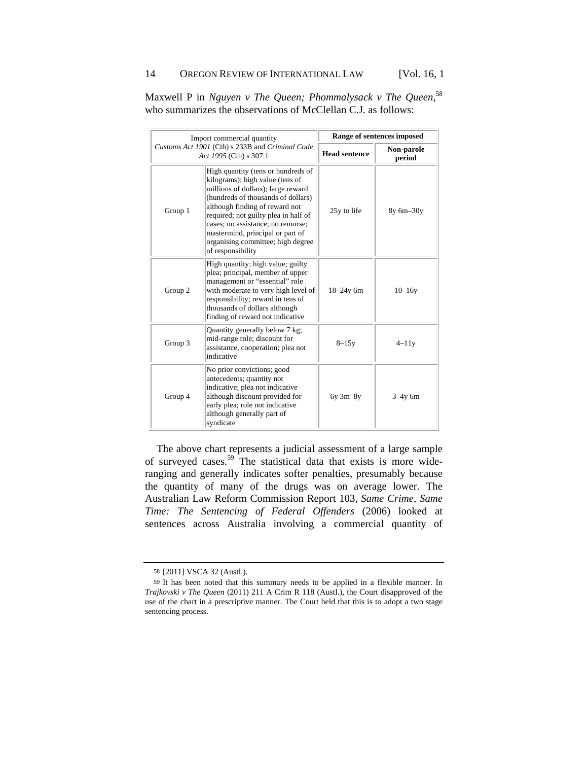Maxwell P in *Nguyen v The Queen; Phommalysack v The Queen*,[58] who summarizes the observations of McClellan C.J. as follows:

| Import commercial quantity *Customs Act 1901* (Cth) s 233B and *Criminal Code Act 1995* (Cth) s 307.1 | | Range of sentences imposed | |
|---|---|---|---|
| | | **Head sentence** | **Non-parole period** |
| Group 1 | High quantity (tens or hundreds of kilograms); high value (tens of millions of dollars); large reward (hundreds of thousands of dollars) although finding of reward not required; not guilty plea in half of cases; no assistance; no remorse; mastermind, principal or part of organising committee; high degree of responsibility | 25y to life | 8y 6m–30y |
| Group 2 | High quantity; high value; guilty plea; principal, member of upper management or "essential" role with moderate to very high level of responsibility; reward in tens of thousands of dollars although finding of reward not indicative | 18–24y 6m | 10–16y |
| Group 3 | Quantity generally below 7 kg; mid-range role; discount for assistance, cooperation; plea not indicative | 8–15y | 4–11y |
| Group 4 | No prior convictions; good antecedents; quantity not indicative; plea not indicative although discount provided for early plea; role not indicative although generally part of syndicate | 6y 3m–8y | 3–4y 6m |

The above chart represents a judicial assessment of a large sample of surveyed cases.[59] The statistical data that exists is more wide-ranging and generally indicates softer penalties, presumably because the quantity of many of the drugs was on average lower. The Australian Law Reform Commission Report 103, *Same Crime, Same Time: The Sentencing of Federal Offenders* (2006) looked at sentences across Australia involving a commercial quantity of

---

58 [2011] VSCA 32 (Austl.).

59 It has been noted that this summary needs to be applied in a flexible manner. In *Trajkovski v The Queen* (2011) 211 A Crim R 118 (Austl.), the Court disapproved of the use of the chart in a prescriptive manner. The Court held that this is to adopt a two stage sentencing process.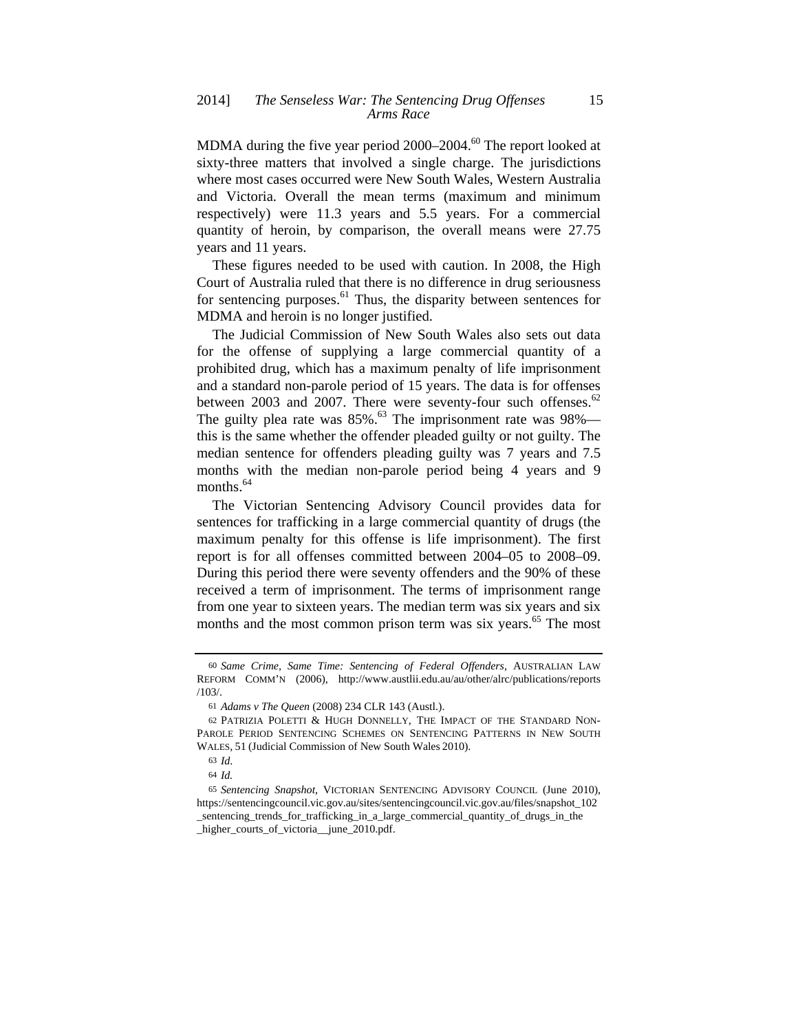MDMA during the five year period 2000–2004.[60] The report looked at sixty-three matters that involved a single charge. The jurisdictions where most cases occurred were New South Wales, Western Australia and Victoria. Overall the mean terms (maximum and minimum respectively) were 11.3 years and 5.5 years. For a commercial quantity of heroin, by comparison, the overall means were 27.75 years and 11 years.

These figures needed to be used with caution. In 2008, the High Court of Australia ruled that there is no difference in drug seriousness for sentencing purposes.[61] Thus, the disparity between sentences for MDMA and heroin is no longer justified.

The Judicial Commission of New South Wales also sets out data for the offense of supplying a large commercial quantity of a prohibited drug, which has a maximum penalty of life imprisonment and a standard non-parole period of 15 years. The data is for offenses between 2003 and 2007. There were seventy-four such offenses.[62] The guilty plea rate was 85%.[63] The imprisonment rate was 98%—this is the same whether the offender pleaded guilty or not guilty. The median sentence for offenders pleading guilty was 7 years and 7.5 months with the median non-parole period being 4 years and 9 months.[64]

The Victorian Sentencing Advisory Council provides data for sentences for trafficking in a large commercial quantity of drugs (the maximum penalty for this offense is life imprisonment). The first report is for all offenses committed between 2004–05 to 2008–09. During this period there were seventy offenders and the 90% of these received a term of imprisonment. The terms of imprisonment range from one year to sixteen years. The median term was six years and six months and the most common prison term was six years.[65] The most

---

60 *Same Crime, Same Time: Sentencing of Federal Offenders*, AUSTRALIAN LAW REFORM COMM'N (2006), http://www.austlii.edu.au/au/other/alrc/publications/reports/103/.

61 *Adams v The Queen* (2008) 234 CLR 143 (Austl.).

62 PATRIZIA POLETTI & HUGH DONNELLY, THE IMPACT OF THE STANDARD NON-PAROLE PERIOD SENTENCING SCHEMES ON SENTENCING PATTERNS IN NEW SOUTH WALES, 51 (Judicial Commission of New South Wales 2010).

63 *Id*.

64 *Id.*

65 *Sentencing Snapshot*, VICTORIAN SENTENCING ADVISORY COUNCIL (June 2010), https://sentencingcouncil.vic.gov.au/sites/sentencingcouncil.vic.gov.au/files/snapshot_102_sentencing_trends_for_trafficking_in_a_large_commercial_quantity_of_drugs_in_the_higher_courts_of_victoria__june_2010.pdf.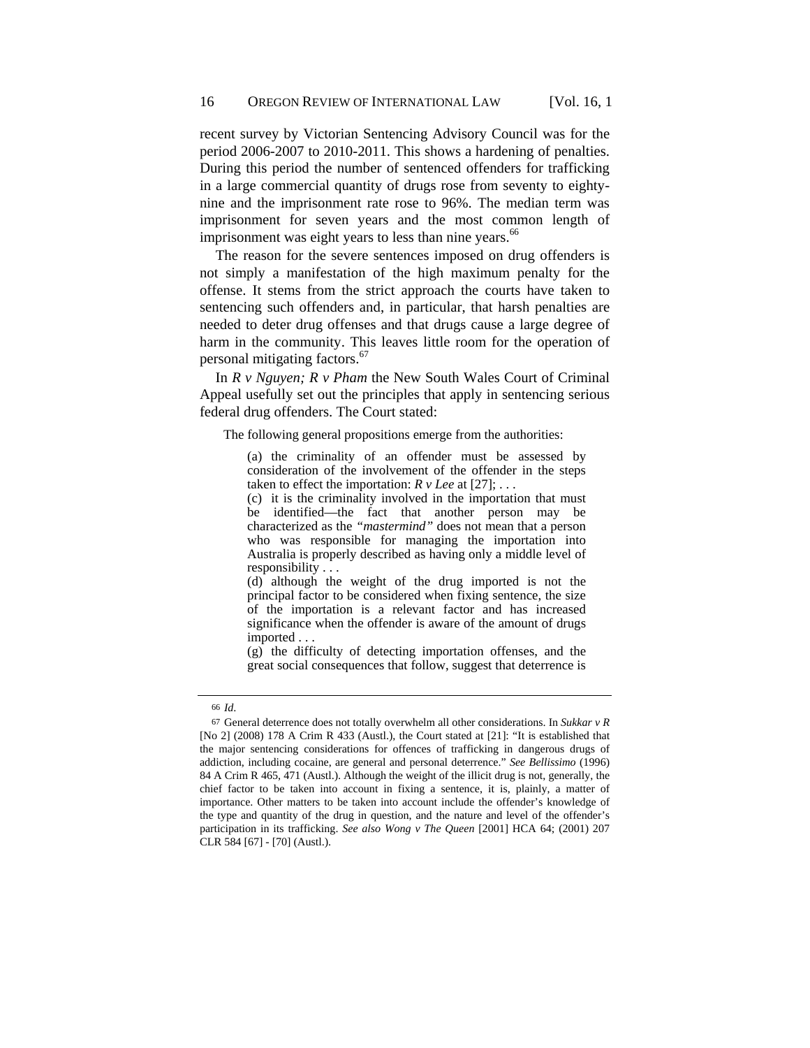recent survey by Victorian Sentencing Advisory Council was for the period 2006-2007 to 2010-2011. This shows a hardening of penalties. During this period the number of sentenced offenders for trafficking in a large commercial quantity of drugs rose from seventy to eighty-nine and the imprisonment rate rose to 96%. The median term was imprisonment for seven years and the most common length of imprisonment was eight years to less than nine years.[66]

The reason for the severe sentences imposed on drug offenders is not simply a manifestation of the high maximum penalty for the offense. It stems from the strict approach the courts have taken to sentencing such offenders and, in particular, that harsh penalties are needed to deter drug offenses and that drugs cause a large degree of harm in the community. This leaves little room for the operation of personal mitigating factors.[67]

In *R v Nguyen; R v Pham* the New South Wales Court of Criminal Appeal usefully set out the principles that apply in sentencing serious federal drug offenders. The Court stated:

> The following general propositions emerge from the authorities:
>
> (a) the criminality of an offender must be assessed by consideration of the involvement of the offender in the steps taken to effect the importation: *R v Lee* at [27]; . . .
>
> (c) it is the criminality involved in the importation that must be identified—the fact that another person may be characterized as the *"mastermind"* does not mean that a person who was responsible for managing the importation into Australia is properly described as having only a middle level of responsibility . . .
>
> (d) although the weight of the drug imported is not the principal factor to be considered when fixing sentence, the size of the importation is a relevant factor and has increased significance when the offender is aware of the amount of drugs imported . . .
>
> (g) the difficulty of detecting importation offenses, and the great social consequences that follow, suggest that deterrence is

---

66 *Id.*

67 General deterrence does not totally overwhelm all other considerations. In *Sukkar v R* [No 2] (2008) 178 A Crim R 433 (Austl.), the Court stated at [21]: "It is established that the major sentencing considerations for offences of trafficking in dangerous drugs of addiction, including cocaine, are general and personal deterrence." *See Bellissimo* (1996) 84 A Crim R 465, 471 (Austl.). Although the weight of the illicit drug is not, generally, the chief factor to be taken into account in fixing a sentence, it is, plainly, a matter of importance. Other matters to be taken into account include the offender's knowledge of the type and quantity of the drug in question, and the nature and level of the offender's participation in its trafficking. *See also Wong v The Queen* [2001] HCA 64; (2001) 207 CLR 584 [67] - [70] (Austl.).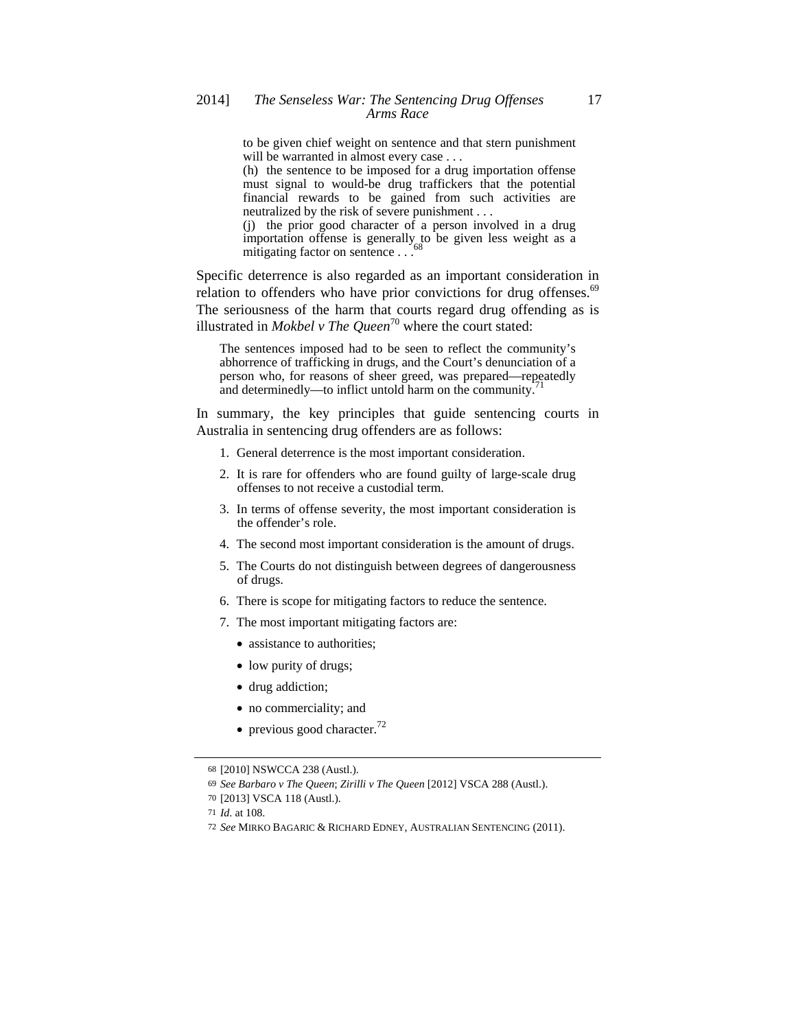> to be given chief weight on sentence and that stern punishment will be warranted in almost every case . . .
>
> (h) the sentence to be imposed for a drug importation offense must signal to would-be drug traffickers that the potential financial rewards to be gained from such activities are neutralized by the risk of severe punishment . . .
>
> (j) the prior good character of a person involved in a drug importation offense is generally to be given less weight as a mitigating factor on sentence . . .[68]

Specific deterrence is also regarded as an important consideration in relation to offenders who have prior convictions for drug offenses.[69] The seriousness of the harm that courts regard drug offending as is illustrated in *Mokbel v The Queen*[70] where the court stated:

> The sentences imposed had to be seen to reflect the community's abhorrence of trafficking in drugs, and the Court's denunciation of a person who, for reasons of sheer greed, was prepared—repeatedly and determinedly—to inflict untold harm on the community.[71]

In summary, the key principles that guide sentencing courts in Australia in sentencing drug offenders are as follows:

1. General deterrence is the most important consideration.
2. It is rare for offenders who are found guilty of large-scale drug offenses to not receive a custodial term.
3. In terms of offense severity, the most important consideration is the offender's role.
4. The second most important consideration is the amount of drugs.
5. The Courts do not distinguish between degrees of dangerousness of drugs.
6. There is scope for mitigating factors to reduce the sentence.
7. The most important mitigating factors are:
   - assistance to authorities;
   - low purity of drugs;
   - drug addiction;
   - no commerciality; and
   - previous good character.[72]

---

68 [2010] NSWCCA 238 (Austl.).

69 *See Barbaro v The Queen*; *Zirilli v The Queen* [2012] VSCA 288 (Austl.).

70 [2013] VSCA 118 (Austl.).

71 *Id.* at 108.

72 *See* MIRKO BAGARIC & RICHARD EDNEY, AUSTRALIAN SENTENCING (2011).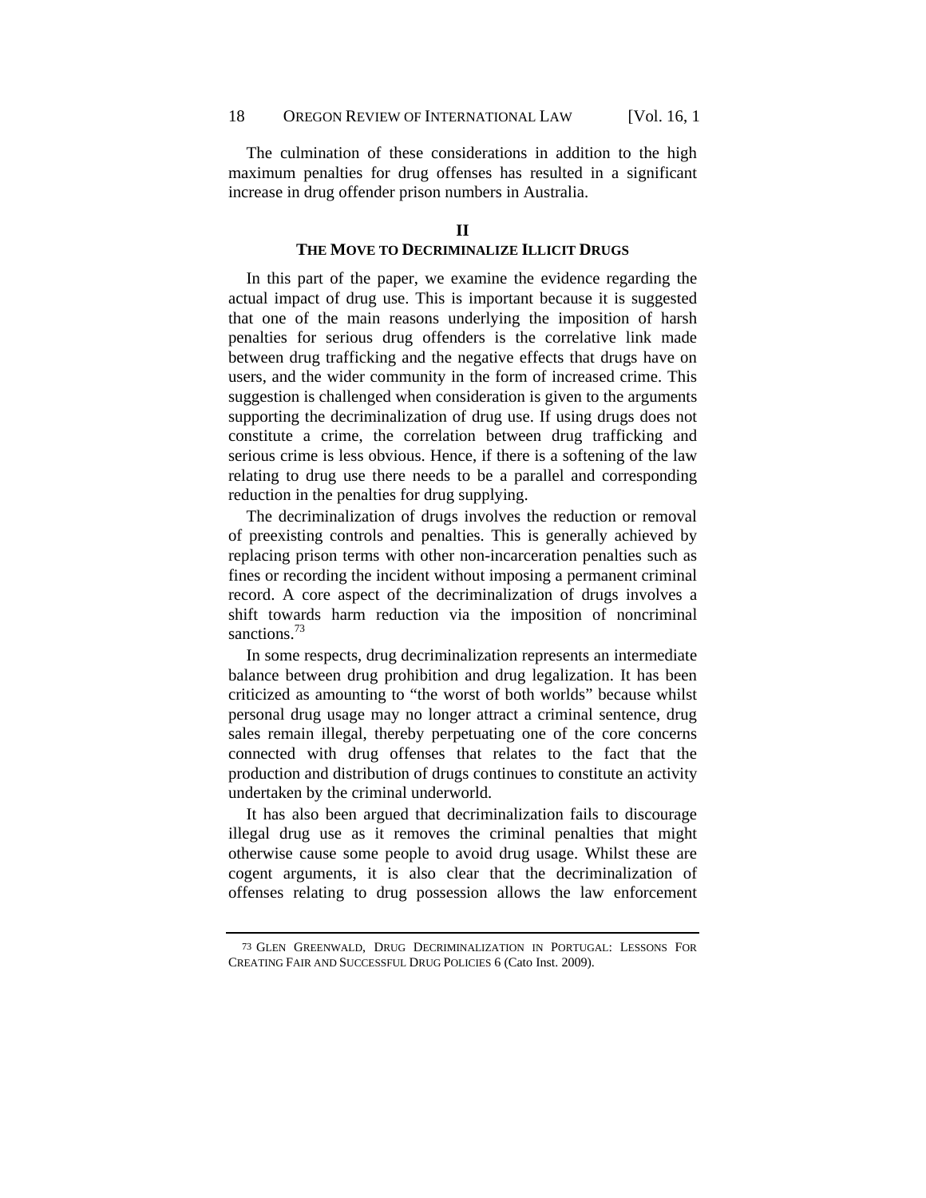The culmination of these considerations in addition to the high maximum penalties for drug offenses has resulted in a significant increase in drug offender prison numbers in Australia.

## II
## THE MOVE TO DECRIMINALIZE ILLICIT DRUGS

In this part of the paper, we examine the evidence regarding the actual impact of drug use. This is important because it is suggested that one of the main reasons underlying the imposition of harsh penalties for serious drug offenders is the correlative link made between drug trafficking and the negative effects that drugs have on users, and the wider community in the form of increased crime. This suggestion is challenged when consideration is given to the arguments supporting the decriminalization of drug use. If using drugs does not constitute a crime, the correlation between drug trafficking and serious crime is less obvious. Hence, if there is a softening of the law relating to drug use there needs to be a parallel and corresponding reduction in the penalties for drug supplying.

The decriminalization of drugs involves the reduction or removal of preexisting controls and penalties. This is generally achieved by replacing prison terms with other non-incarceration penalties such as fines or recording the incident without imposing a permanent criminal record. A core aspect of the decriminalization of drugs involves a shift towards harm reduction via the imposition of noncriminal sanctions.[73]

In some respects, drug decriminalization represents an intermediate balance between drug prohibition and drug legalization. It has been criticized as amounting to "the worst of both worlds" because whilst personal drug usage may no longer attract a criminal sentence, drug sales remain illegal, thereby perpetuating one of the core concerns connected with drug offenses that relates to the fact that the production and distribution of drugs continues to constitute an activity undertaken by the criminal underworld.

It has also been argued that decriminalization fails to discourage illegal drug use as it removes the criminal penalties that might otherwise cause some people to avoid drug usage. Whilst these are cogent arguments, it is also clear that the decriminalization of offenses relating to drug possession allows the law enforcement

---

[73] GLEN GREENWALD, DRUG DECRIMINALIZATION IN PORTUGAL: LESSONS FOR CREATING FAIR AND SUCCESSFUL DRUG POLICIES 6 (Cato Inst. 2009).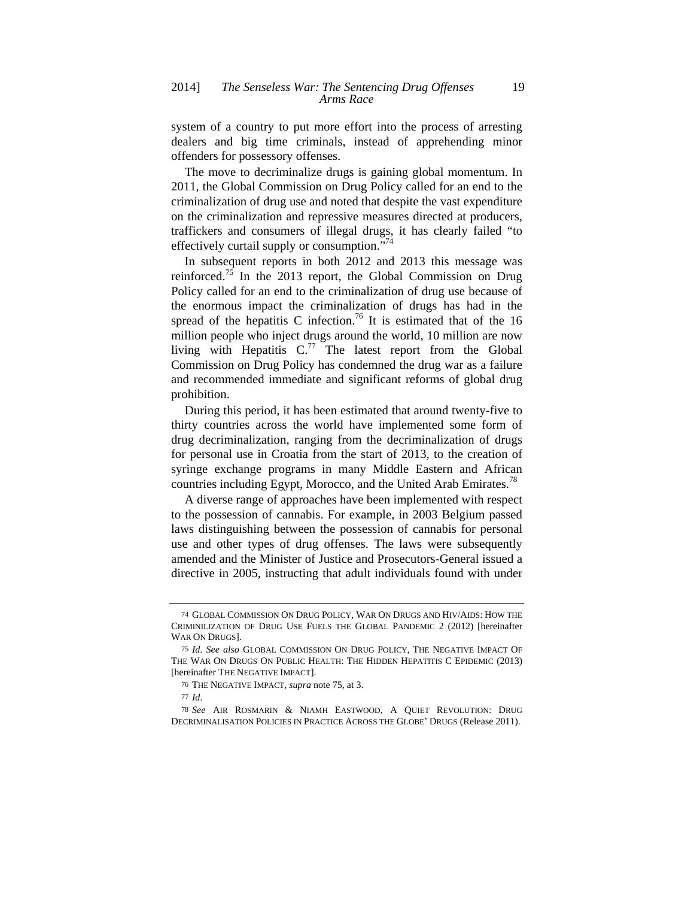system of a country to put more effort into the process of arresting dealers and big time criminals, instead of apprehending minor offenders for possessory offenses.

The move to decriminalize drugs is gaining global momentum. In 2011, the Global Commission on Drug Policy called for an end to the criminalization of drug use and noted that despite the vast expenditure on the criminalization and repressive measures directed at producers, traffickers and consumers of illegal drugs, it has clearly failed "to effectively curtail supply or consumption."[74]

In subsequent reports in both 2012 and 2013 this message was reinforced.[75] In the 2013 report, the Global Commission on Drug Policy called for an end to the criminalization of drug use because of the enormous impact the criminalization of drugs has had in the spread of the hepatitis C infection.[76] It is estimated that of the 16 million people who inject drugs around the world, 10 million are now living with Hepatitis C.[77] The latest report from the Global Commission on Drug Policy has condemned the drug war as a failure and recommended immediate and significant reforms of global drug prohibition.

During this period, it has been estimated that around twenty-five to thirty countries across the world have implemented some form of drug decriminalization, ranging from the decriminalization of drugs for personal use in Croatia from the start of 2013, to the creation of syringe exchange programs in many Middle Eastern and African countries including Egypt, Morocco, and the United Arab Emirates.[78]

A diverse range of approaches have been implemented with respect to the possession of cannabis. For example, in 2003 Belgium passed laws distinguishing between the possession of cannabis for personal use and other types of drug offenses. The laws were subsequently amended and the Minister of Justice and Prosecutors-General issued a directive in 2005, instructing that adult individuals found with under

---

74 GLOBAL COMMISSION ON DRUG POLICY, WAR ON DRUGS AND HIV/AIDS: HOW THE CRIMINILIZATION OF DRUG USE FUELS THE GLOBAL PANDEMIC 2 (2012) [hereinafter WAR ON DRUGS].

75 *Id. See also* GLOBAL COMMISSION ON DRUG POLICY, THE NEGATIVE IMPACT OF THE WAR ON DRUGS ON PUBLIC HEALTH: THE HIDDEN HEPATITIS C EPIDEMIC (2013) [hereinafter THE NEGATIVE IMPACT].

76 THE NEGATIVE IMPACT, *supra* note 75, at 3.

77 *Id.*

78 *See* AIR ROSMARIN & NIAMH EASTWOOD, A QUIET REVOLUTION: DRUG DECRIMINALISATION POLICIES IN PRACTICE ACROSS THE GLOBE' DRUGS (Release 2011).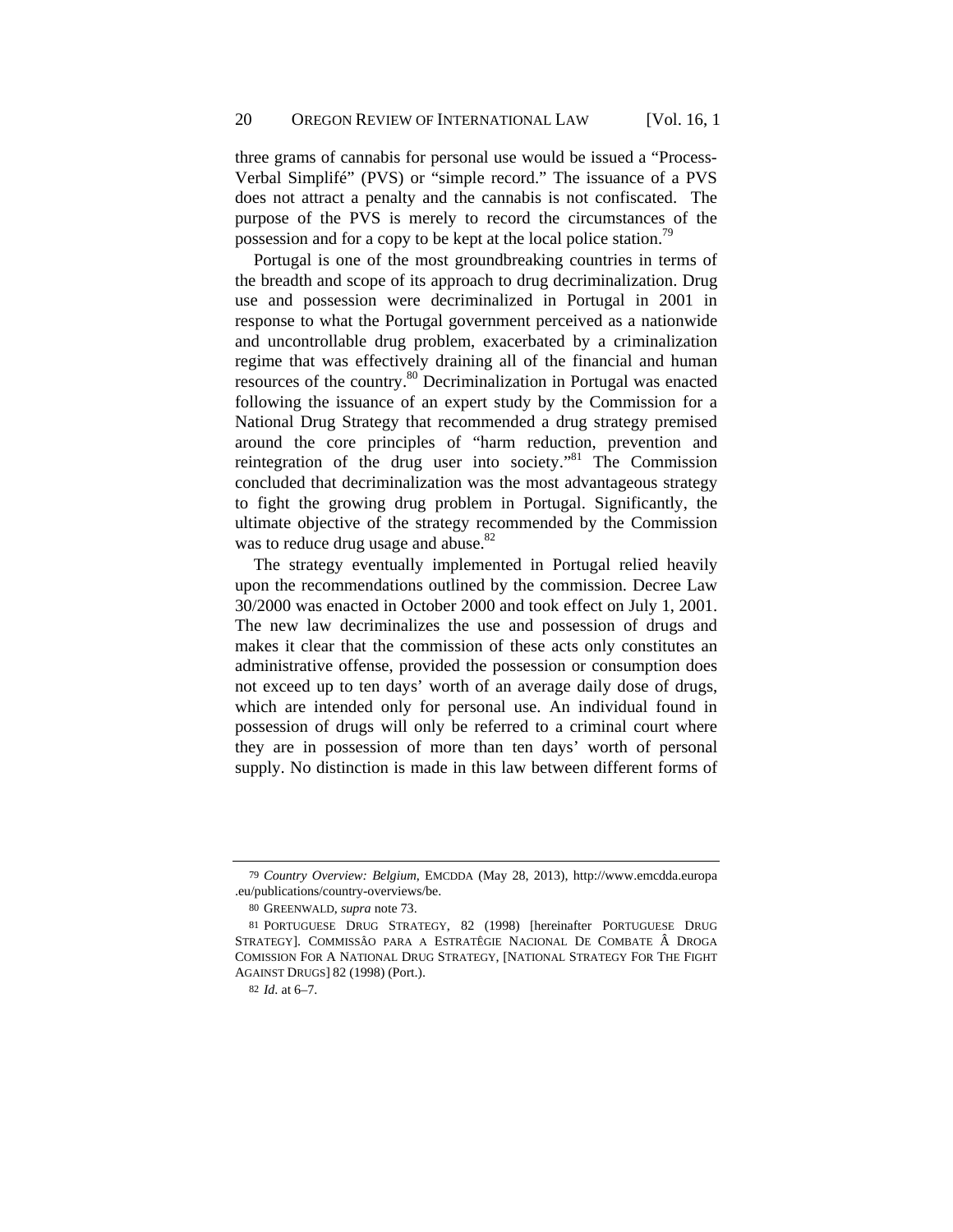three grams of cannabis for personal use would be issued a "Process-Verbal Simplifé" (PVS) or "simple record." The issuance of a PVS does not attract a penalty and the cannabis is not confiscated. The purpose of the PVS is merely to record the circumstances of the possession and for a copy to be kept at the local police station.[79]

Portugal is one of the most groundbreaking countries in terms of the breadth and scope of its approach to drug decriminalization. Drug use and possession were decriminalized in Portugal in 2001 in response to what the Portugal government perceived as a nationwide and uncontrollable drug problem, exacerbated by a criminalization regime that was effectively draining all of the financial and human resources of the country.[80] Decriminalization in Portugal was enacted following the issuance of an expert study by the Commission for a National Drug Strategy that recommended a drug strategy premised around the core principles of "harm reduction, prevention and reintegration of the drug user into society."[81] The Commission concluded that decriminalization was the most advantageous strategy to fight the growing drug problem in Portugal. Significantly, the ultimate objective of the strategy recommended by the Commission was to reduce drug usage and abuse.[82]

The strategy eventually implemented in Portugal relied heavily upon the recommendations outlined by the commission. Decree Law 30/2000 was enacted in October 2000 and took effect on July 1, 2001. The new law decriminalizes the use and possession of drugs and makes it clear that the commission of these acts only constitutes an administrative offense, provided the possession or consumption does not exceed up to ten days' worth of an average daily dose of drugs, which are intended only for personal use. An individual found in possession of drugs will only be referred to a criminal court where they are in possession of more than ten days' worth of personal supply. No distinction is made in this law between different forms of

---

79 *Country Overview: Belgium*, EMCDDA (May 28, 2013), http://www.emcdda.europa.eu/publications/country-overviews/be.

80 GREENWALD, *supra* note 73.

81 PORTUGUESE DRUG STRATEGY, 82 (1998) [hereinafter PORTUGUESE DRUG STRATEGY]. COMMISSÂO PARA A ESTRATÊGIE NACIONAL DE COMBATE Â DROGA COMISSION FOR A NATIONAL DRUG STRATEGY, [NATIONAL STRATEGY FOR THE FIGHT AGAINST DRUGS] 82 (1998) (Port.).

82 *Id.* at 6–7.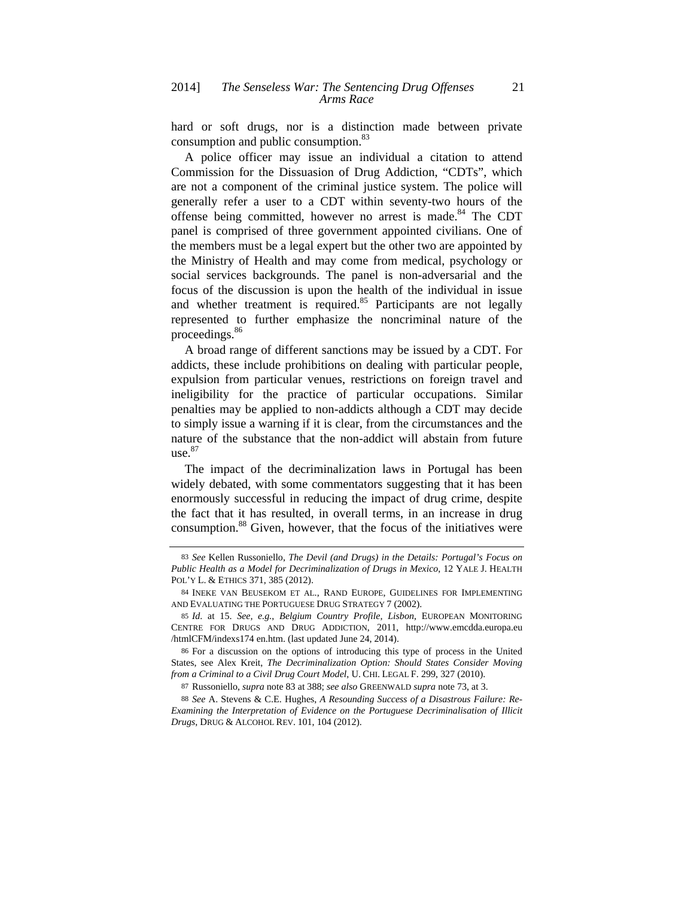hard or soft drugs, nor is a distinction made between private consumption and public consumption.[83]

A police officer may issue an individual a citation to attend Commission for the Dissuasion of Drug Addiction, "CDTs", which are not a component of the criminal justice system. The police will generally refer a user to a CDT within seventy-two hours of the offense being committed, however no arrest is made.[84] The CDT panel is comprised of three government appointed civilians. One of the members must be a legal expert but the other two are appointed by the Ministry of Health and may come from medical, psychology or social services backgrounds. The panel is non-adversarial and the focus of the discussion is upon the health of the individual in issue and whether treatment is required.[85] Participants are not legally represented to further emphasize the noncriminal nature of the proceedings.[86]

A broad range of different sanctions may be issued by a CDT. For addicts, these include prohibitions on dealing with particular people, expulsion from particular venues, restrictions on foreign travel and ineligibility for the practice of particular occupations. Similar penalties may be applied to non-addicts although a CDT may decide to simply issue a warning if it is clear, from the circumstances and the nature of the substance that the non-addict will abstain from future use.[87]

The impact of the decriminalization laws in Portugal has been widely debated, with some commentators suggesting that it has been enormously successful in reducing the impact of drug crime, despite the fact that it has resulted, in overall terms, in an increase in drug consumption.[88] Given, however, that the focus of the initiatives were

---

83 *See* Kellen Russoniello, *The Devil (and Drugs) in the Details: Portugal's Focus on Public Health as a Model for Decriminalization of Drugs in Mexico*, 12 YALE J. HEALTH POL'Y L. & ETHICS 371, 385 (2012).

84 INEKE VAN BEUSEKOM ET AL., RAND EUROPE, GUIDELINES FOR IMPLEMENTING AND EVALUATING THE PORTUGUESE DRUG STRATEGY 7 (2002).

85 *Id.* at 15. *See, e.g.*, *Belgium Country Profile, Lisbon*, EUROPEAN MONITORING CENTRE FOR DRUGS AND DRUG ADDICTION, 2011, http://www.emcdda.europa.eu /htmlCFM/indexs174 en.htm. (last updated June 24, 2014).

86 For a discussion on the options of introducing this type of process in the United States, see Alex Kreit, *The Decriminalization Option: Should States Consider Moving from a Criminal to a Civil Drug Court Model*, U. CHI. LEGAL F. 299, 327 (2010).

87 Russoniello, *supra* note 83 at 388; *see also* GREENWALD *supra* note 73, at 3.

88 *See* A. Stevens & C.E. Hughes, *A Resounding Success of a Disastrous Failure: Re-Examining the Interpretation of Evidence on the Portuguese Decriminalisation of Illicit Drugs*, DRUG & ALCOHOL REV. 101, 104 (2012).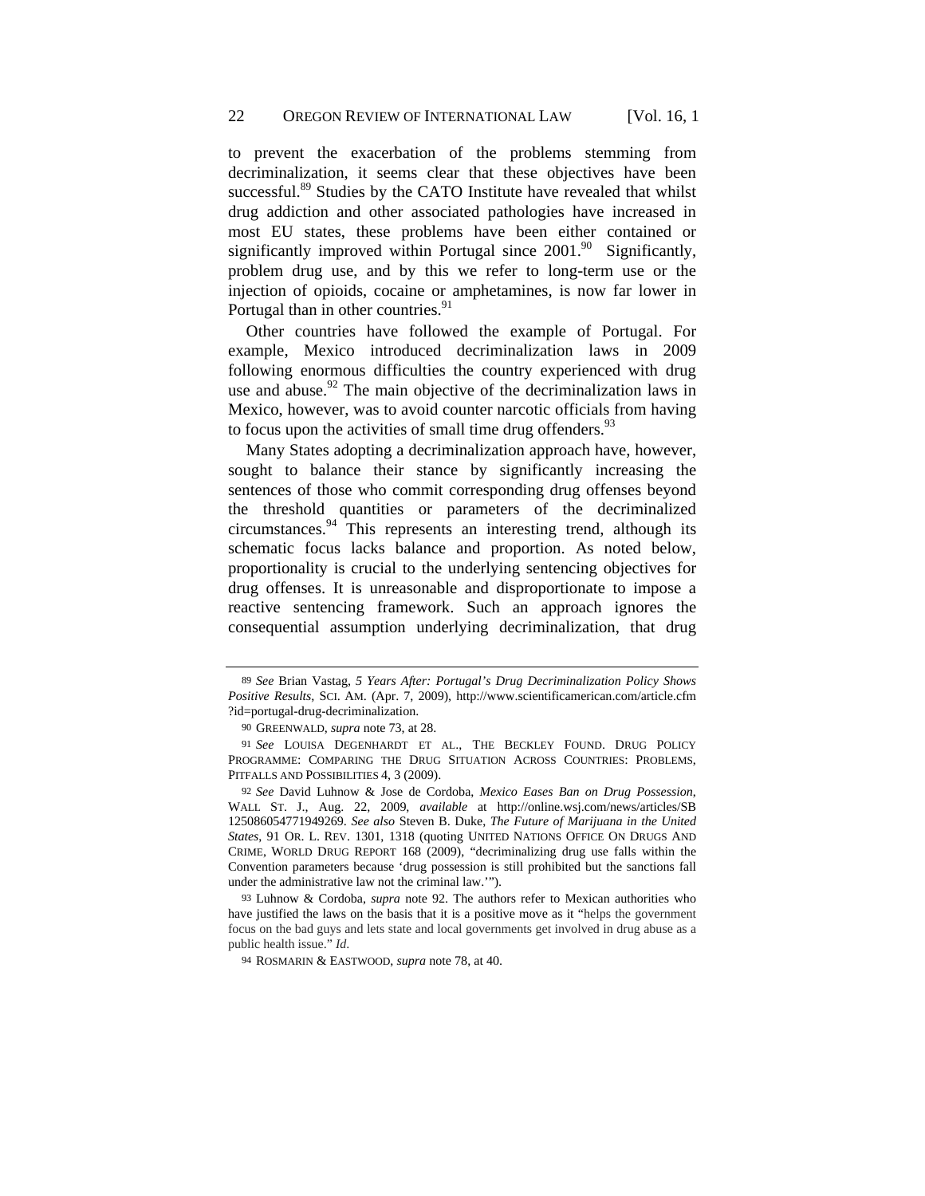to prevent the exacerbation of the problems stemming from decriminalization, it seems clear that these objectives have been successful.[89] Studies by the CATO Institute have revealed that whilst drug addiction and other associated pathologies have increased in most EU states, these problems have been either contained or significantly improved within Portugal since 2001.[90] Significantly, problem drug use, and by this we refer to long-term use or the injection of opioids, cocaine or amphetamines, is now far lower in Portugal than in other countries.[91]

Other countries have followed the example of Portugal. For example, Mexico introduced decriminalization laws in 2009 following enormous difficulties the country experienced with drug use and abuse.[92] The main objective of the decriminalization laws in Mexico, however, was to avoid counter narcotic officials from having to focus upon the activities of small time drug offenders.[93]

Many States adopting a decriminalization approach have, however, sought to balance their stance by significantly increasing the sentences of those who commit corresponding drug offenses beyond the threshold quantities or parameters of the decriminalized circumstances.[94] This represents an interesting trend, although its schematic focus lacks balance and proportion. As noted below, proportionality is crucial to the underlying sentencing objectives for drug offenses. It is unreasonable and disproportionate to impose a reactive sentencing framework. Such an approach ignores the consequential assumption underlying decriminalization, that drug

---

89 *See* Brian Vastag, *5 Years After: Portugal's Drug Decriminalization Policy Shows Positive Results*, SCI. AM. (Apr. 7, 2009), http://www.scientificamerican.com/article.cfm?id=portugal-drug-decriminalization.

90 GREENWALD, *supra* note 73, at 28.

91 *See* LOUISA DEGENHARDT ET AL., THE BECKLEY FOUND. DRUG POLICY PROGRAMME: COMPARING THE DRUG SITUATION ACROSS COUNTRIES: PROBLEMS, PITFALLS AND POSSIBILITIES 4, 3 (2009).

92 *See* David Luhnow & Jose de Cordoba, *Mexico Eases Ban on Drug Possession*, WALL ST. J., Aug. 22, 2009, *available* at http://online.wsj.com/news/articles/SB125086054771949269. *See also* Steven B. Duke, *The Future of Marijuana in the United States*, 91 OR. L. REV. 1301, 1318 (quoting UNITED NATIONS OFFICE ON DRUGS AND CRIME, WORLD DRUG REPORT 168 (2009), "decriminalizing drug use falls within the Convention parameters because 'drug possession is still prohibited but the sanctions fall under the administrative law not the criminal law.'").

93 Luhnow & Cordoba, *supra* note 92. The authors refer to Mexican authorities who have justified the laws on the basis that it is a positive move as it "helps the government focus on the bad guys and lets state and local governments get involved in drug abuse as a public health issue." *Id*.

94 ROSMARIN & EASTWOOD, *supra* note 78, at 40.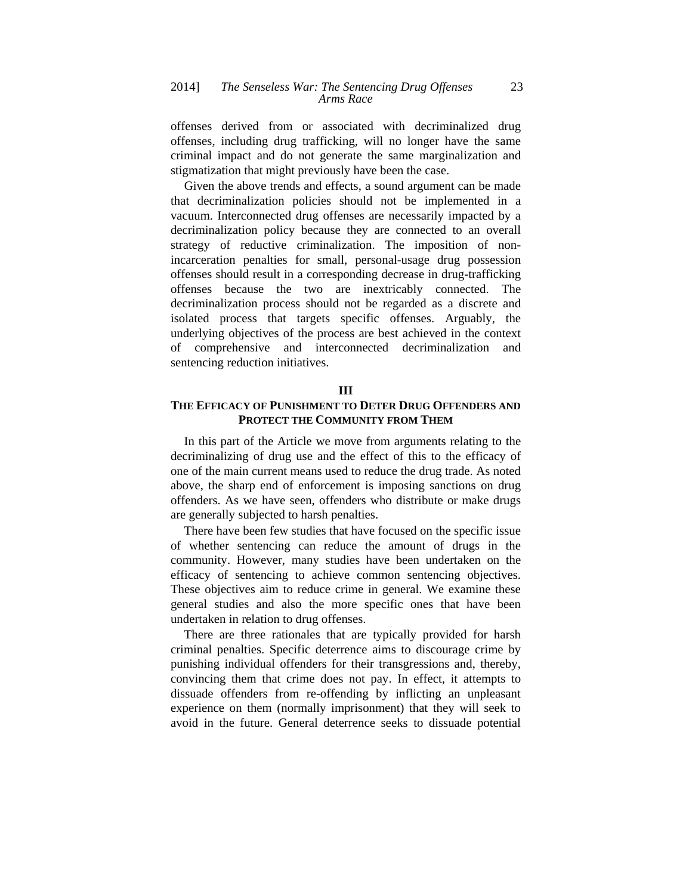offenses derived from or associated with decriminalized drug offenses, including drug trafficking, will no longer have the same criminal impact and do not generate the same marginalization and stigmatization that might previously have been the case.

Given the above trends and effects, a sound argument can be made that decriminalization policies should not be implemented in a vacuum. Interconnected drug offenses are necessarily impacted by a decriminalization policy because they are connected to an overall strategy of reductive criminalization. The imposition of non-incarceration penalties for small, personal-usage drug possession offenses should result in a corresponding decrease in drug-trafficking offenses because the two are inextricably connected. The decriminalization process should not be regarded as a discrete and isolated process that targets specific offenses. Arguably, the underlying objectives of the process are best achieved in the context of comprehensive and interconnected decriminalization and sentencing reduction initiatives.

## III

## THE EFFICACY OF PUNISHMENT TO DETER DRUG OFFENDERS AND PROTECT THE COMMUNITY FROM THEM

In this part of the Article we move from arguments relating to the decriminalizing of drug use and the effect of this to the efficacy of one of the main current means used to reduce the drug trade. As noted above, the sharp end of enforcement is imposing sanctions on drug offenders. As we have seen, offenders who distribute or make drugs are generally subjected to harsh penalties.

There have been few studies that have focused on the specific issue of whether sentencing can reduce the amount of drugs in the community. However, many studies have been undertaken on the efficacy of sentencing to achieve common sentencing objectives. These objectives aim to reduce crime in general. We examine these general studies and also the more specific ones that have been undertaken in relation to drug offenses.

There are three rationales that are typically provided for harsh criminal penalties. Specific deterrence aims to discourage crime by punishing individual offenders for their transgressions and, thereby, convincing them that crime does not pay. In effect, it attempts to dissuade offenders from re-offending by inflicting an unpleasant experience on them (normally imprisonment) that they will seek to avoid in the future. General deterrence seeks to dissuade potential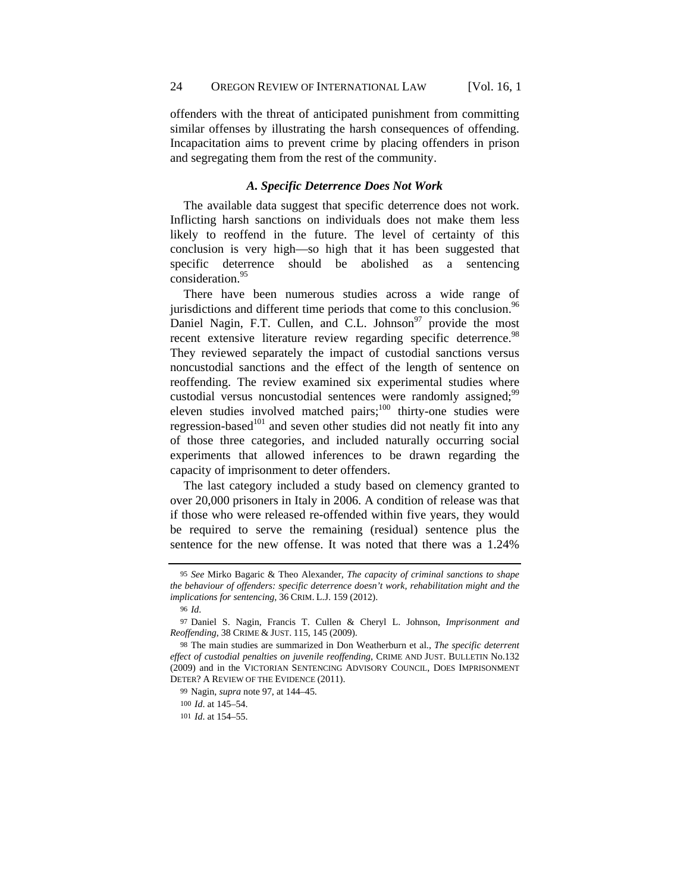offenders with the threat of anticipated punishment from committing similar offenses by illustrating the harsh consequences of offending. Incapacitation aims to prevent crime by placing offenders in prison and segregating them from the rest of the community.

### *A. Specific Deterrence Does Not Work*

The available data suggest that specific deterrence does not work. Inflicting harsh sanctions on individuals does not make them less likely to reoffend in the future. The level of certainty of this conclusion is very high—so high that it has been suggested that specific deterrence should be abolished as a sentencing consideration.[95]

There have been numerous studies across a wide range of jurisdictions and different time periods that come to this conclusion.[96] Daniel Nagin, F.T. Cullen, and C.L. Johnson[97] provide the most recent extensive literature review regarding specific deterrence.[98] They reviewed separately the impact of custodial sanctions versus noncustodial sanctions and the effect of the length of sentence on reoffending. The review examined six experimental studies where custodial versus noncustodial sentences were randomly assigned;[99] eleven studies involved matched pairs;[100] thirty-one studies were regression-based[101] and seven other studies did not neatly fit into any of those three categories, and included naturally occurring social experiments that allowed inferences to be drawn regarding the capacity of imprisonment to deter offenders.

The last category included a study based on clemency granted to over 20,000 prisoners in Italy in 2006. A condition of release was that if those who were released re-offended within five years, they would be required to serve the remaining (residual) sentence plus the sentence for the new offense. It was noted that there was a 1.24%

---

95 *See* Mirko Bagaric & Theo Alexander, *The capacity of criminal sanctions to shape the behaviour of offenders: specific deterrence doesn't work, rehabilitation might and the implications for sentencing*, 36 CRIM. L.J. 159 (2012).

96 *Id.*

97 Daniel S. Nagin, Francis T. Cullen & Cheryl L. Johnson, *Imprisonment and Reoffending*, 38 CRIME & JUST. 115, 145 (2009).

98 The main studies are summarized in Don Weatherburn et al., *The specific deterrent effect of custodial penalties on juvenile reoffending*, CRIME AND JUST. BULLETIN No.132 (2009) and in the VICTORIAN SENTENCING ADVISORY COUNCIL, DOES IMPRISONMENT DETER? A REVIEW OF THE EVIDENCE (2011).

99 Nagin, *supra* note 97, at 144–45.

100 *Id.* at 145–54.

101 *Id.* at 154–55.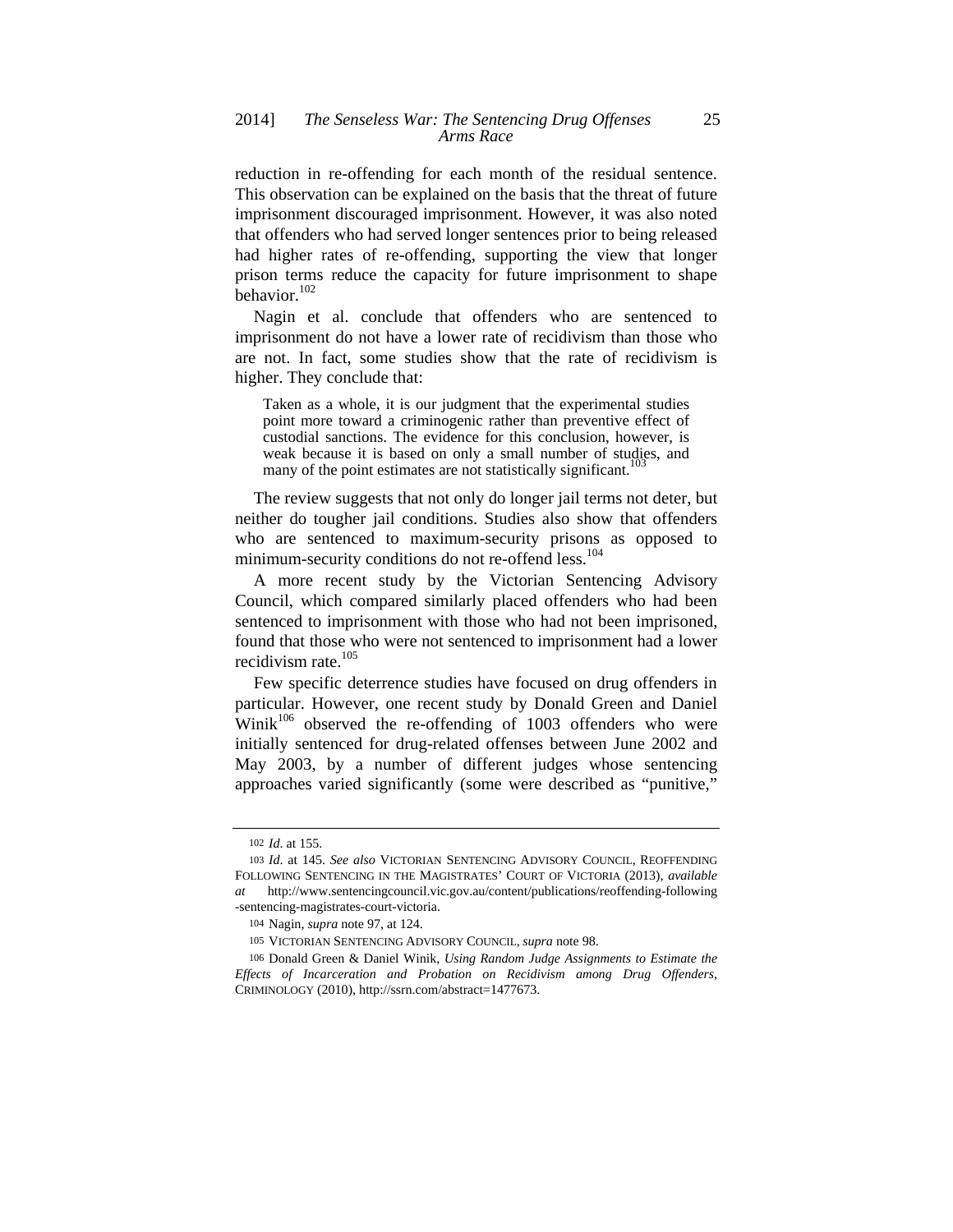reduction in re-offending for each month of the residual sentence. This observation can be explained on the basis that the threat of future imprisonment discouraged imprisonment. However, it was also noted that offenders who had served longer sentences prior to being released had higher rates of re-offending, supporting the view that longer prison terms reduce the capacity for future imprisonment to shape behavior.[102]

Nagin et al. conclude that offenders who are sentenced to imprisonment do not have a lower rate of recidivism than those who are not. In fact, some studies show that the rate of recidivism is higher. They conclude that:

> Taken as a whole, it is our judgment that the experimental studies point more toward a criminogenic rather than preventive effect of custodial sanctions. The evidence for this conclusion, however, is weak because it is based on only a small number of studies, and many of the point estimates are not statistically significant.[103]

The review suggests that not only do longer jail terms not deter, but neither do tougher jail conditions. Studies also show that offenders who are sentenced to maximum-security prisons as opposed to minimum-security conditions do not re-offend less.[104]

A more recent study by the Victorian Sentencing Advisory Council, which compared similarly placed offenders who had been sentenced to imprisonment with those who had not been imprisoned, found that those who were not sentenced to imprisonment had a lower recidivism rate.[105]

Few specific deterrence studies have focused on drug offenders in particular. However, one recent study by Donald Green and Daniel Winik[106] observed the re-offending of 1003 offenders who were initially sentenced for drug-related offenses between June 2002 and May 2003, by a number of different judges whose sentencing approaches varied significantly (some were described as "punitive,"

---

102 *Id.* at 155.

103 *Id.* at 145. *See also* VICTORIAN SENTENCING ADVISORY COUNCIL, REOFFENDING FOLLOWING SENTENCING IN THE MAGISTRATES' COURT OF VICTORIA (2013), *available at* http://www.sentencingcouncil.vic.gov.au/content/publications/reoffending-following-sentencing-magistrates-court-victoria.

104 Nagin, *supra* note 97, at 124.

105 VICTORIAN SENTENCING ADVISORY COUNCIL, *supra* note 98.

106 Donald Green & Daniel Winik, *Using Random Judge Assignments to Estimate the Effects of Incarceration and Probation on Recidivism among Drug Offenders*, CRIMINOLOGY (2010), http://ssrn.com/abstract=1477673.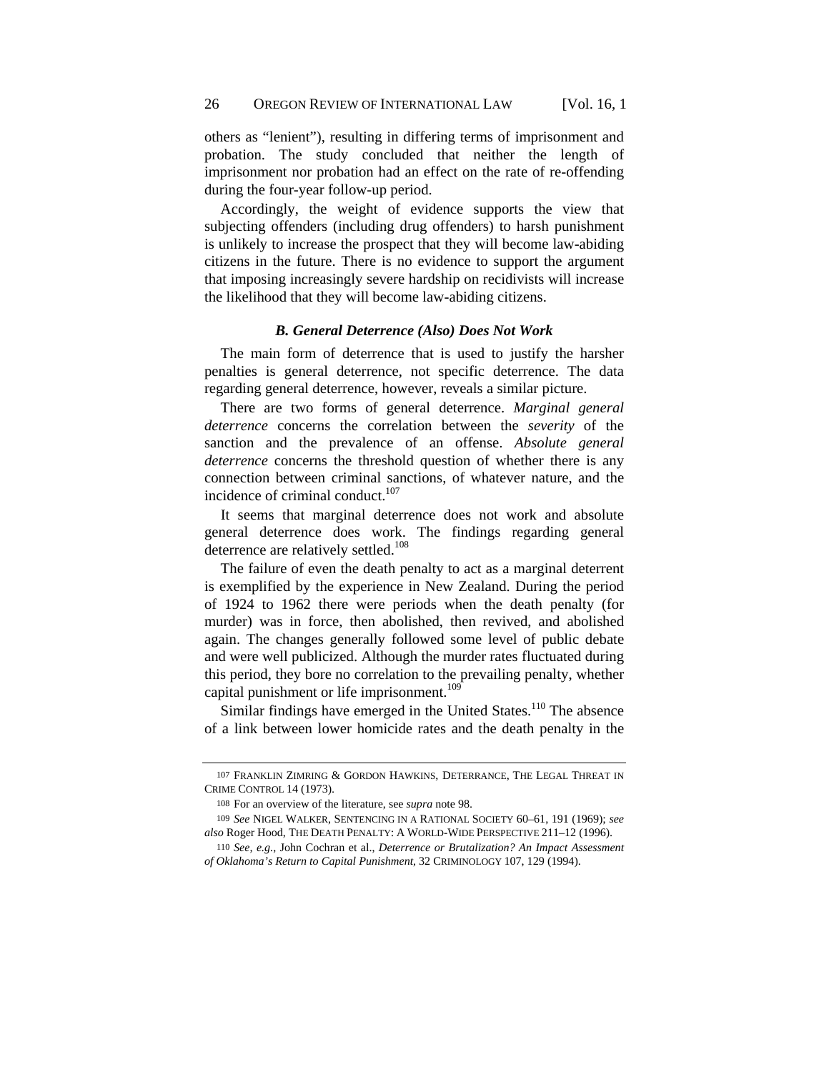others as "lenient"), resulting in differing terms of imprisonment and probation. The study concluded that neither the length of imprisonment nor probation had an effect on the rate of re-offending during the four-year follow-up period.

Accordingly, the weight of evidence supports the view that subjecting offenders (including drug offenders) to harsh punishment is unlikely to increase the prospect that they will become law-abiding citizens in the future. There is no evidence to support the argument that imposing increasingly severe hardship on recidivists will increase the likelihood that they will become law-abiding citizens.

### *B. General Deterrence (Also) Does Not Work*

The main form of deterrence that is used to justify the harsher penalties is general deterrence, not specific deterrence. The data regarding general deterrence, however, reveals a similar picture.

There are two forms of general deterrence. *Marginal general deterrence* concerns the correlation between the *severity* of the sanction and the prevalence of an offense. *Absolute general deterrence* concerns the threshold question of whether there is any connection between criminal sanctions, of whatever nature, and the incidence of criminal conduct.[107]

It seems that marginal deterrence does not work and absolute general deterrence does work. The findings regarding general deterrence are relatively settled.[108]

The failure of even the death penalty to act as a marginal deterrent is exemplified by the experience in New Zealand. During the period of 1924 to 1962 there were periods when the death penalty (for murder) was in force, then abolished, then revived, and abolished again. The changes generally followed some level of public debate and were well publicized. Although the murder rates fluctuated during this period, they bore no correlation to the prevailing penalty, whether capital punishment or life imprisonment.[109]

Similar findings have emerged in the United States.[110] The absence of a link between lower homicide rates and the death penalty in the

---

107 FRANKLIN ZIMRING & GORDON HAWKINS, DETERRANCE, THE LEGAL THREAT IN CRIME CONTROL 14 (1973).

108 For an overview of the literature, see *supra* note 98.

109 *See* NIGEL WALKER, SENTENCING IN A RATIONAL SOCIETY 60–61, 191 (1969); *see also* Roger Hood, THE DEATH PENALTY: A WORLD-WIDE PERSPECTIVE 211–12 (1996).

110 *See, e.g.*, John Cochran et al., *Deterrence or Brutalization? An Impact Assessment of Oklahoma's Return to Capital Punishment*, 32 CRIMINOLOGY 107, 129 (1994).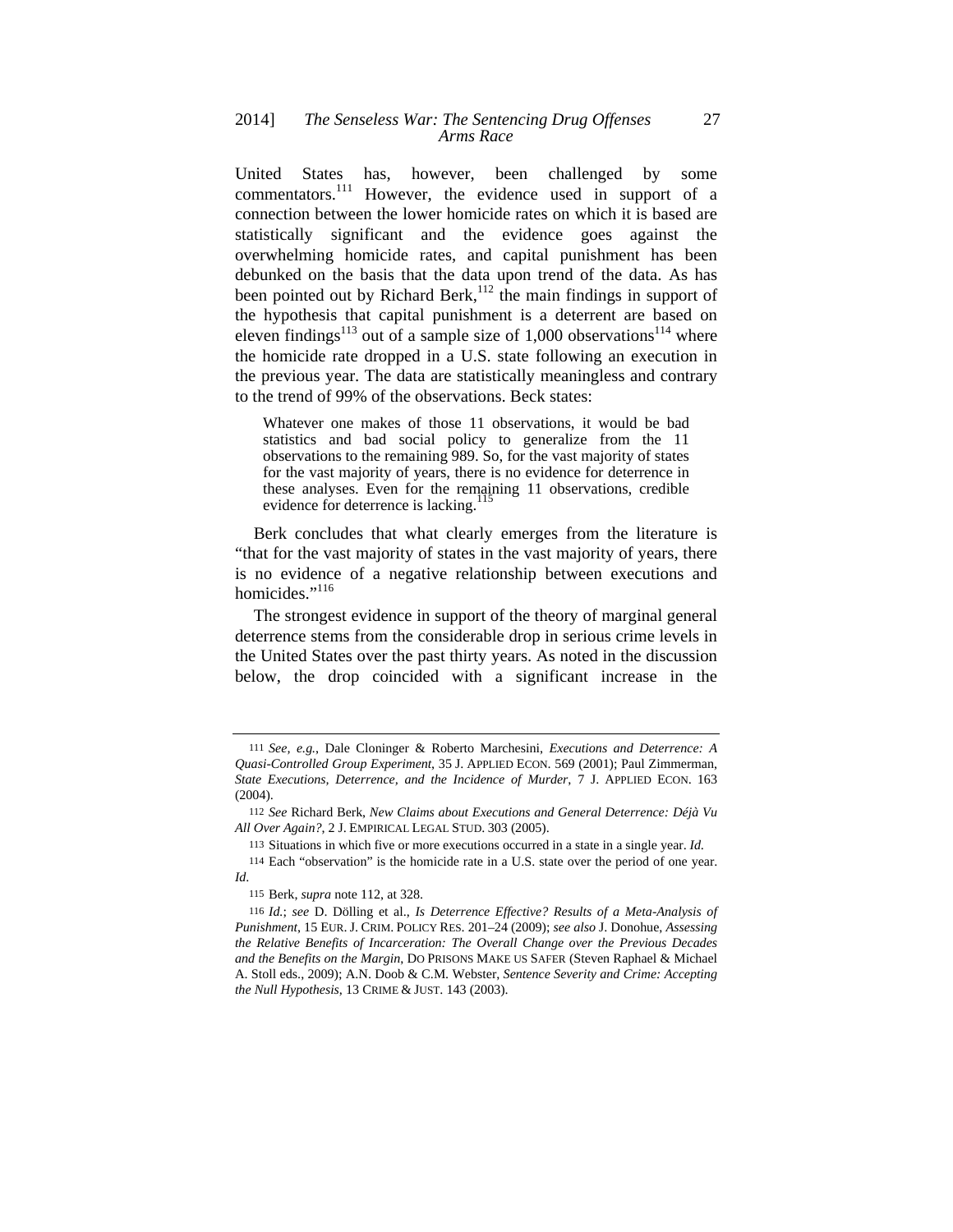United States has, however, been challenged by some commentators.[111] However, the evidence used in support of a connection between the lower homicide rates on which it is based are statistically significant and the evidence goes against the overwhelming homicide rates, and capital punishment has been debunked on the basis that the data upon trend of the data. As has been pointed out by Richard Berk,[112] the main findings in support of the hypothesis that capital punishment is a deterrent are based on eleven findings[113] out of a sample size of 1,000 observations[114] where the homicide rate dropped in a U.S. state following an execution in the previous year. The data are statistically meaningless and contrary to the trend of 99% of the observations. Beck states:

> Whatever one makes of those 11 observations, it would be bad statistics and bad social policy to generalize from the 11 observations to the remaining 989. So, for the vast majority of states for the vast majority of years, there is no evidence for deterrence in these analyses. Even for the remaining 11 observations, credible evidence for deterrence is lacking.[115]

Berk concludes that what clearly emerges from the literature is "that for the vast majority of states in the vast majority of years, there is no evidence of a negative relationship between executions and homicides."[116]

The strongest evidence in support of the theory of marginal general deterrence stems from the considerable drop in serious crime levels in the United States over the past thirty years. As noted in the discussion below, the drop coincided with a significant increase in the

---

111 *See, e.g.*, Dale Cloninger & Roberto Marchesini, *Executions and Deterrence: A Quasi-Controlled Group Experiment*, 35 J. APPLIED ECON. 569 (2001); Paul Zimmerman, *State Executions, Deterrence, and the Incidence of Murder*, 7 J. APPLIED ECON. 163 (2004).

112 *See* Richard Berk, *New Claims about Executions and General Deterrence: Déjà Vu All Over Again?*, 2 J. EMPIRICAL LEGAL STUD. 303 (2005).

113 Situations in which five or more executions occurred in a state in a single year. *Id.*

114 Each "observation" is the homicide rate in a U.S. state over the period of one year. *Id.*

115 Berk, *supra* note 112, at 328.

116 *Id.*; *see* D. Dölling et al., *Is Deterrence Effective? Results of a Meta-Analysis of Punishment*, 15 EUR. J. CRIM. POLICY RES. 201–24 (2009); *see also* J. Donohue, *Assessing the Relative Benefits of Incarceration: The Overall Change over the Previous Decades and the Benefits on the Margin*, DO PRISONS MAKE US SAFER (Steven Raphael & Michael A. Stoll eds., 2009); A.N. Doob & C.M. Webster, *Sentence Severity and Crime: Accepting the Null Hypothesis*, 13 CRIME & JUST. 143 (2003).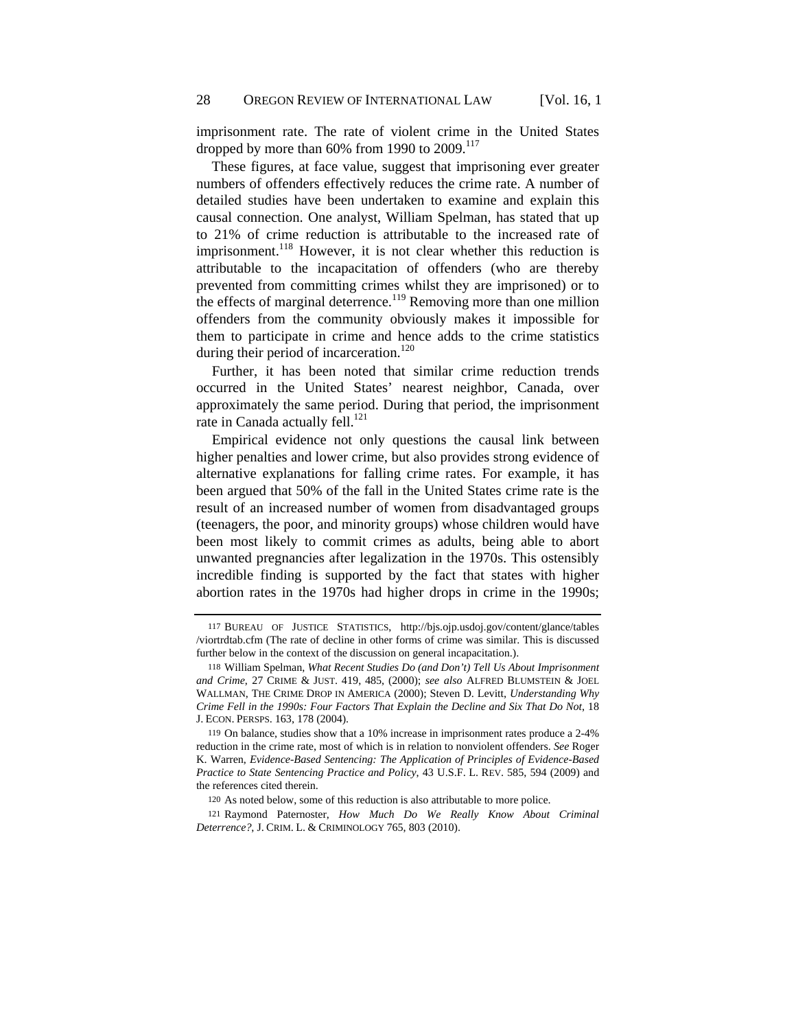imprisonment rate. The rate of violent crime in the United States dropped by more than 60% from 1990 to 2009.[117]

These figures, at face value, suggest that imprisoning ever greater numbers of offenders effectively reduces the crime rate. A number of detailed studies have been undertaken to examine and explain this causal connection. One analyst, William Spelman, has stated that up to 21% of crime reduction is attributable to the increased rate of imprisonment.[118] However, it is not clear whether this reduction is attributable to the incapacitation of offenders (who are thereby prevented from committing crimes whilst they are imprisoned) or to the effects of marginal deterrence.[119] Removing more than one million offenders from the community obviously makes it impossible for them to participate in crime and hence adds to the crime statistics during their period of incarceration.[120]

Further, it has been noted that similar crime reduction trends occurred in the United States' nearest neighbor, Canada, over approximately the same period. During that period, the imprisonment rate in Canada actually fell.[121]

Empirical evidence not only questions the causal link between higher penalties and lower crime, but also provides strong evidence of alternative explanations for falling crime rates. For example, it has been argued that 50% of the fall in the United States crime rate is the result of an increased number of women from disadvantaged groups (teenagers, the poor, and minority groups) whose children would have been most likely to commit crimes as adults, being able to abort unwanted pregnancies after legalization in the 1970s. This ostensibly incredible finding is supported by the fact that states with higher abortion rates in the 1970s had higher drops in crime in the 1990s;

---

117 BUREAU OF JUSTICE STATISTICS, http://bjs.ojp.usdoj.gov/content/glance/tables /viortrdtab.cfm (The rate of decline in other forms of crime was similar. This is discussed further below in the context of the discussion on general incapacitation.).

118 William Spelman, *What Recent Studies Do (and Don't) Tell Us About Imprisonment and Crime*, 27 CRIME & JUST. 419, 485, (2000); *see also* ALFRED BLUMSTEIN & JOEL WALLMAN, THE CRIME DROP IN AMERICA (2000); Steven D. Levitt, *Understanding Why Crime Fell in the 1990s: Four Factors That Explain the Decline and Six That Do Not*, 18 J. ECON. PERSPS. 163, 178 (2004).

119 On balance, studies show that a 10% increase in imprisonment rates produce a 2-4% reduction in the crime rate, most of which is in relation to nonviolent offenders. *See* Roger K. Warren, *Evidence-Based Sentencing: The Application of Principles of Evidence-Based Practice to State Sentencing Practice and Policy*, 43 U.S.F. L. REV. 585, 594 (2009) and the references cited therein.

120 As noted below, some of this reduction is also attributable to more police.

121 Raymond Paternoster, *How Much Do We Really Know About Criminal Deterrence?*, J. CRIM. L. & CRIMINOLOGY 765, 803 (2010).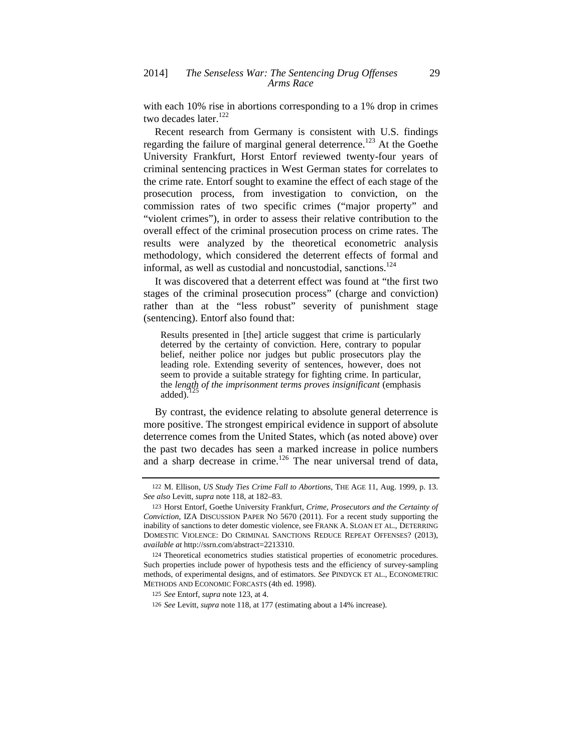with each 10% rise in abortions corresponding to a 1% drop in crimes two decades later.[122]

Recent research from Germany is consistent with U.S. findings regarding the failure of marginal general deterrence.[123] At the Goethe University Frankfurt, Horst Entorf reviewed twenty-four years of criminal sentencing practices in West German states for correlates to the crime rate. Entorf sought to examine the effect of each stage of the prosecution process, from investigation to conviction, on the commission rates of two specific crimes ("major property" and "violent crimes"), in order to assess their relative contribution to the overall effect of the criminal prosecution process on crime rates. The results were analyzed by the theoretical econometric analysis methodology, which considered the deterrent effects of formal and informal, as well as custodial and noncustodial, sanctions.[124]

It was discovered that a deterrent effect was found at "the first two stages of the criminal prosecution process" (charge and conviction) rather than at the "less robust" severity of punishment stage (sentencing). Entorf also found that:

> Results presented in [the] article suggest that crime is particularly deterred by the certainty of conviction. Here, contrary to popular belief, neither police nor judges but public prosecutors play the leading role. Extending severity of sentences, however, does not seem to provide a suitable strategy for fighting crime. In particular, the *length of the imprisonment terms proves insignificant* (emphasis added).[125]

By contrast, the evidence relating to absolute general deterrence is more positive. The strongest empirical evidence in support of absolute deterrence comes from the United States, which (as noted above) over the past two decades has seen a marked increase in police numbers and a sharp decrease in crime.[126] The near universal trend of data,

---

122 M. Ellison, *US Study Ties Crime Fall to Abortions*, THE AGE 11, Aug. 1999, p. 13. *See also* Levitt, *supra* note 118, at 182–83.

123 Horst Entorf, Goethe University Frankfurt, *Crime, Prosecutors and the Certainty of Conviction*, IZA DISCUSSION PAPER NO 5670 (2011). For a recent study supporting the inability of sanctions to deter domestic violence, see FRANK A. SLOAN ET AL., DETERRING DOMESTIC VIOLENCE: DO CRIMINAL SANCTIONS REDUCE REPEAT OFFENSES? (2013), *available at* http://ssrn.com/abstract=2213310.

124 Theoretical econometrics studies statistical properties of econometric procedures. Such properties include power of hypothesis tests and the efficiency of survey-sampling methods, of experimental designs, and of estimators. *See* PINDYCK ET AL., ECONOMETRIC METHODS AND ECONOMIC FORCASTS (4th ed. 1998).

125 *See* Entorf, *supra* note 123, at 4.

126 *See* Levitt, *supra* note 118, at 177 (estimating about a 14% increase).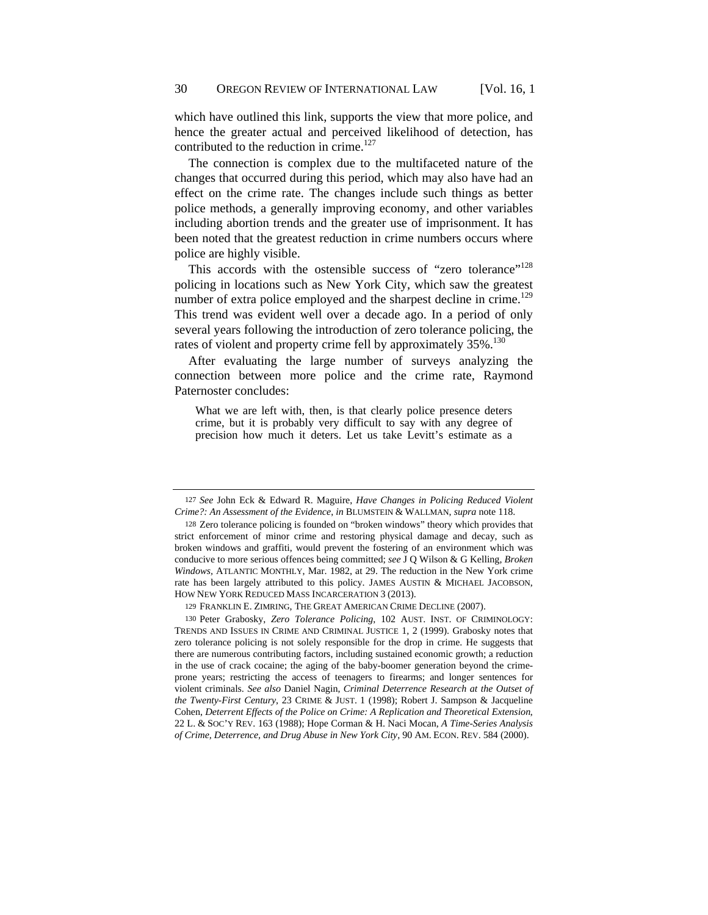which have outlined this link, supports the view that more police, and hence the greater actual and perceived likelihood of detection, has contributed to the reduction in crime.[127]

The connection is complex due to the multifaceted nature of the changes that occurred during this period, which may also have had an effect on the crime rate. The changes include such things as better police methods, a generally improving economy, and other variables including abortion trends and the greater use of imprisonment. It has been noted that the greatest reduction in crime numbers occurs where police are highly visible.

This accords with the ostensible success of "zero tolerance"[128] policing in locations such as New York City, which saw the greatest number of extra police employed and the sharpest decline in crime.[129] This trend was evident well over a decade ago. In a period of only several years following the introduction of zero tolerance policing, the rates of violent and property crime fell by approximately 35%.[130]

After evaluating the large number of surveys analyzing the connection between more police and the crime rate, Raymond Paternoster concludes:

> What we are left with, then, is that clearly police presence deters crime, but it is probably very difficult to say with any degree of precision how much it deters. Let us take Levitt's estimate as a

---

127 *See* John Eck & Edward R. Maguire, *Have Changes in Policing Reduced Violent Crime?: An Assessment of the Evidence*, *in* BLUMSTEIN & WALLMAN, *supra* note 118.

128 Zero tolerance policing is founded on "broken windows" theory which provides that strict enforcement of minor crime and restoring physical damage and decay, such as broken windows and graffiti, would prevent the fostering of an environment which was conducive to more serious offences being committed; *see* J Q Wilson & G Kelling, *Broken Windows*, ATLANTIC MONTHLY, Mar. 1982, at 29. The reduction in the New York crime rate has been largely attributed to this policy. JAMES AUSTIN & MICHAEL JACOBSON, HOW NEW YORK REDUCED MASS INCARCERATION 3 (2013).

129 FRANKLIN E. ZIMRING, THE GREAT AMERICAN CRIME DECLINE (2007).

130 Peter Grabosky, *Zero Tolerance Policing*, 102 AUST. INST. OF CRIMINOLOGY: TRENDS AND ISSUES IN CRIME AND CRIMINAL JUSTICE 1, 2 (1999). Grabosky notes that zero tolerance policing is not solely responsible for the drop in crime. He suggests that there are numerous contributing factors, including sustained economic growth; a reduction in the use of crack cocaine; the aging of the baby-boomer generation beyond the crime-prone years; restricting the access of teenagers to firearms; and longer sentences for violent criminals. *See also* Daniel Nagin, *Criminal Deterrence Research at the Outset of the Twenty-First Century*, 23 CRIME & JUST. 1 (1998); Robert J. Sampson & Jacqueline Cohen, *Deterrent Effects of the Police on Crime: A Replication and Theoretical Extension*, 22 L. & SOC'Y REV. 163 (1988); Hope Corman & H. Naci Mocan, *A Time-Series Analysis of Crime, Deterrence, and Drug Abuse in New York City*, 90 AM. ECON. REV. 584 (2000).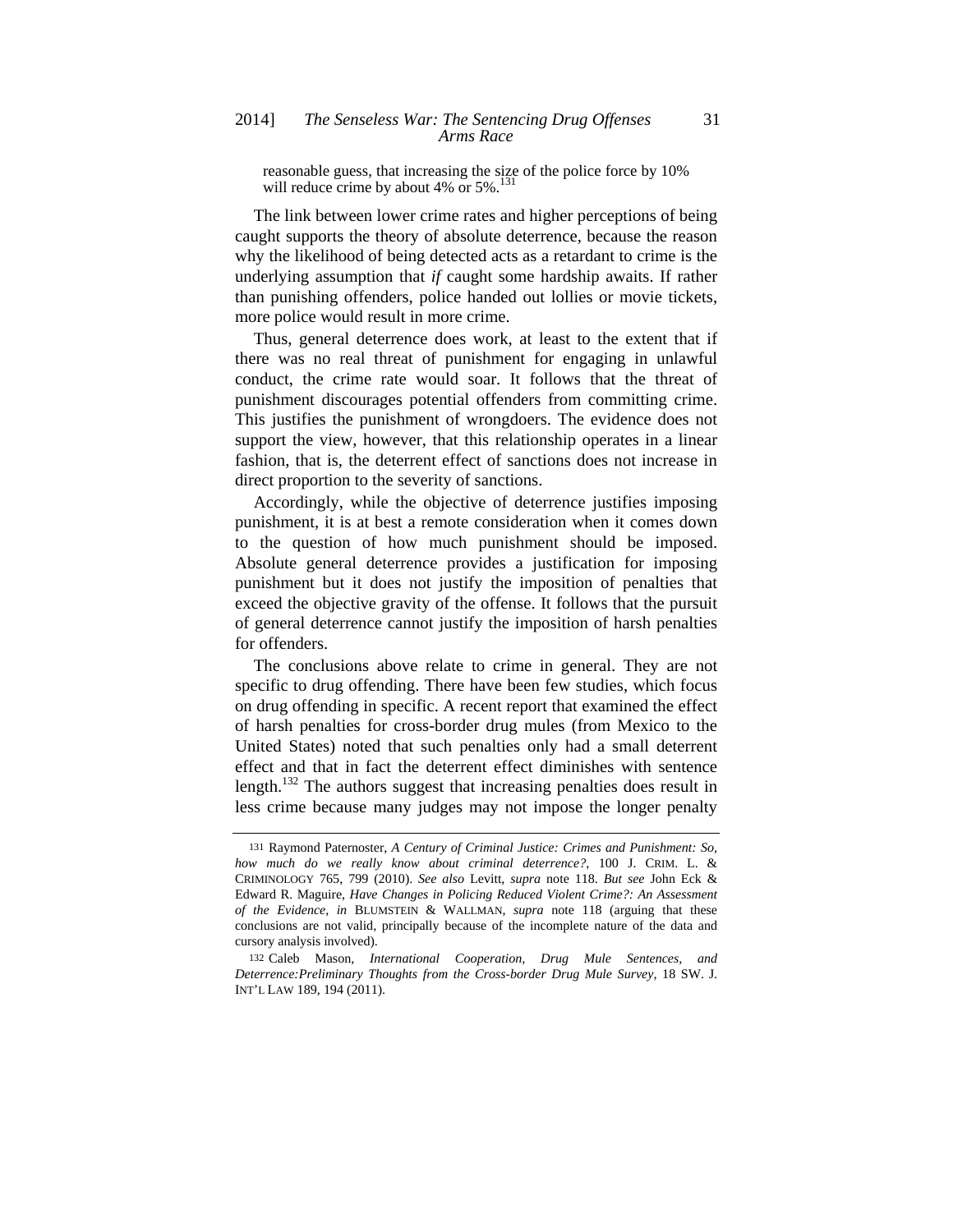reasonable guess, that increasing the size of the police force by 10% will reduce crime by about 4% or 5%.[131]

The link between lower crime rates and higher perceptions of being caught supports the theory of absolute deterrence, because the reason why the likelihood of being detected acts as a retardant to crime is the underlying assumption that *if* caught some hardship awaits. If rather than punishing offenders, police handed out lollies or movie tickets, more police would result in more crime.

Thus, general deterrence does work, at least to the extent that if there was no real threat of punishment for engaging in unlawful conduct, the crime rate would soar. It follows that the threat of punishment discourages potential offenders from committing crime. This justifies the punishment of wrongdoers. The evidence does not support the view, however, that this relationship operates in a linear fashion, that is, the deterrent effect of sanctions does not increase in direct proportion to the severity of sanctions.

Accordingly, while the objective of deterrence justifies imposing punishment, it is at best a remote consideration when it comes down to the question of how much punishment should be imposed. Absolute general deterrence provides a justification for imposing punishment but it does not justify the imposition of penalties that exceed the objective gravity of the offense. It follows that the pursuit of general deterrence cannot justify the imposition of harsh penalties for offenders.

The conclusions above relate to crime in general. They are not specific to drug offending. There have been few studies, which focus on drug offending in specific. A recent report that examined the effect of harsh penalties for cross-border drug mules (from Mexico to the United States) noted that such penalties only had a small deterrent effect and that in fact the deterrent effect diminishes with sentence length.[132] The authors suggest that increasing penalties does result in less crime because many judges may not impose the longer penalty

---

[131] Raymond Paternoster, *A Century of Criminal Justice: Crimes and Punishment: So, how much do we really know about criminal deterrence?*, 100 J. CRIM. L. & CRIMINOLOGY 765, 799 (2010). *See also* Levitt, *supra* note 118. *But see* John Eck & Edward R. Maguire, *Have Changes in Policing Reduced Violent Crime?: An Assessment of the Evidence*, *in* BLUMSTEIN & WALLMAN, *supra* note 118 (arguing that these conclusions are not valid, principally because of the incomplete nature of the data and cursory analysis involved).

[132] Caleb Mason, *International Cooperation, Drug Mule Sentences, and Deterrence:Preliminary Thoughts from the Cross-border Drug Mule Survey*, 18 SW. J. INT'L LAW 189, 194 (2011).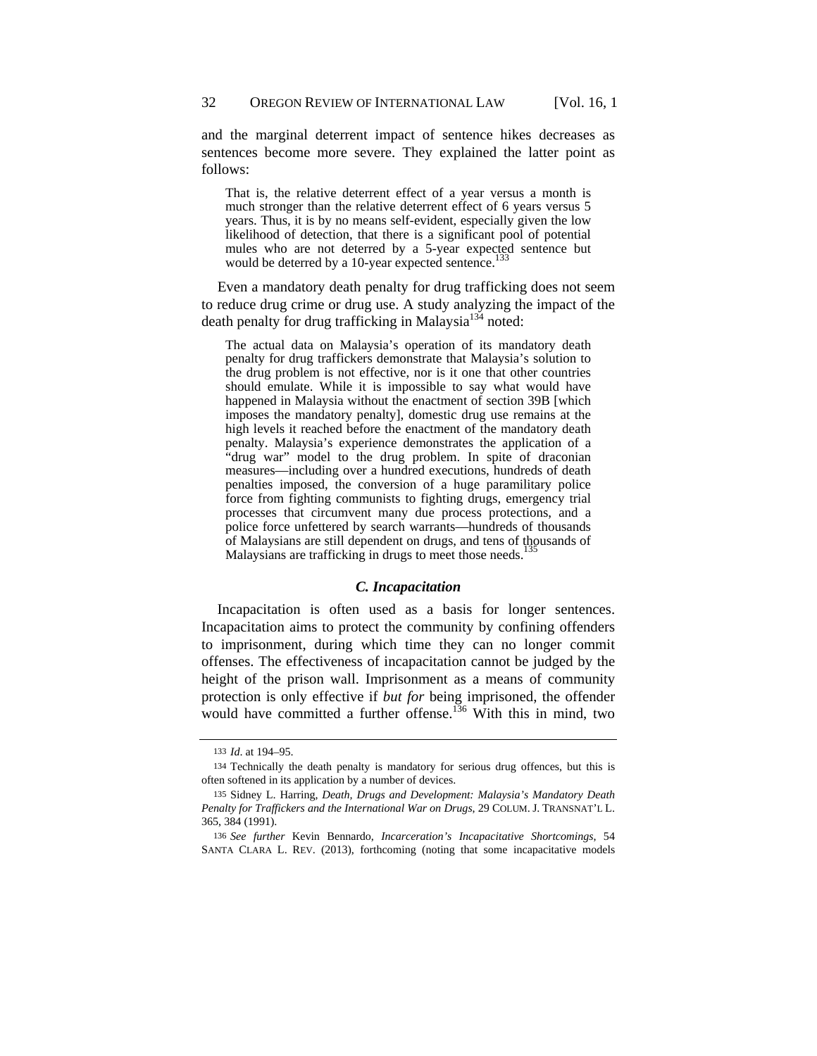and the marginal deterrent impact of sentence hikes decreases as sentences become more severe. They explained the latter point as follows:

> That is, the relative deterrent effect of a year versus a month is much stronger than the relative deterrent effect of 6 years versus 5 years. Thus, it is by no means self-evident, especially given the low likelihood of detection, that there is a significant pool of potential mules who are not deterred by a 5-year expected sentence but would be deterred by a 10-year expected sentence.[133]

Even a mandatory death penalty for drug trafficking does not seem to reduce drug crime or drug use. A study analyzing the impact of the death penalty for drug trafficking in Malaysia[134] noted:

> The actual data on Malaysia's operation of its mandatory death penalty for drug traffickers demonstrate that Malaysia's solution to the drug problem is not effective, nor is it one that other countries should emulate. While it is impossible to say what would have happened in Malaysia without the enactment of section 39B [which imposes the mandatory penalty], domestic drug use remains at the high levels it reached before the enactment of the mandatory death penalty. Malaysia's experience demonstrates the application of a "drug war" model to the drug problem. In spite of draconian measures—including over a hundred executions, hundreds of death penalties imposed, the conversion of a huge paramilitary police force from fighting communists to fighting drugs, emergency trial processes that circumvent many due process protections, and a police force unfettered by search warrants—hundreds of thousands of Malaysians are still dependent on drugs, and tens of thousands of Malaysians are trafficking in drugs to meet those needs.[135]

### *C. Incapacitation*

Incapacitation is often used as a basis for longer sentences. Incapacitation aims to protect the community by confining offenders to imprisonment, during which time they can no longer commit offenses. The effectiveness of incapacitation cannot be judged by the height of the prison wall. Imprisonment as a means of community protection is only effective if *but for* being imprisoned, the offender would have committed a further offense.[136] With this in mind, two

---

133 *Id.* at 194–95.

134 Technically the death penalty is mandatory for serious drug offences, but this is often softened in its application by a number of devices.

135 Sidney L. Harring, *Death, Drugs and Development: Malaysia's Mandatory Death Penalty for Traffickers and the International War on Drugs*, 29 COLUM. J. TRANSNAT'L L. 365, 384 (1991).

136 *See further* Kevin Bennardo, *Incarceration's Incapacitative Shortcomings*, 54 SANTA CLARA L. REV. (2013), forthcoming (noting that some incapacitative models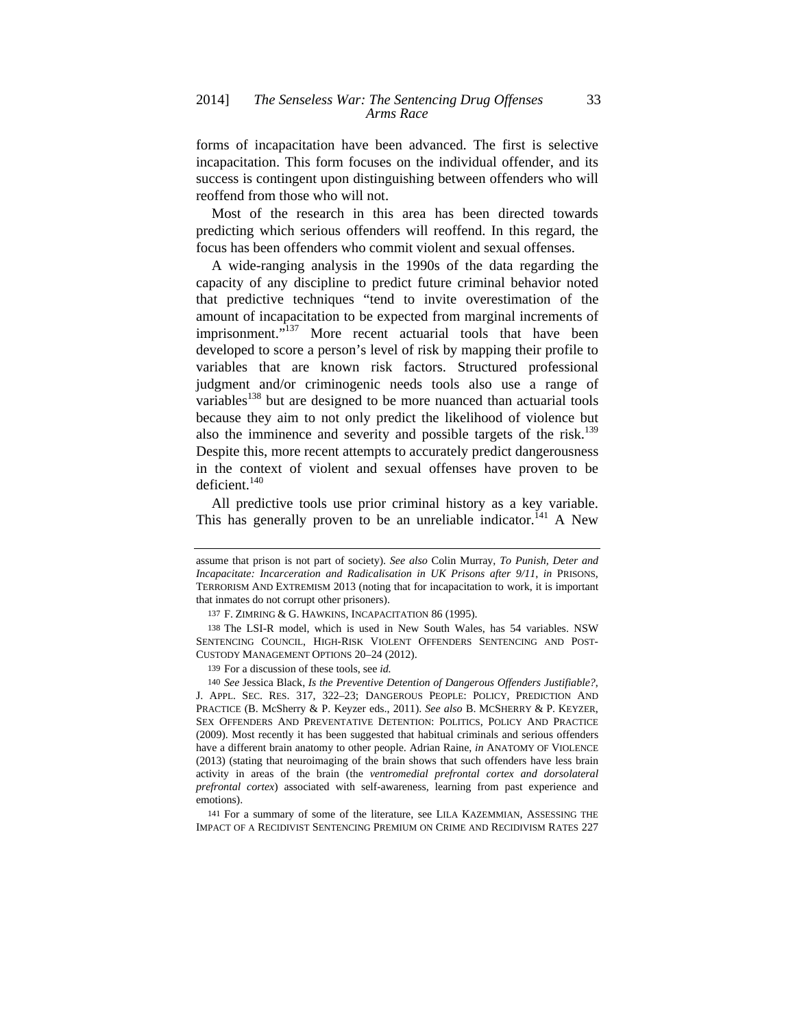forms of incapacitation have been advanced. The first is selective incapacitation. This form focuses on the individual offender, and its success is contingent upon distinguishing between offenders who will reoffend from those who will not.

Most of the research in this area has been directed towards predicting which serious offenders will reoffend. In this regard, the focus has been offenders who commit violent and sexual offenses.

A wide-ranging analysis in the 1990s of the data regarding the capacity of any discipline to predict future criminal behavior noted that predictive techniques "tend to invite overestimation of the amount of incapacitation to be expected from marginal increments of imprisonment."[137] More recent actuarial tools that have been developed to score a person's level of risk by mapping their profile to variables that are known risk factors. Structured professional judgment and/or criminogenic needs tools also use a range of variables[138] but are designed to be more nuanced than actuarial tools because they aim to not only predict the likelihood of violence but also the imminence and severity and possible targets of the risk.[139] Despite this, more recent attempts to accurately predict dangerousness in the context of violent and sexual offenses have proven to be deficient.[140]

All predictive tools use prior criminal history as a key variable. This has generally proven to be an unreliable indicator.[141] A New

---

assume that prison is not part of society). *See also* Colin Murray, *To Punish, Deter and Incapacitate: Incarceration and Radicalisation in UK Prisons after 9/11*, *in* PRISONS, TERRORISM AND EXTREMISM 2013 (noting that for incapacitation to work, it is important that inmates do not corrupt other prisoners).

137 F. ZIMRING & G. HAWKINS, INCAPACITATION 86 (1995).

138 The LSI-R model, which is used in New South Wales, has 54 variables. NSW SENTENCING COUNCIL, HIGH-RISK VIOLENT OFFENDERS SENTENCING AND POST-CUSTODY MANAGEMENT OPTIONS 20–24 (2012).

139 For a discussion of these tools, see *id.*

140 *See* Jessica Black, *Is the Preventive Detention of Dangerous Offenders Justifiable?*, J. APPL. SEC. RES. 317, 322–23; DANGEROUS PEOPLE: POLICY, PREDICTION AND PRACTICE (B. McSherry & P. Keyzer eds., 2011). *See also* B. MCSHERRY & P. KEYZER, SEX OFFENDERS AND PREVENTATIVE DETENTION: POLITICS, POLICY AND PRACTICE (2009). Most recently it has been suggested that habitual criminals and serious offenders have a different brain anatomy to other people. Adrian Raine, *in* ANATOMY OF VIOLENCE (2013) (stating that neuroimaging of the brain shows that such offenders have less brain activity in areas of the brain (the *ventromedial prefrontal cortex and dorsolateral prefrontal cortex*) associated with self-awareness, learning from past experience and emotions).

141 For a summary of some of the literature, see LILA KAZEMMIAN, ASSESSING THE IMPACT OF A RECIDIVIST SENTENCING PREMIUM ON CRIME AND RECIDIVISM RATES 227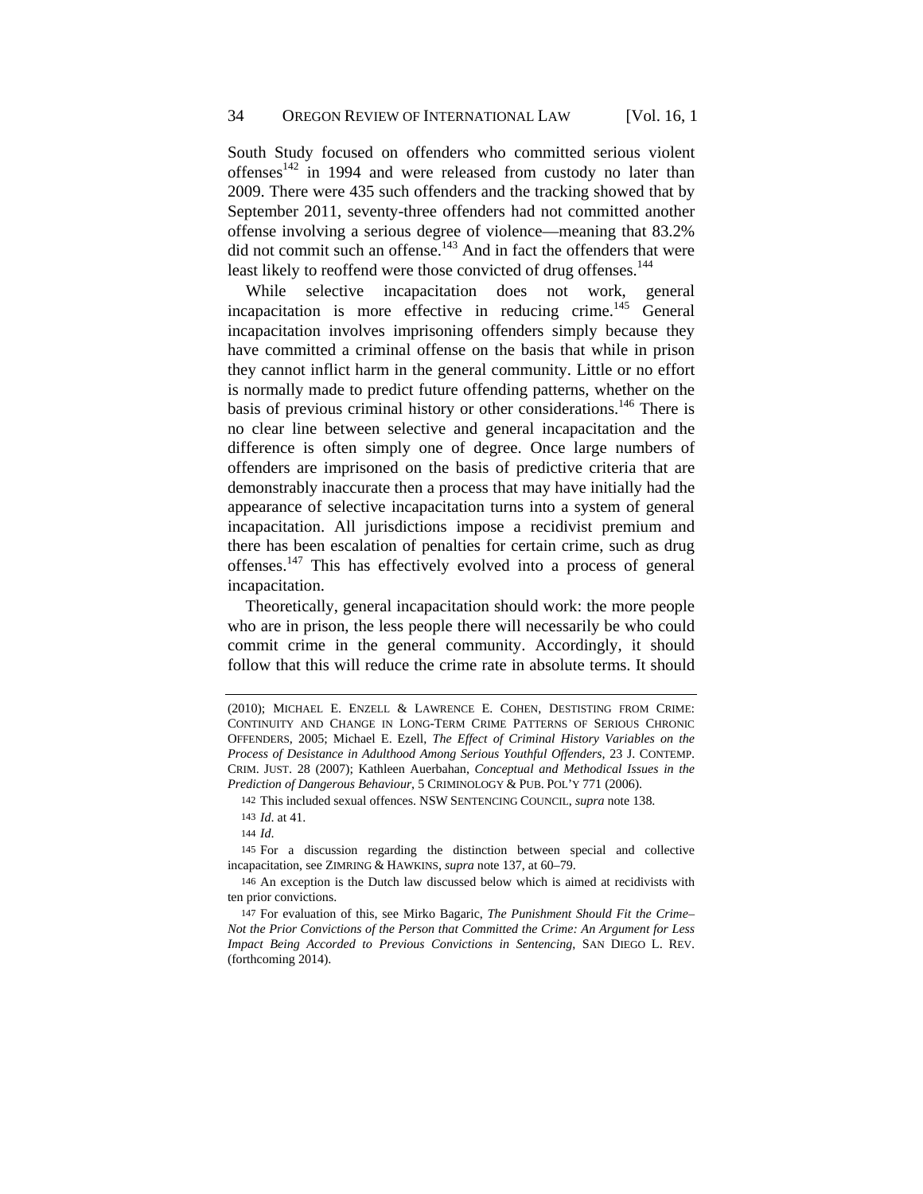South Study focused on offenders who committed serious violent offenses[142] in 1994 and were released from custody no later than 2009. There were 435 such offenders and the tracking showed that by September 2011, seventy-three offenders had not committed another offense involving a serious degree of violence—meaning that 83.2% did not commit such an offense.[143] And in fact the offenders that were least likely to reoffend were those convicted of drug offenses.[144]

While selective incapacitation does not work, general incapacitation is more effective in reducing crime.[145] General incapacitation involves imprisoning offenders simply because they have committed a criminal offense on the basis that while in prison they cannot inflict harm in the general community. Little or no effort is normally made to predict future offending patterns, whether on the basis of previous criminal history or other considerations.[146] There is no clear line between selective and general incapacitation and the difference is often simply one of degree. Once large numbers of offenders are imprisoned on the basis of predictive criteria that are demonstrably inaccurate then a process that may have initially had the appearance of selective incapacitation turns into a system of general incapacitation. All jurisdictions impose a recidivist premium and there has been escalation of penalties for certain crime, such as drug offenses.[147] This has effectively evolved into a process of general incapacitation.

Theoretically, general incapacitation should work: the more people who are in prison, the less people there will necessarily be who could commit crime in the general community. Accordingly, it should follow that this will reduce the crime rate in absolute terms. It should

---

(2010); MICHAEL E. ENZELL & LAWRENCE E. COHEN, DESTISTING FROM CRIME: CONTINUITY AND CHANGE IN LONG-TERM CRIME PATTERNS OF SERIOUS CHRONIC OFFENDERS, 2005; Michael E. Ezell, *The Effect of Criminal History Variables on the Process of Desistance in Adulthood Among Serious Youthful Offenders*, 23 J. CONTEMP. CRIM. JUST. 28 (2007); Kathleen Auerbahan, *Conceptual and Methodical Issues in the Prediction of Dangerous Behaviour*, 5 CRIMINOLOGY & PUB. POL'Y 771 (2006).

142 This included sexual offences. NSW SENTENCING COUNCIL, *supra* note 138.

143 *Id*. at 41.

144 *Id*.

145 For a discussion regarding the distinction between special and collective incapacitation, see ZIMRING & HAWKINS, *supra* note 137, at 60–79.

146 An exception is the Dutch law discussed below which is aimed at recidivists with ten prior convictions.

147 For evaluation of this, see Mirko Bagaric, *The Punishment Should Fit the Crime–Not the Prior Convictions of the Person that Committed the Crime: An Argument for Less Impact Being Accorded to Previous Convictions in Sentencing*, SAN DIEGO L. REV. (forthcoming 2014).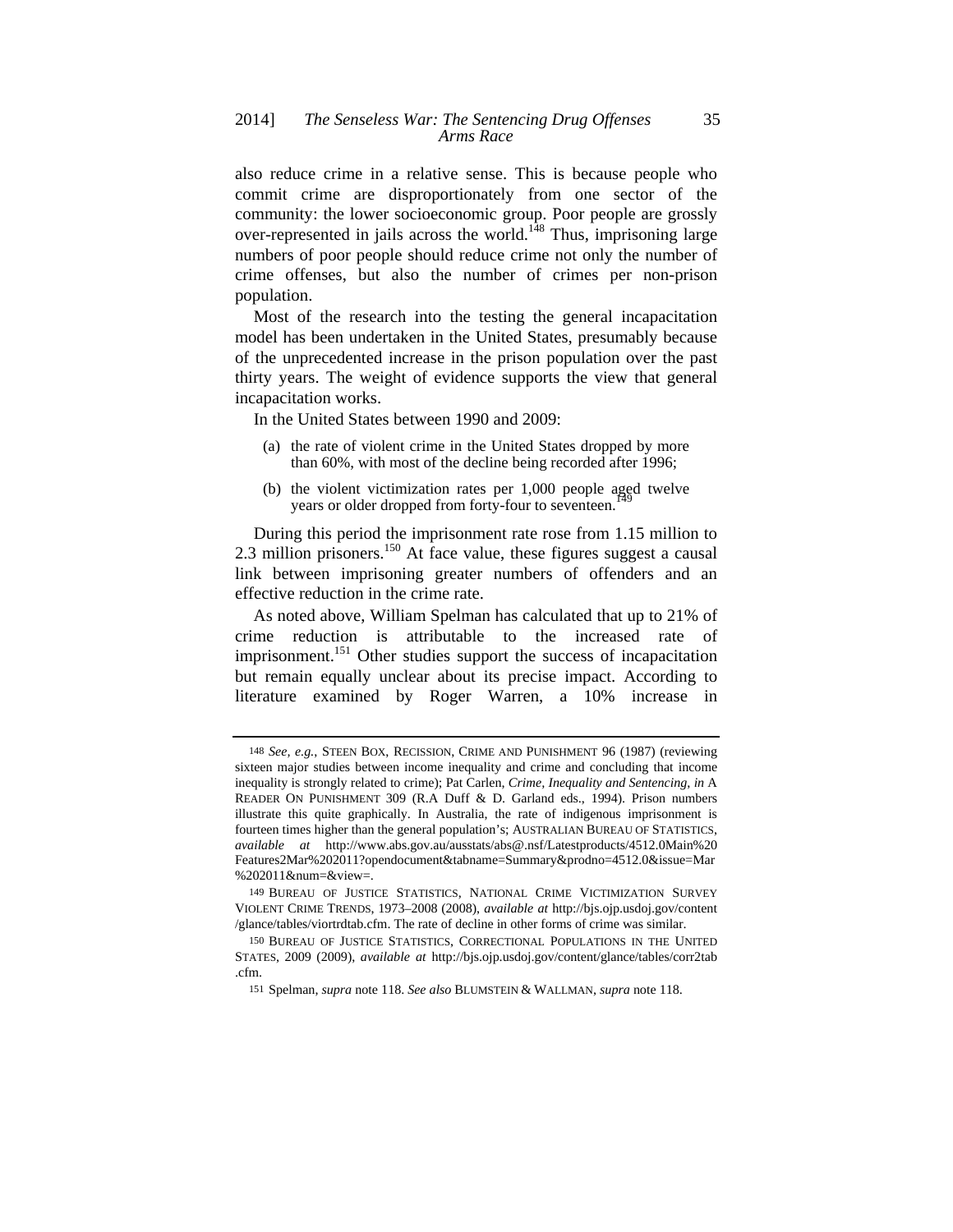also reduce crime in a relative sense. This is because people who commit crime are disproportionately from one sector of the community: the lower socioeconomic group. Poor people are grossly over-represented in jails across the world.[148] Thus, imprisoning large numbers of poor people should reduce crime not only the number of crime offenses, but also the number of crimes per non-prison population.

Most of the research into the testing the general incapacitation model has been undertaken in the United States, presumably because of the unprecedented increase in the prison population over the past thirty years. The weight of evidence supports the view that general incapacitation works.

In the United States between 1990 and 2009:

(a) the rate of violent crime in the United States dropped by more than 60%, with most of the decline being recorded after 1996;

(b) the violent victimization rates per 1,000 people aged twelve years or older dropped from forty-four to seventeen.[149]

During this period the imprisonment rate rose from 1.15 million to 2.3 million prisoners.[150] At face value, these figures suggest a causal link between imprisoning greater numbers of offenders and an effective reduction in the crime rate.

As noted above, William Spelman has calculated that up to 21% of crime reduction is attributable to the increased rate of imprisonment.[151] Other studies support the success of incapacitation but remain equally unclear about its precise impact. According to literature examined by Roger Warren, a 10% increase in

---

148 *See, e.g.*, STEEN BOX, RECISSION, CRIME AND PUNISHMENT 96 (1987) (reviewing sixteen major studies between income inequality and crime and concluding that income inequality is strongly related to crime); Pat Carlen, *Crime, Inequality and Sentencing*, *in* A READER ON PUNISHMENT 309 (R.A Duff & D. Garland eds., 1994). Prison numbers illustrate this quite graphically. In Australia, the rate of indigenous imprisonment is fourteen times higher than the general population's; AUSTRALIAN BUREAU OF STATISTICS, *available at* http://www.abs.gov.au/ausstats/abs@.nsf/Latestproducts/4512.0Main%20Features2Mar%202011?opendocument&tabname=Summary&prodno=4512.0&issue=Mar%202011&num=&view=.

149 BUREAU OF JUSTICE STATISTICS, NATIONAL CRIME VICTIMIZATION SURVEY VIOLENT CRIME TRENDS, 1973–2008 (2008), *available at* http://bjs.ojp.usdoj.gov/content/glance/tables/viortrdtab.cfm. The rate of decline in other forms of crime was similar.

150 BUREAU OF JUSTICE STATISTICS, CORRECTIONAL POPULATIONS IN THE UNITED STATES, 2009 (2009), *available at* http://bjs.ojp.usdoj.gov/content/glance/tables/corr2tab.cfm.

151 Spelman, *supra* note 118. *See also* BLUMSTEIN & WALLMAN, *supra* note 118.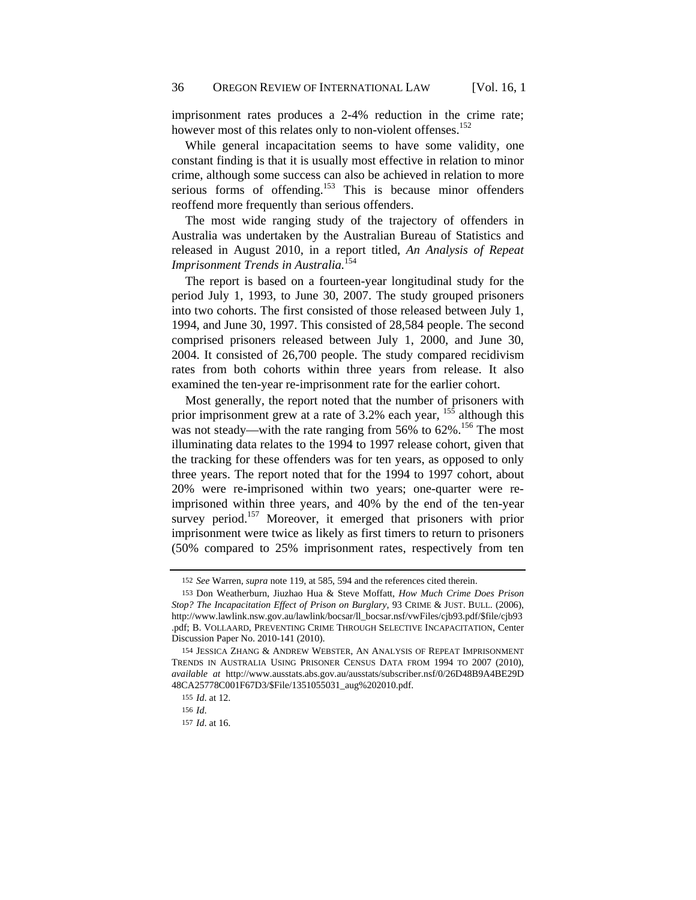imprisonment rates produces a 2-4% reduction in the crime rate; however most of this relates only to non-violent offenses.[152]

While general incapacitation seems to have some validity, one constant finding is that it is usually most effective in relation to minor crime, although some success can also be achieved in relation to more serious forms of offending.[153] This is because minor offenders reoffend more frequently than serious offenders.

The most wide ranging study of the trajectory of offenders in Australia was undertaken by the Australian Bureau of Statistics and released in August 2010, in a report titled, *An Analysis of Repeat Imprisonment Trends in Australia*.[154]

The report is based on a fourteen-year longitudinal study for the period July 1, 1993, to June 30, 2007. The study grouped prisoners into two cohorts. The first consisted of those released between July 1, 1994, and June 30, 1997. This consisted of 28,584 people. The second comprised prisoners released between July 1, 2000, and June 30, 2004. It consisted of 26,700 people. The study compared recidivism rates from both cohorts within three years from release. It also examined the ten-year re-imprisonment rate for the earlier cohort.

Most generally, the report noted that the number of prisoners with prior imprisonment grew at a rate of 3.2% each year, [155] although this was not steady—with the rate ranging from 56% to 62%.[156] The most illuminating data relates to the 1994 to 1997 release cohort, given that the tracking for these offenders was for ten years, as opposed to only three years. The report noted that for the 1994 to 1997 cohort, about 20% were re-imprisoned within two years; one-quarter were re-imprisoned within three years, and 40% by the end of the ten-year survey period.[157] Moreover, it emerged that prisoners with prior imprisonment were twice as likely as first timers to return to prisoners (50% compared to 25% imprisonment rates, respectively from ten

---

152 *See* Warren, *supra* note 119, at 585, 594 and the references cited therein.

153 Don Weatherburn, Jiuzhao Hua & Steve Moffatt, *How Much Crime Does Prison Stop? The Incapacitation Effect of Prison on Burglary*, 93 CRIME & JUST. BULL. (2006), http://www.lawlink.nsw.gov.au/lawlink/bocsar/ll_bocsar.nsf/vwFiles/cjb93.pdf/$file/cjb93.pdf; B. VOLLAARD, PREVENTING CRIME THROUGH SELECTIVE INCAPACITATION, Center Discussion Paper No. 2010-141 (2010).

154 JESSICA ZHANG & ANDREW WEBSTER, AN ANALYSIS OF REPEAT IMPRISONMENT TRENDS IN AUSTRALIA USING PRISONER CENSUS DATA FROM 1994 TO 2007 (2010), *available at* http://www.ausstats.abs.gov.au/ausstats/subscriber.nsf/0/26D48B9A4BE29D48CA25778C001F67D3/$File/1351055031_aug%202010.pdf.

155 *Id.* at 12.

156 *Id.*

157 *Id.* at 16.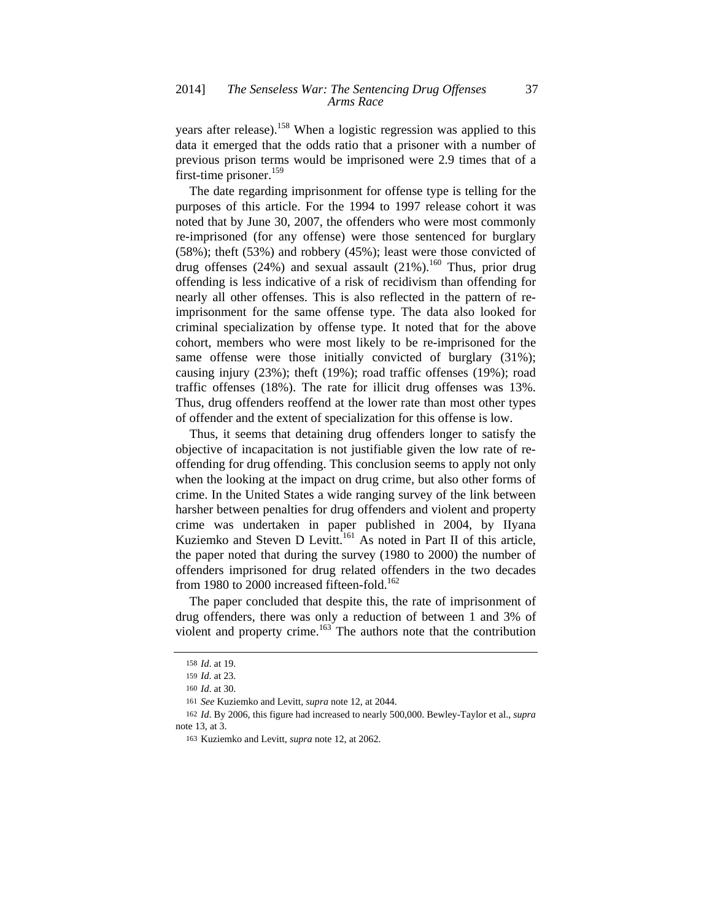years after release).[158] When a logistic regression was applied to this data it emerged that the odds ratio that a prisoner with a number of previous prison terms would be imprisoned were 2.9 times that of a first-time prisoner.[159]

The date regarding imprisonment for offense type is telling for the purposes of this article. For the 1994 to 1997 release cohort it was noted that by June 30, 2007, the offenders who were most commonly re-imprisoned (for any offense) were those sentenced for burglary (58%); theft (53%) and robbery (45%); least were those convicted of drug offenses (24%) and sexual assault (21%).[160] Thus, prior drug offending is less indicative of a risk of recidivism than offending for nearly all other offenses. This is also reflected in the pattern of re-imprisonment for the same offense type. The data also looked for criminal specialization by offense type. It noted that for the above cohort, members who were most likely to be re-imprisoned for the same offense were those initially convicted of burglary (31%); causing injury (23%); theft (19%); road traffic offenses (19%); road traffic offenses (18%). The rate for illicit drug offenses was 13%. Thus, drug offenders reoffend at the lower rate than most other types of offender and the extent of specialization for this offense is low.

Thus, it seems that detaining drug offenders longer to satisfy the objective of incapacitation is not justifiable given the low rate of re-offending for drug offending. This conclusion seems to apply not only when the looking at the impact on drug crime, but also other forms of crime. In the United States a wide ranging survey of the link between harsher between penalties for drug offenders and violent and property crime was undertaken in paper published in 2004, by IIyana Kuziemko and Steven D Levitt.[161] As noted in Part II of this article, the paper noted that during the survey (1980 to 2000) the number of offenders imprisoned for drug related offenders in the two decades from 1980 to 2000 increased fifteen-fold.[162]

The paper concluded that despite this, the rate of imprisonment of drug offenders, there was only a reduction of between 1 and 3% of violent and property crime.[163] The authors note that the contribution

---

158 *Id*. at 19.

159 *Id*. at 23.

160 *Id*. at 30.

161 *See* Kuziemko and Levitt, *supra* note 12, at 2044.

162 *Id*. By 2006, this figure had increased to nearly 500,000. Bewley-Taylor et al., *supra* note 13, at 3.

163 Kuziemko and Levitt, *supra* note 12, at 2062.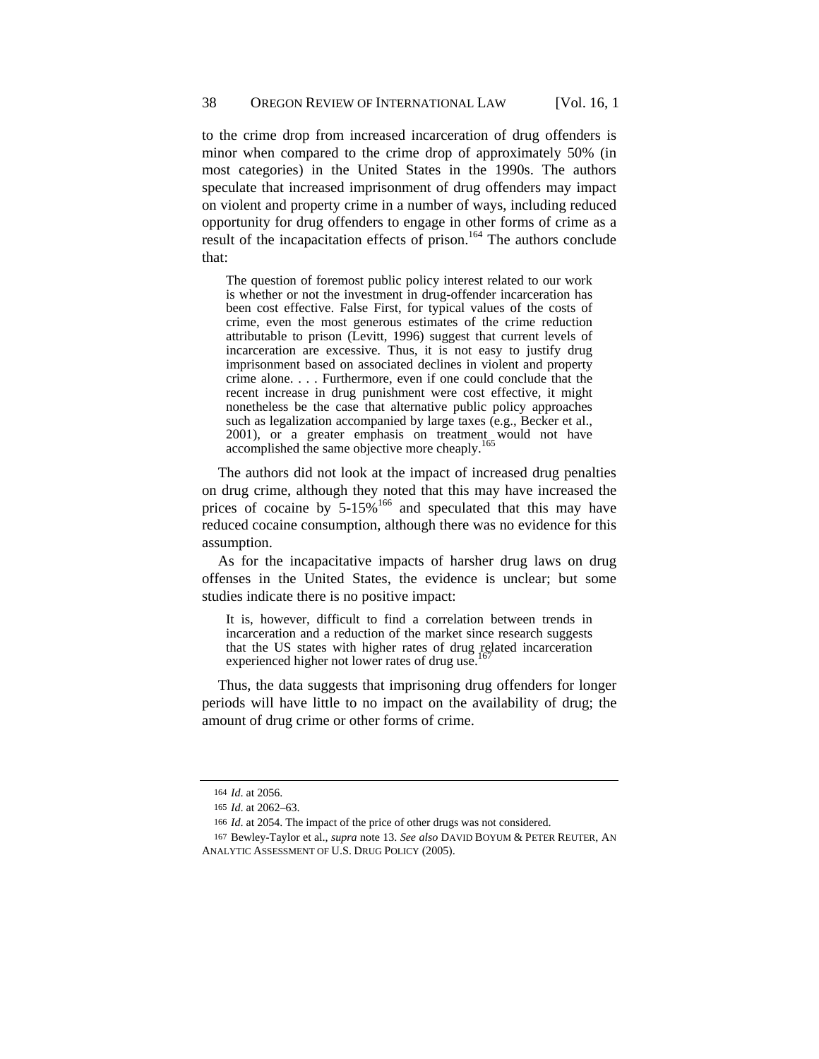to the crime drop from increased incarceration of drug offenders is minor when compared to the crime drop of approximately 50% (in most categories) in the United States in the 1990s. The authors speculate that increased imprisonment of drug offenders may impact on violent and property crime in a number of ways, including reduced opportunity for drug offenders to engage in other forms of crime as a result of the incapacitation effects of prison.[164] The authors conclude that:

> The question of foremost public policy interest related to our work is whether or not the investment in drug-offender incarceration has been cost effective. False First, for typical values of the costs of crime, even the most generous estimates of the crime reduction attributable to prison (Levitt, 1996) suggest that current levels of incarceration are excessive. Thus, it is not easy to justify drug imprisonment based on associated declines in violent and property crime alone. . . . Furthermore, even if one could conclude that the recent increase in drug punishment were cost effective, it might nonetheless be the case that alternative public policy approaches such as legalization accompanied by large taxes (e.g., Becker et al., 2001), or a greater emphasis on treatment would not have accomplished the same objective more cheaply.[165]

The authors did not look at the impact of increased drug penalties on drug crime, although they noted that this may have increased the prices of cocaine by 5-15%[166] and speculated that this may have reduced cocaine consumption, although there was no evidence for this assumption.

As for the incapacitative impacts of harsher drug laws on drug offenses in the United States, the evidence is unclear; but some studies indicate there is no positive impact:

> It is, however, difficult to find a correlation between trends in incarceration and a reduction of the market since research suggests that the US states with higher rates of drug related incarceration experienced higher not lower rates of drug use.[167]

Thus, the data suggests that imprisoning drug offenders for longer periods will have little to no impact on the availability of drug; the amount of drug crime or other forms of crime.

---

164 *Id*. at 2056.

165 *Id*. at 2062–63.

166 *Id*. at 2054. The impact of the price of other drugs was not considered.

167 Bewley-Taylor et al., *supra* note 13. *See also* DAVID BOYUM & PETER REUTER, AN ANALYTIC ASSESSMENT OF U.S. DRUG POLICY (2005).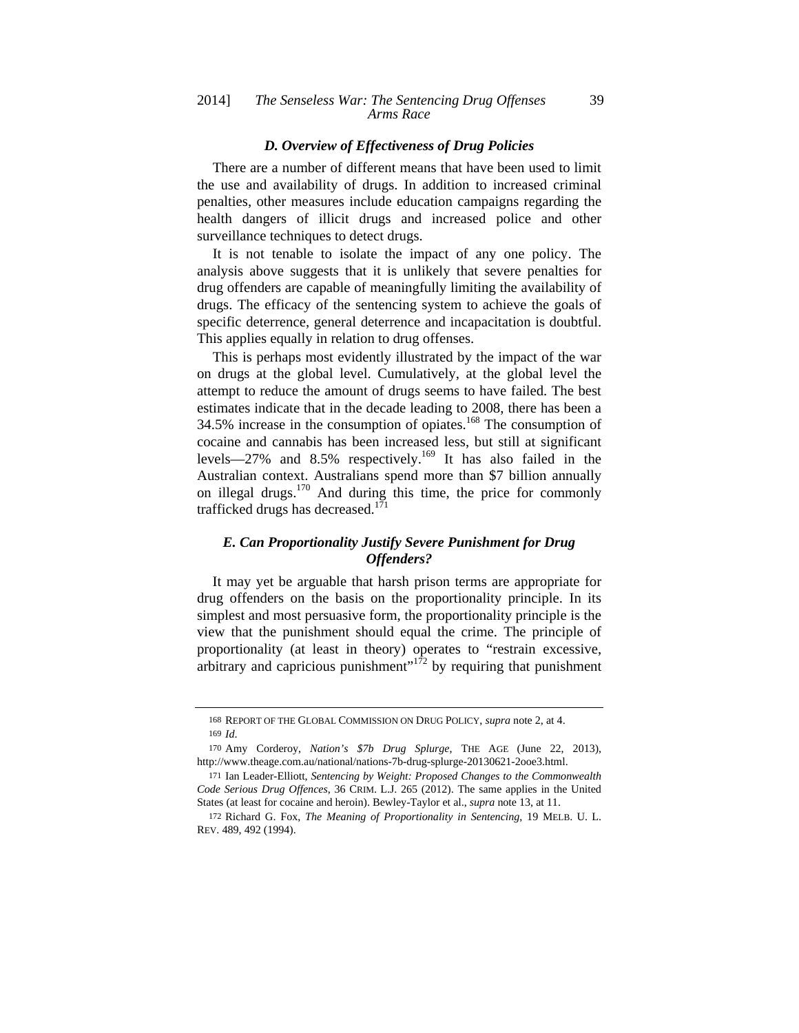### *D. Overview of Effectiveness of Drug Policies*

There are a number of different means that have been used to limit the use and availability of drugs. In addition to increased criminal penalties, other measures include education campaigns regarding the health dangers of illicit drugs and increased police and other surveillance techniques to detect drugs.

It is not tenable to isolate the impact of any one policy. The analysis above suggests that it is unlikely that severe penalties for drug offenders are capable of meaningfully limiting the availability of drugs. The efficacy of the sentencing system to achieve the goals of specific deterrence, general deterrence and incapacitation is doubtful. This applies equally in relation to drug offenses.

This is perhaps most evidently illustrated by the impact of the war on drugs at the global level. Cumulatively, at the global level the attempt to reduce the amount of drugs seems to have failed. The best estimates indicate that in the decade leading to 2008, there has been a 34.5% increase in the consumption of opiates.[168] The consumption of cocaine and cannabis has been increased less, but still at significant levels—27% and 8.5% respectively.[169] It has also failed in the Australian context. Australians spend more than $7 billion annually on illegal drugs.[170] And during this time, the price for commonly trafficked drugs has decreased.[171]

### *E. Can Proportionality Justify Severe Punishment for Drug Offenders?*

It may yet be arguable that harsh prison terms are appropriate for drug offenders on the basis on the proportionality principle. In its simplest and most persuasive form, the proportionality principle is the view that the punishment should equal the crime. The principle of proportionality (at least in theory) operates to "restrain excessive, arbitrary and capricious punishment"[172] by requiring that punishment

---

168 REPORT OF THE GLOBAL COMMISSION ON DRUG POLICY, *supra* note 2, at 4.

169 *Id.*

170 Amy Corderoy, *Nation's $7b Drug Splurge*, THE AGE (June 22, 2013), http://www.theage.com.au/national/nations-7b-drug-splurge-20130621-2ooe3.html.

171 Ian Leader-Elliott, *Sentencing by Weight: Proposed Changes to the Commonwealth Code Serious Drug Offences*, 36 CRIM. L.J. 265 (2012). The same applies in the United States (at least for cocaine and heroin). Bewley-Taylor et al., *supra* note 13, at 11.

172 Richard G. Fox, *The Meaning of Proportionality in Sentencing*, 19 MELB. U. L. REV. 489, 492 (1994).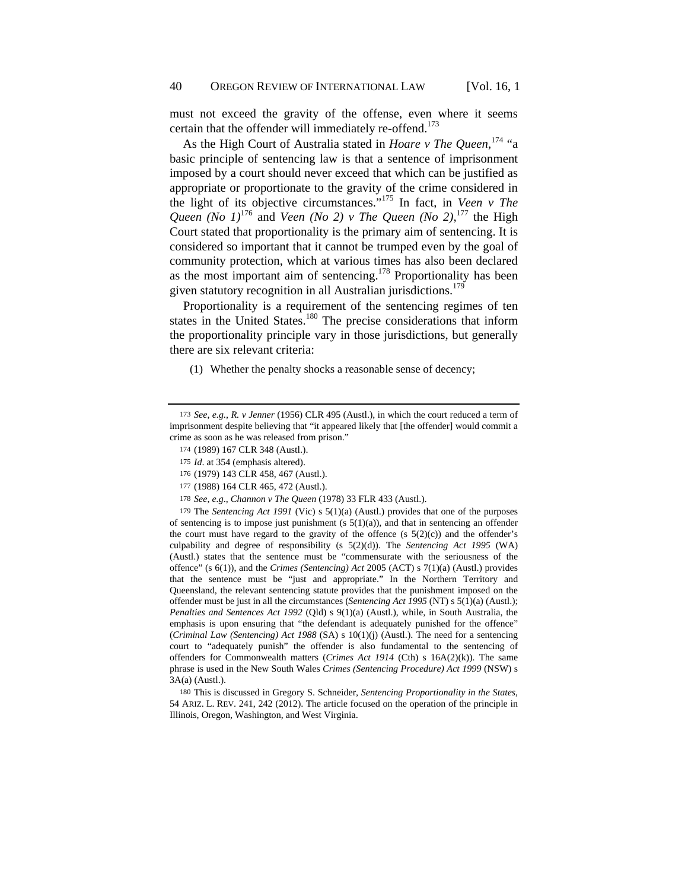must not exceed the gravity of the offense, even where it seems certain that the offender will immediately re-offend.[173]

As the High Court of Australia stated in *Hoare v The Queen*,[174] "a basic principle of sentencing law is that a sentence of imprisonment imposed by a court should never exceed that which can be justified as appropriate or proportionate to the gravity of the crime considered in the light of its objective circumstances."[175] In fact, in *Veen v The Queen (No 1)*[176] and *Veen (No 2) v The Queen (No 2)*,[177] the High Court stated that proportionality is the primary aim of sentencing. It is considered so important that it cannot be trumped even by the goal of community protection, which at various times has also been declared as the most important aim of sentencing.[178] Proportionality has been given statutory recognition in all Australian jurisdictions.[179]

Proportionality is a requirement of the sentencing regimes of ten states in the United States.[180] The precise considerations that inform the proportionality principle vary in those jurisdictions, but generally there are six relevant criteria:

(1) Whether the penalty shocks a reasonable sense of decency;

---

173 *See, e.g.*, *R. v Jenner* (1956) CLR 495 (Austl.), in which the court reduced a term of imprisonment despite believing that "it appeared likely that [the offender] would commit a crime as soon as he was released from prison."

174 (1989) 167 CLR 348 (Austl.).

175 *Id.* at 354 (emphasis altered).

176 (1979) 143 CLR 458, 467 (Austl.).

177 (1988) 164 CLR 465, 472 (Austl.).

178 *See, e.g*., *Channon v The Queen* (1978) 33 FLR 433 (Austl.).

179 The *Sentencing Act 1991* (Vic) s 5(1)(a) (Austl.) provides that one of the purposes of sentencing is to impose just punishment (s 5(1)(a)), and that in sentencing an offender the court must have regard to the gravity of the offence (s 5(2)(c)) and the offender's culpability and degree of responsibility (s 5(2)(d)). The *Sentencing Act 1995* (WA) (Austl.) states that the sentence must be "commensurate with the seriousness of the offence" (s 6(1)), and the *Crimes (Sentencing) Act* 2005 (ACT) s 7(1)(a) (Austl.) provides that the sentence must be "just and appropriate." In the Northern Territory and Queensland, the relevant sentencing statute provides that the punishment imposed on the offender must be just in all the circumstances (*Sentencing Act 1995* (NT) s 5(1)(a) (Austl.); *Penalties and Sentences Act 1992* (Qld) s 9(1)(a) (Austl.), while, in South Australia, the emphasis is upon ensuring that "the defendant is adequately punished for the offence" (*Criminal Law (Sentencing) Act 1988* (SA) s 10(1)(j) (Austl.). The need for a sentencing court to "adequately punish" the offender is also fundamental to the sentencing of offenders for Commonwealth matters (*Crimes Act 1914* (Cth) s 16A(2)(k)). The same phrase is used in the New South Wales *Crimes (Sentencing Procedure) Act 1999* (NSW) s 3A(a) (Austl.).

180 This is discussed in Gregory S. Schneider, *Sentencing Proportionality in the States*, 54 ARIZ. L. REV. 241, 242 (2012). The article focused on the operation of the principle in Illinois, Oregon, Washington, and West Virginia.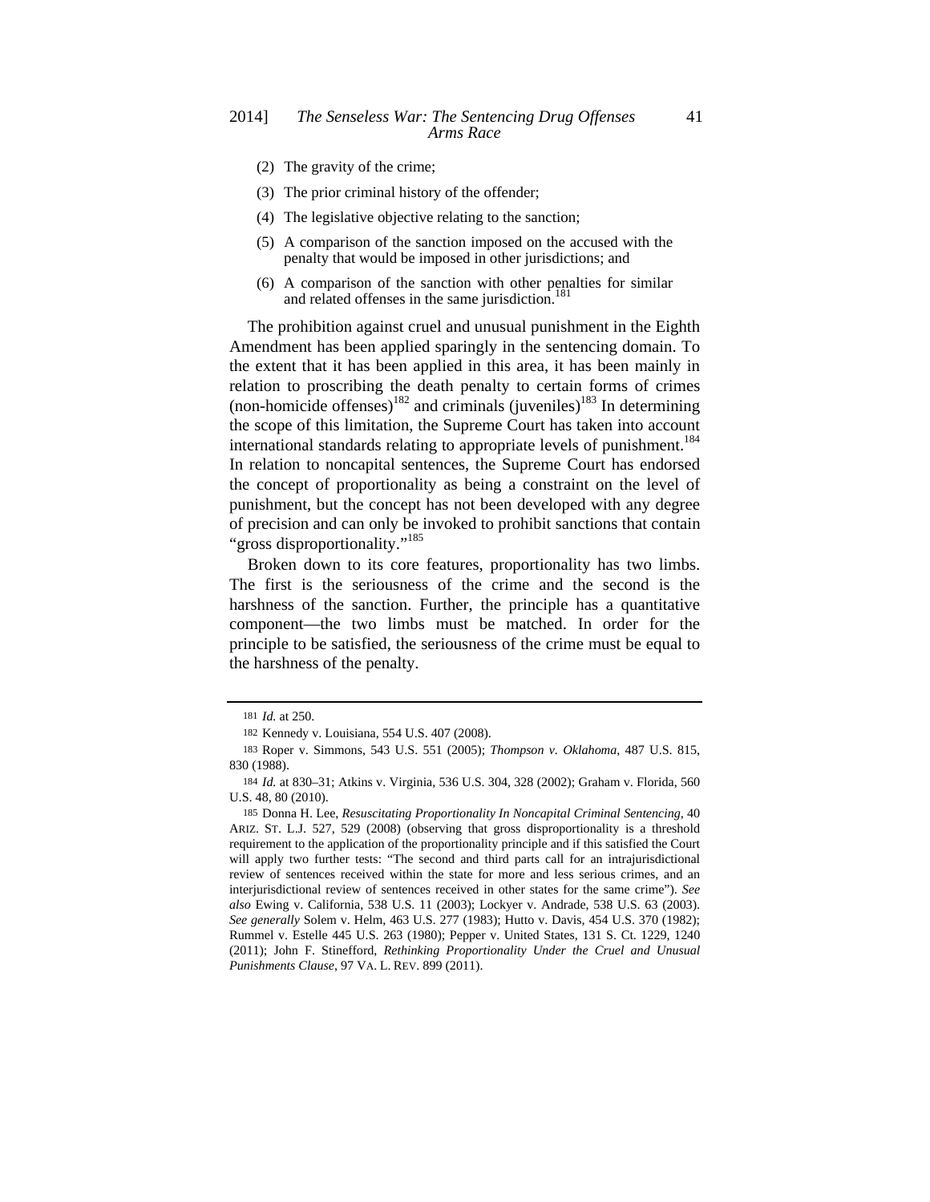(2) The gravity of the crime;

(3) The prior criminal history of the offender;

(4) The legislative objective relating to the sanction;

(5) A comparison of the sanction imposed on the accused with the penalty that would be imposed in other jurisdictions; and

(6) A comparison of the sanction with other penalties for similar and related offenses in the same jurisdiction.[181]

The prohibition against cruel and unusual punishment in the Eighth Amendment has been applied sparingly in the sentencing domain. To the extent that it has been applied in this area, it has been mainly in relation to proscribing the death penalty to certain forms of crimes (non-homicide offenses)[182] and criminals (juveniles)[183] In determining the scope of this limitation, the Supreme Court has taken into account international standards relating to appropriate levels of punishment.[184] In relation to noncapital sentences, the Supreme Court has endorsed the concept of proportionality as being a constraint on the level of punishment, but the concept has not been developed with any degree of precision and can only be invoked to prohibit sanctions that contain "gross disproportionality."[185]

Broken down to its core features, proportionality has two limbs. The first is the seriousness of the crime and the second is the harshness of the sanction. Further, the principle has a quantitative component—the two limbs must be matched. In order for the principle to be satisfied, the seriousness of the crime must be equal to the harshness of the penalty.

---

181 *Id.* at 250.

182 Kennedy v. Louisiana, 554 U.S. 407 (2008).

183 Roper v. Simmons, 543 U.S. 551 (2005); *Thompson v. Oklahoma*, 487 U.S. 815, 830 (1988).

184 *Id.* at 830–31; Atkins v. Virginia, 536 U.S. 304, 328 (2002); Graham v. Florida, 560 U.S. 48, 80 (2010).

185 Donna H. Lee, *Resuscitating Proportionality In Noncapital Criminal Sentencing*, 40 ARIZ. ST. L.J. 527, 529 (2008) (observing that gross disproportionality is a threshold requirement to the application of the proportionality principle and if this satisfied the Court will apply two further tests: "The second and third parts call for an intrajurisdictional review of sentences received within the state for more and less serious crimes, and an interjurisdictional review of sentences received in other states for the same crime"). *See also* Ewing v. California, 538 U.S. 11 (2003); Lockyer v. Andrade, 538 U.S. 63 (2003). *See generally* Solem v. Helm, 463 U.S. 277 (1983); Hutto v. Davis, 454 U.S. 370 (1982); Rummel v. Estelle 445 U.S. 263 (1980); Pepper v. United States, 131 S. Ct. 1229, 1240 (2011); John F. Stinefford, *Rethinking Proportionality Under the Cruel and Unusual Punishments Clause*, 97 VA. L. REV. 899 (2011).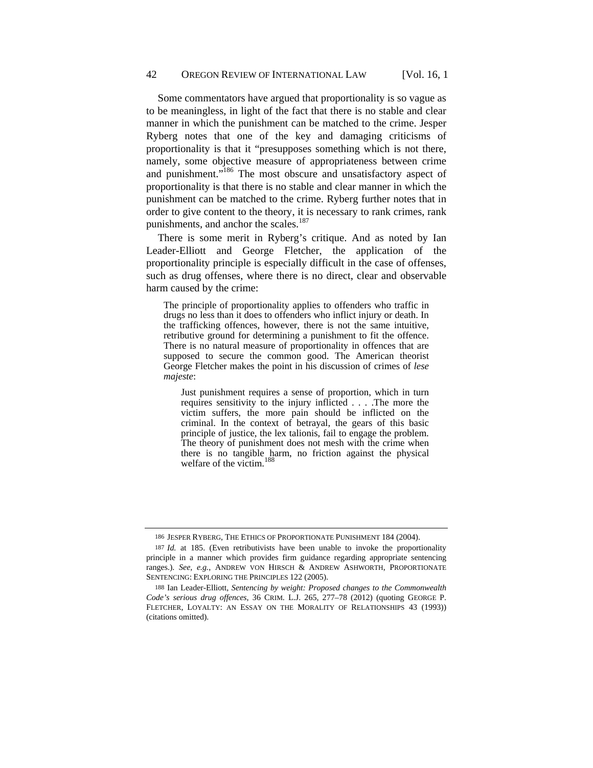Some commentators have argued that proportionality is so vague as to be meaningless, in light of the fact that there is no stable and clear manner in which the punishment can be matched to the crime. Jesper Ryberg notes that one of the key and damaging criticisms of proportionality is that it "presupposes something which is not there, namely, some objective measure of appropriateness between crime and punishment."[186] The most obscure and unsatisfactory aspect of proportionality is that there is no stable and clear manner in which the punishment can be matched to the crime. Ryberg further notes that in order to give content to the theory, it is necessary to rank crimes, rank punishments, and anchor the scales.[187]

There is some merit in Ryberg's critique. And as noted by Ian Leader-Elliott and George Fletcher, the application of the proportionality principle is especially difficult in the case of offenses, such as drug offenses, where there is no direct, clear and observable harm caused by the crime:

> The principle of proportionality applies to offenders who traffic in drugs no less than it does to offenders who inflict injury or death. In the trafficking offences, however, there is not the same intuitive, retributive ground for determining a punishment to fit the offence. There is no natural measure of proportionality in offences that are supposed to secure the common good. The American theorist George Fletcher makes the point in his discussion of crimes of *lese majeste*:
>
> > Just punishment requires a sense of proportion, which in turn requires sensitivity to the injury inflicted . . . .The more the victim suffers, the more pain should be inflicted on the criminal. In the context of betrayal, the gears of this basic principle of justice, the lex talionis, fail to engage the problem. The theory of punishment does not mesh with the crime when there is no tangible harm, no friction against the physical welfare of the victim.[188]

---

186 JESPER RYBERG, THE ETHICS OF PROPORTIONATE PUNISHMENT 184 (2004).

187 *Id.* at 185. (Even retributivists have been unable to invoke the proportionality principle in a manner which provides firm guidance regarding appropriate sentencing ranges.). *See, e.g.*, ANDREW VON HIRSCH & ANDREW ASHWORTH, PROPORTIONATE SENTENCING: EXPLORING THE PRINCIPLES 122 (2005).

188 Ian Leader-Elliott, *Sentencing by weight: Proposed changes to the Commonwealth Code's serious drug offences*, 36 CRIM. L.J. 265, 277–78 (2012) (quoting GEORGE P. FLETCHER, LOYALTY: AN ESSAY ON THE MORALITY OF RELATIONSHIPS 43 (1993)) (citations omitted).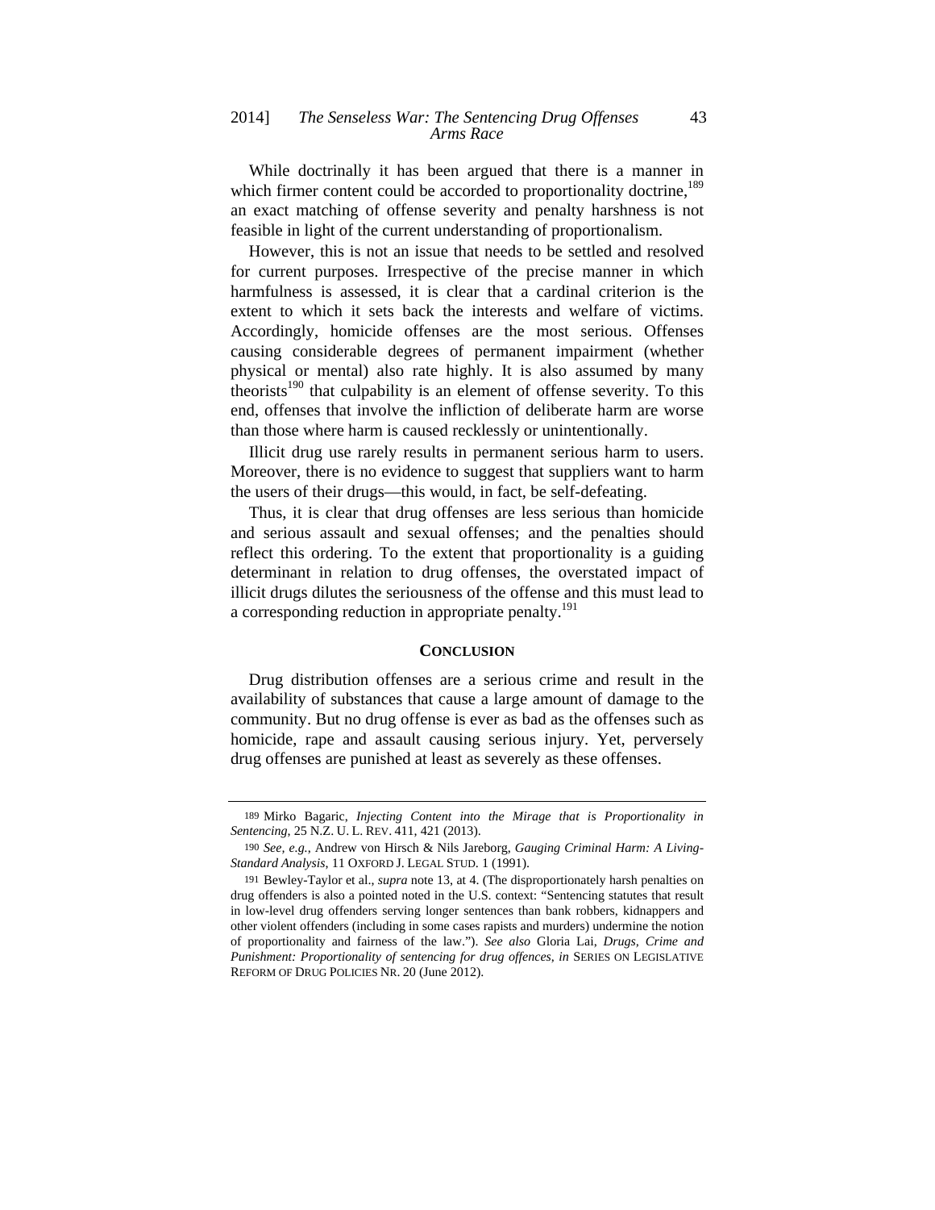While doctrinally it has been argued that there is a manner in which firmer content could be accorded to proportionality doctrine,[189] an exact matching of offense severity and penalty harshness is not feasible in light of the current understanding of proportionalism.

However, this is not an issue that needs to be settled and resolved for current purposes. Irrespective of the precise manner in which harmfulness is assessed, it is clear that a cardinal criterion is the extent to which it sets back the interests and welfare of victims. Accordingly, homicide offenses are the most serious. Offenses causing considerable degrees of permanent impairment (whether physical or mental) also rate highly. It is also assumed by many theorists[190] that culpability is an element of offense severity. To this end, offenses that involve the infliction of deliberate harm are worse than those where harm is caused recklessly or unintentionally.

Illicit drug use rarely results in permanent serious harm to users. Moreover, there is no evidence to suggest that suppliers want to harm the users of their drugs—this would, in fact, be self-defeating.

Thus, it is clear that drug offenses are less serious than homicide and serious assault and sexual offenses; and the penalties should reflect this ordering. To the extent that proportionality is a guiding determinant in relation to drug offenses, the overstated impact of illicit drugs dilutes the seriousness of the offense and this must lead to a corresponding reduction in appropriate penalty.[191]

## CONCLUSION

Drug distribution offenses are a serious crime and result in the availability of substances that cause a large amount of damage to the community. But no drug offense is ever as bad as the offenses such as homicide, rape and assault causing serious injury. Yet, perversely drug offenses are punished at least as severely as these offenses.

---

189 Mirko Bagaric, *Injecting Content into the Mirage that is Proportionality in Sentencing*, 25 N.Z. U. L. REV. 411, 421 (2013).

190 *See, e.g.*, Andrew von Hirsch & Nils Jareborg, *Gauging Criminal Harm: A Living-Standard Analysis*, 11 OXFORD J. LEGAL STUD. 1 (1991).

191 Bewley-Taylor et al., *supra* note 13, at 4. (The disproportionately harsh penalties on drug offenders is also a pointed noted in the U.S. context: "Sentencing statutes that result in low-level drug offenders serving longer sentences than bank robbers, kidnappers and other violent offenders (including in some cases rapists and murders) undermine the notion of proportionality and fairness of the law."). *See also* Gloria Lai, *Drugs, Crime and Punishment: Proportionality of sentencing for drug offences*, *in* SERIES ON LEGISLATIVE REFORM OF DRUG POLICIES NR. 20 (June 2012).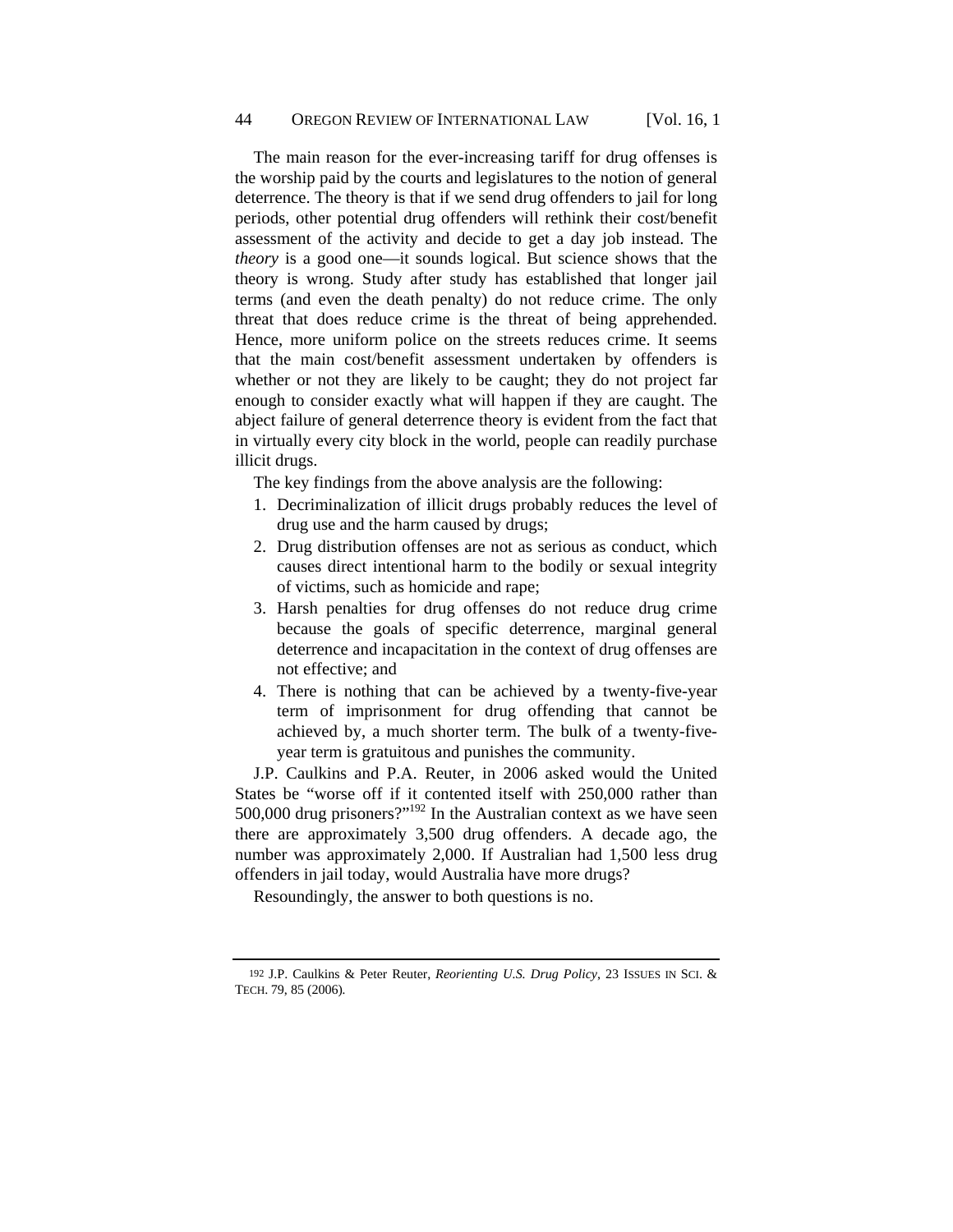The main reason for the ever-increasing tariff for drug offenses is the worship paid by the courts and legislatures to the notion of general deterrence. The theory is that if we send drug offenders to jail for long periods, other potential drug offenders will rethink their cost/benefit assessment of the activity and decide to get a day job instead. The *theory* is a good one—it sounds logical. But science shows that the theory is wrong. Study after study has established that longer jail terms (and even the death penalty) do not reduce crime. The only threat that does reduce crime is the threat of being apprehended. Hence, more uniform police on the streets reduces crime. It seems that the main cost/benefit assessment undertaken by offenders is whether or not they are likely to be caught; they do not project far enough to consider exactly what will happen if they are caught. The abject failure of general deterrence theory is evident from the fact that in virtually every city block in the world, people can readily purchase illicit drugs.

The key findings from the above analysis are the following:

1. Decriminalization of illicit drugs probably reduces the level of drug use and the harm caused by drugs;
2. Drug distribution offenses are not as serious as conduct, which causes direct intentional harm to the bodily or sexual integrity of victims, such as homicide and rape;
3. Harsh penalties for drug offenses do not reduce drug crime because the goals of specific deterrence, marginal general deterrence and incapacitation in the context of drug offenses are not effective; and
4. There is nothing that can be achieved by a twenty-five-year term of imprisonment for drug offending that cannot be achieved by, a much shorter term. The bulk of a twenty-five-year term is gratuitous and punishes the community.

J.P. Caulkins and P.A. Reuter, in 2006 asked would the United States be "worse off if it contented itself with 250,000 rather than 500,000 drug prisoners?"[192] In the Australian context as we have seen there are approximately 3,500 drug offenders. A decade ago, the number was approximately 2,000. If Australian had 1,500 less drug offenders in jail today, would Australia have more drugs?

Resoundingly, the answer to both questions is no.

---

192 J.P. Caulkins & Peter Reuter, *Reorienting U.S. Drug Policy*, 23 ISSUES IN SCI. & TECH. 79, 85 (2006).